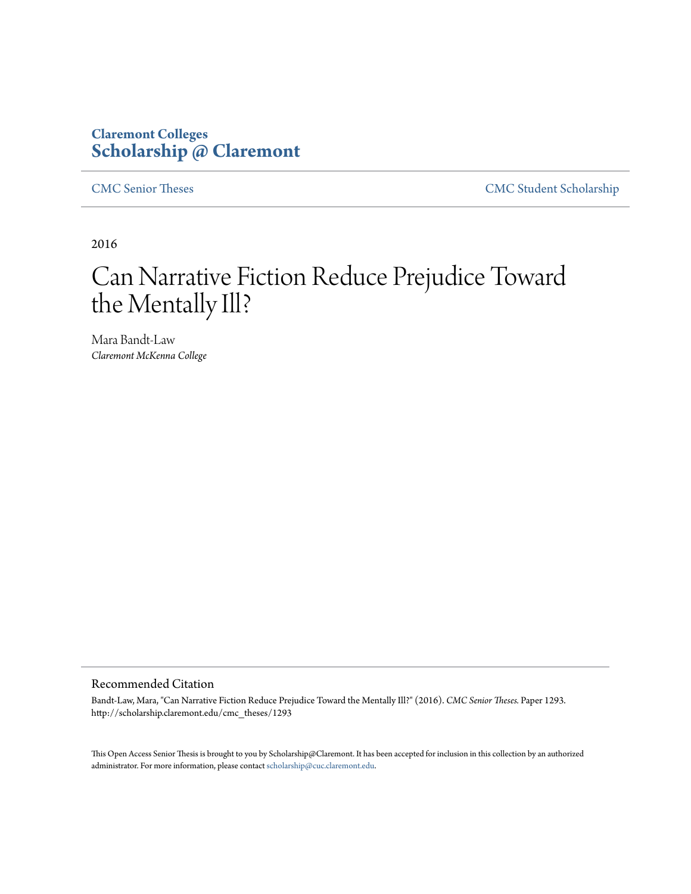Claremont Colleges
**Scholarship @ Claremont**

CMC Senior Theses | CMC Student Scholarship

2016

# Can Narrative Fiction Reduce Prejudice Toward the Mentally Ill?

Mara Bandt-Law
*Claremont McKenna College*

## Recommended Citation

Bandt-Law, Mara, "Can Narrative Fiction Reduce Prejudice Toward the Mentally Ill?" (2016). *CMC Senior Theses.* Paper 1293.
http://scholarship.claremont.edu/cmc_theses/1293

This Open Access Senior Thesis is brought to you by Scholarship@Claremont. It has been accepted for inclusion in this collection by an authorized administrator. For more information, please contact scholarship@cuc.claremont.edu.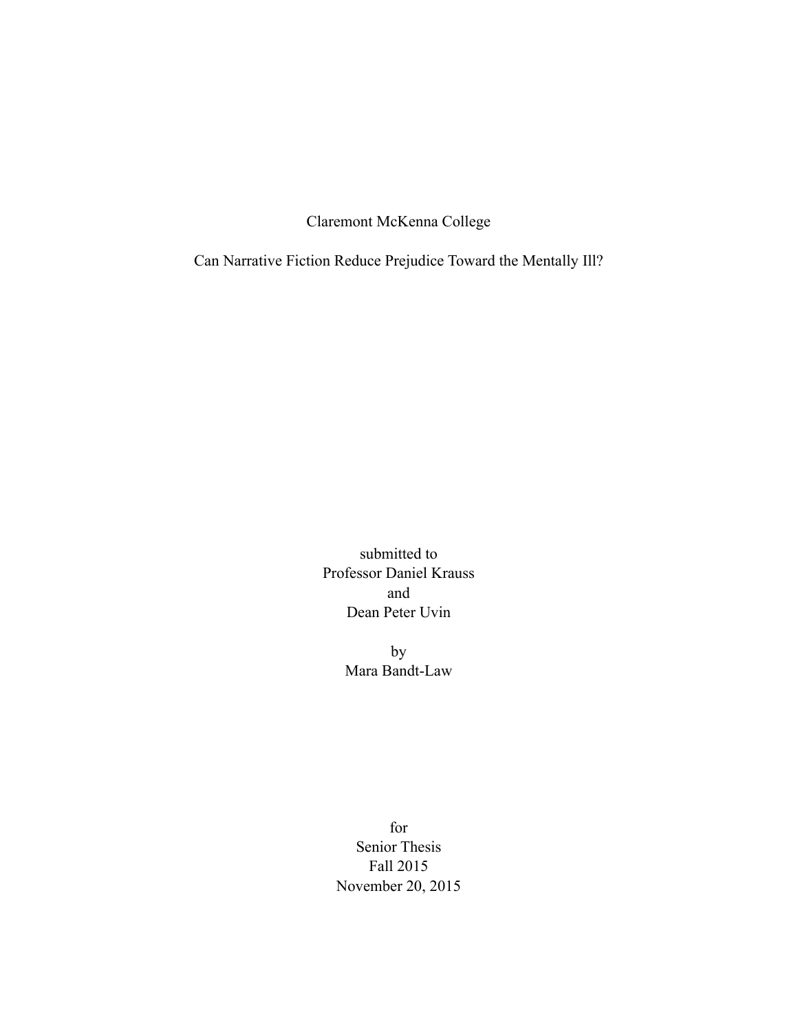Claremont McKenna College

# Can Narrative Fiction Reduce Prejudice Toward the Mentally Ill?

submitted to
Professor Daniel Krauss
and
Dean Peter Uvin

by
Mara Bandt-Law

for
Senior Thesis
Fall 2015
November 20, 2015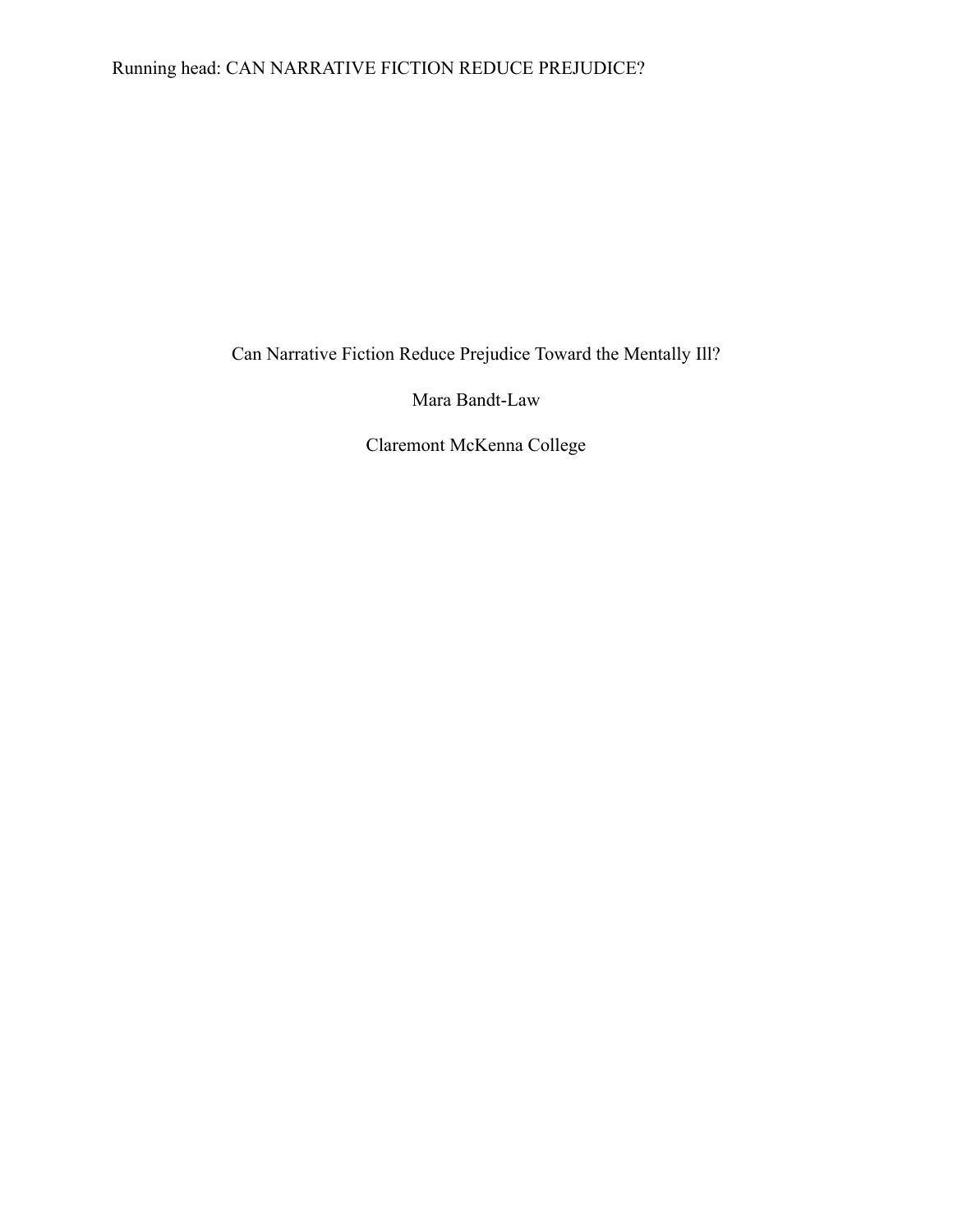# Can Narrative Fiction Reduce Prejudice Toward the Mentally Ill?

Mara Bandt-Law

Claremont McKenna College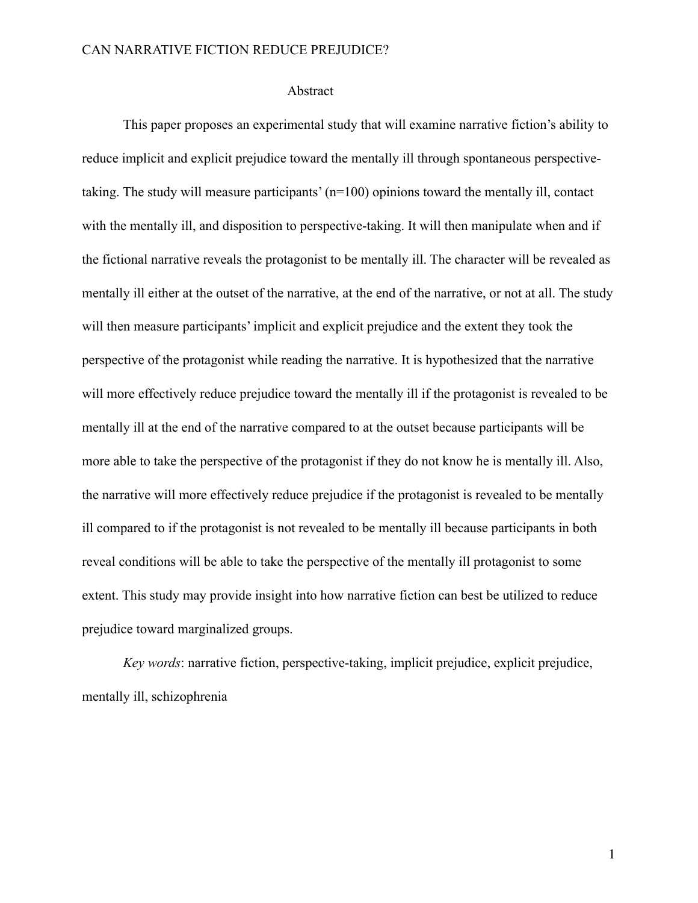## Abstract

This paper proposes an experimental study that will examine narrative fiction's ability to reduce implicit and explicit prejudice toward the mentally ill through spontaneous perspective-taking. The study will measure participants' (n=100) opinions toward the mentally ill, contact with the mentally ill, and disposition to perspective-taking. It will then manipulate when and if the fictional narrative reveals the protagonist to be mentally ill. The character will be revealed as mentally ill either at the outset of the narrative, at the end of the narrative, or not at all. The study will then measure participants' implicit and explicit prejudice and the extent they took the perspective of the protagonist while reading the narrative. It is hypothesized that the narrative will more effectively reduce prejudice toward the mentally ill if the protagonist is revealed to be mentally ill at the end of the narrative compared to at the outset because participants will be more able to take the perspective of the protagonist if they do not know he is mentally ill. Also, the narrative will more effectively reduce prejudice if the protagonist is revealed to be mentally ill compared to if the protagonist is not revealed to be mentally ill because participants in both reveal conditions will be able to take the perspective of the mentally ill protagonist to some extent. This study may provide insight into how narrative fiction can best be utilized to reduce prejudice toward marginalized groups.

*Key words*: narrative fiction, perspective-taking, implicit prejudice, explicit prejudice, mentally ill, schizophrenia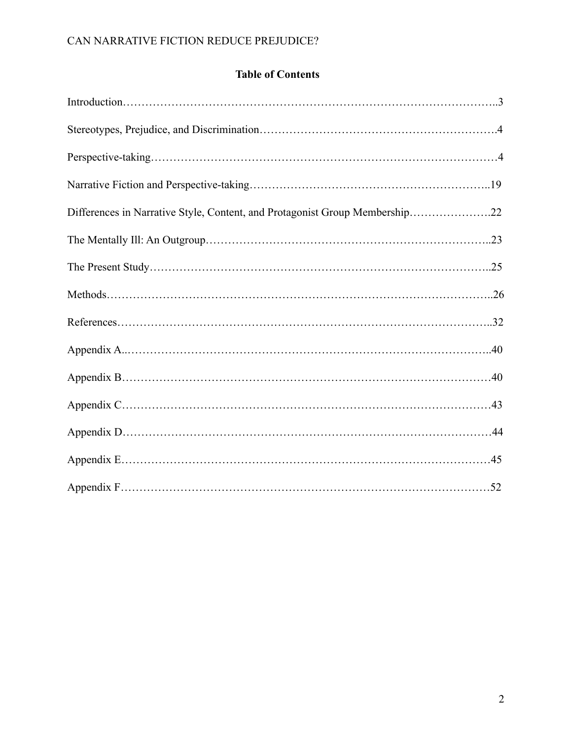**Table of Contents**

Introduction……………………………………………………………………………………..3

Stereotypes, Prejudice, and Discrimination…………………………………………………….4

Perspective-taking………………………………………………………………………………4

Narrative Fiction and Perspective-taking……………………………………………………..19

Differences in Narrative Style, Content, and Protagonist Group Membership………………….22

The Mentally Ill: An Outgroup………………………………………………………………..23

The Present Study……………………………………………………………………………..25

Methods………………………………………………………………………………………..26

References……………………………………………………………………………………..32

Appendix A..…………………………………………………………………………………..40

Appendix B……………………………………………………………………………………40

Appendix C……………………………………………………………………………………43

Appendix D……………………………………………………………………………………44

Appendix E……………………………………………………………………………………45

Appendix F……………………………………………………………………………………52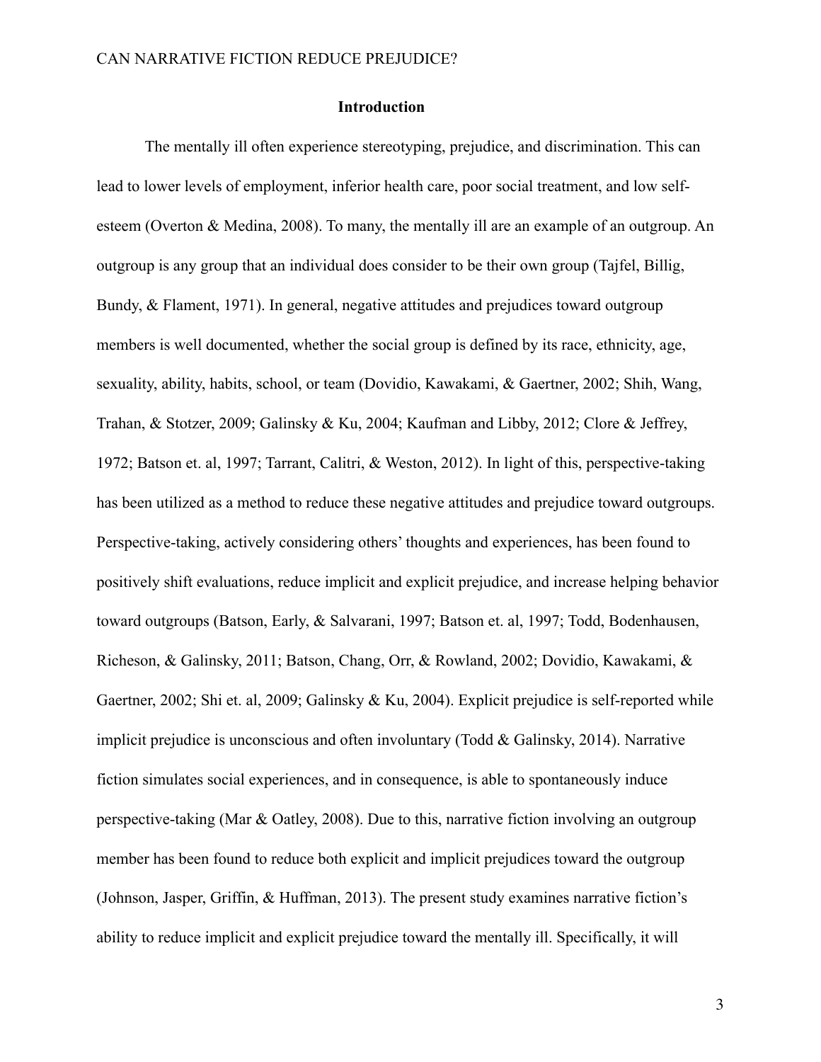## Introduction

The mentally ill often experience stereotyping, prejudice, and discrimination. This can lead to lower levels of employment, inferior health care, poor social treatment, and low self-esteem (Overton & Medina, 2008). To many, the mentally ill are an example of an outgroup. An outgroup is any group that an individual does consider to be their own group (Tajfel, Billig, Bundy, & Flament, 1971). In general, negative attitudes and prejudices toward outgroup members is well documented, whether the social group is defined by its race, ethnicity, age, sexuality, ability, habits, school, or team (Dovidio, Kawakami, & Gaertner, 2002; Shih, Wang, Trahan, & Stotzer, 2009; Galinsky & Ku, 2004; Kaufman and Libby, 2012; Clore & Jeffrey, 1972; Batson et. al, 1997; Tarrant, Calitri, & Weston, 2012). In light of this, perspective-taking has been utilized as a method to reduce these negative attitudes and prejudice toward outgroups. Perspective-taking, actively considering others' thoughts and experiences, has been found to positively shift evaluations, reduce implicit and explicit prejudice, and increase helping behavior toward outgroups (Batson, Early, & Salvarani, 1997; Batson et. al, 1997; Todd, Bodenhausen, Richeson, & Galinsky, 2011; Batson, Chang, Orr, & Rowland, 2002; Dovidio, Kawakami, & Gaertner, 2002; Shi et. al, 2009; Galinsky & Ku, 2004). Explicit prejudice is self-reported while implicit prejudice is unconscious and often involuntary (Todd & Galinsky, 2014). Narrative fiction simulates social experiences, and in consequence, is able to spontaneously induce perspective-taking (Mar & Oatley, 2008). Due to this, narrative fiction involving an outgroup member has been found to reduce both explicit and implicit prejudices toward the outgroup (Johnson, Jasper, Griffin, & Huffman, 2013). The present study examines narrative fiction's ability to reduce implicit and explicit prejudice toward the mentally ill. Specifically, it will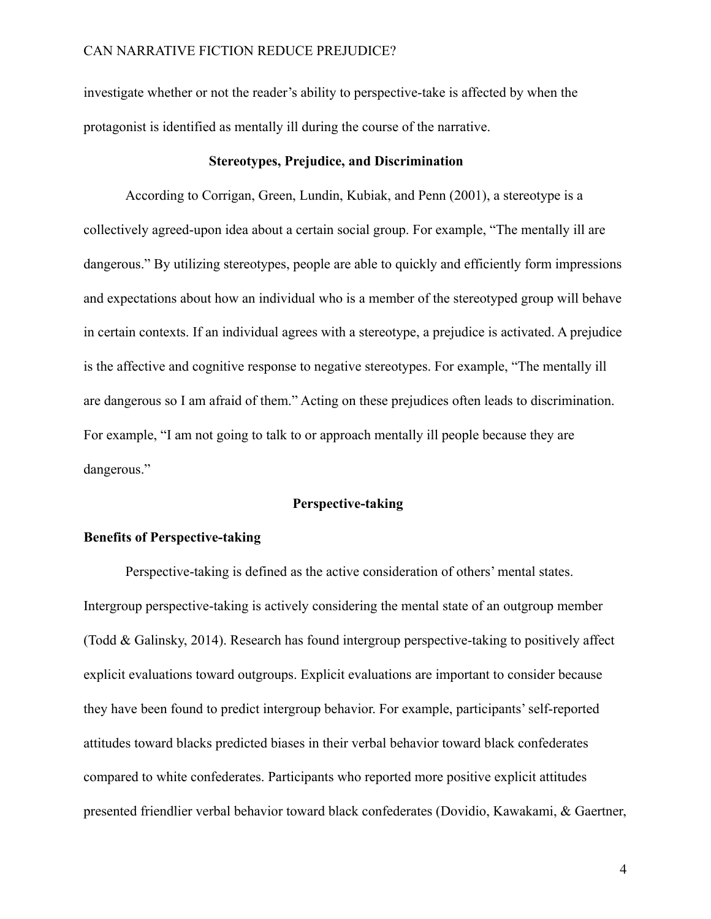investigate whether or not the reader's ability to perspective-take is affected by when the protagonist is identified as mentally ill during the course of the narrative.

## Stereotypes, Prejudice, and Discrimination

According to Corrigan, Green, Lundin, Kubiak, and Penn (2001), a stereotype is a collectively agreed-upon idea about a certain social group. For example, "The mentally ill are dangerous." By utilizing stereotypes, people are able to quickly and efficiently form impressions and expectations about how an individual who is a member of the stereotyped group will behave in certain contexts. If an individual agrees with a stereotype, a prejudice is activated. A prejudice is the affective and cognitive response to negative stereotypes. For example, "The mentally ill are dangerous so I am afraid of them." Acting on these prejudices often leads to discrimination. For example, "I am not going to talk to or approach mentally ill people because they are dangerous."

## Perspective-taking

### Benefits of Perspective-taking

Perspective-taking is defined as the active consideration of others' mental states. Intergroup perspective-taking is actively considering the mental state of an outgroup member (Todd & Galinsky, 2014). Research has found intergroup perspective-taking to positively affect explicit evaluations toward outgroups. Explicit evaluations are important to consider because they have been found to predict intergroup behavior. For example, participants' self-reported attitudes toward blacks predicted biases in their verbal behavior toward black confederates compared to white confederates. Participants who reported more positive explicit attitudes presented friendlier verbal behavior toward black confederates (Dovidio, Kawakami, & Gaertner,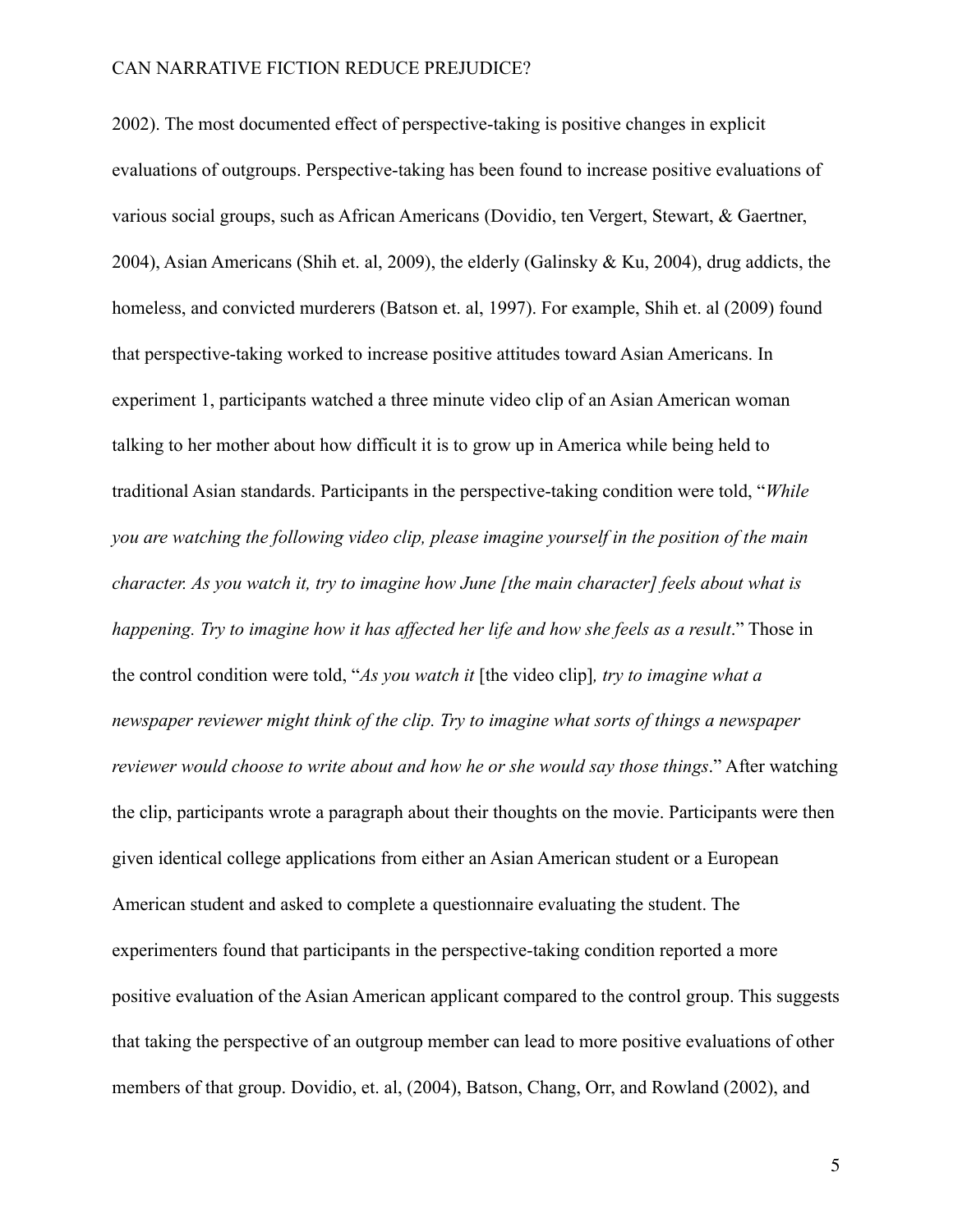2002). The most documented effect of perspective-taking is positive changes in explicit evaluations of outgroups. Perspective-taking has been found to increase positive evaluations of various social groups, such as African Americans (Dovidio, ten Vergert, Stewart, & Gaertner, 2004), Asian Americans (Shih et. al, 2009), the elderly (Galinsky & Ku, 2004), drug addicts, the homeless, and convicted murderers (Batson et. al, 1997). For example, Shih et. al (2009) found that perspective-taking worked to increase positive attitudes toward Asian Americans. In experiment 1, participants watched a three minute video clip of an Asian American woman talking to her mother about how difficult it is to grow up in America while being held to traditional Asian standards. Participants in the perspective-taking condition were told, "*While you are watching the following video clip, please imagine yourself in the position of the main character. As you watch it, try to imagine how June [the main character] feels about what is happening. Try to imagine how it has affected her life and how she feels as a result*." Those in the control condition were told, "*As you watch it* [the video clip]*, try to imagine what a newspaper reviewer might think of the clip. Try to imagine what sorts of things a newspaper reviewer would choose to write about and how he or she would say those things*." After watching the clip, participants wrote a paragraph about their thoughts on the movie. Participants were then given identical college applications from either an Asian American student or a European American student and asked to complete a questionnaire evaluating the student. The experimenters found that participants in the perspective-taking condition reported a more positive evaluation of the Asian American applicant compared to the control group. This suggests that taking the perspective of an outgroup member can lead to more positive evaluations of other members of that group. Dovidio, et. al, (2004), Batson, Chang, Orr, and Rowland (2002), and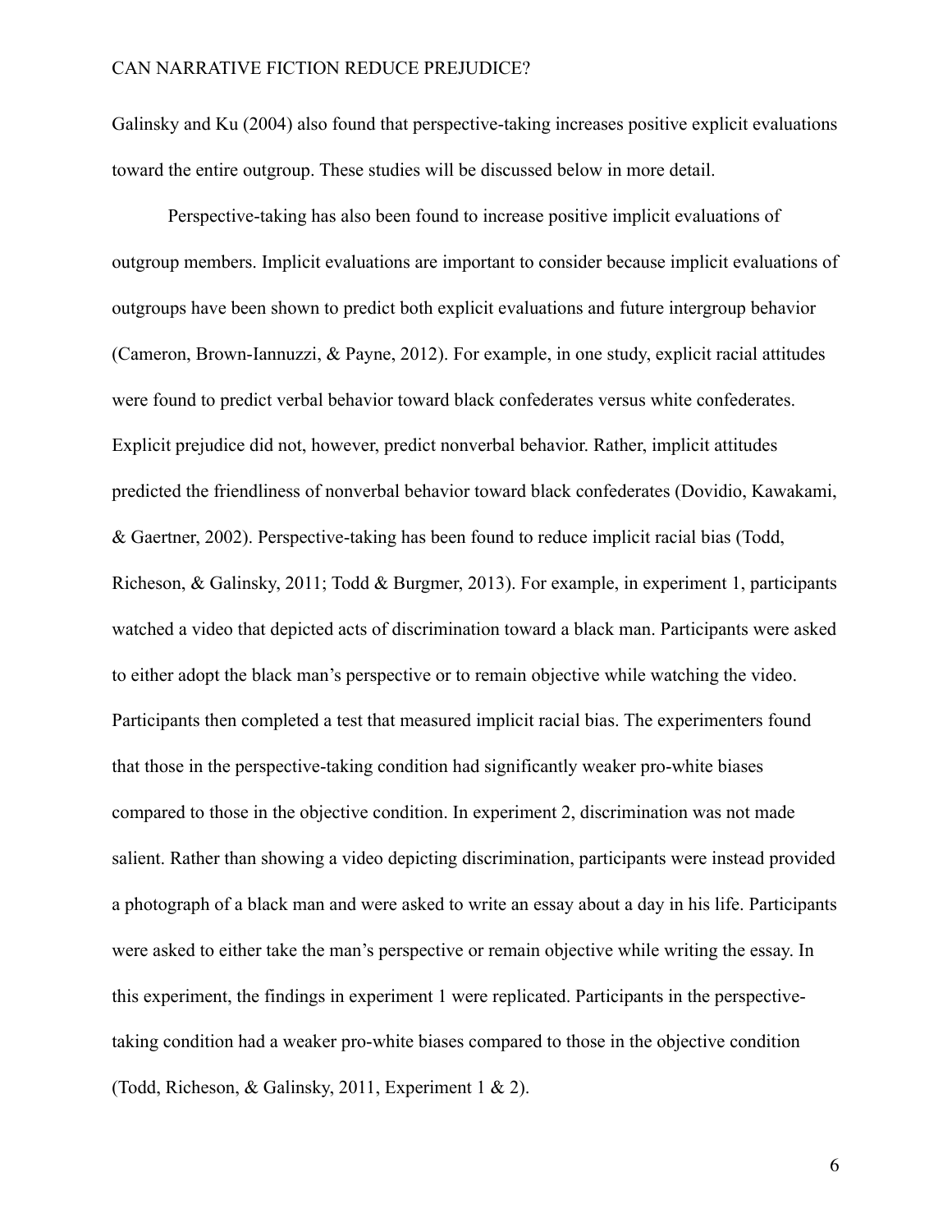Galinsky and Ku (2004) also found that perspective-taking increases positive explicit evaluations toward the entire outgroup. These studies will be discussed below in more detail.

Perspective-taking has also been found to increase positive implicit evaluations of outgroup members. Implicit evaluations are important to consider because implicit evaluations of outgroups have been shown to predict both explicit evaluations and future intergroup behavior (Cameron, Brown-Iannuzzi, & Payne, 2012). For example, in one study, explicit racial attitudes were found to predict verbal behavior toward black confederates versus white confederates. Explicit prejudice did not, however, predict nonverbal behavior. Rather, implicit attitudes predicted the friendliness of nonverbal behavior toward black confederates (Dovidio, Kawakami, & Gaertner, 2002). Perspective-taking has been found to reduce implicit racial bias (Todd, Richeson, & Galinsky, 2011; Todd & Burgmer, 2013). For example, in experiment 1, participants watched a video that depicted acts of discrimination toward a black man. Participants were asked to either adopt the black man's perspective or to remain objective while watching the video. Participants then completed a test that measured implicit racial bias. The experimenters found that those in the perspective-taking condition had significantly weaker pro-white biases compared to those in the objective condition. In experiment 2, discrimination was not made salient. Rather than showing a video depicting discrimination, participants were instead provided a photograph of a black man and were asked to write an essay about a day in his life. Participants were asked to either take the man's perspective or remain objective while writing the essay. In this experiment, the findings in experiment 1 were replicated. Participants in the perspective-taking condition had a weaker pro-white biases compared to those in the objective condition (Todd, Richeson, & Galinsky, 2011, Experiment 1 & 2).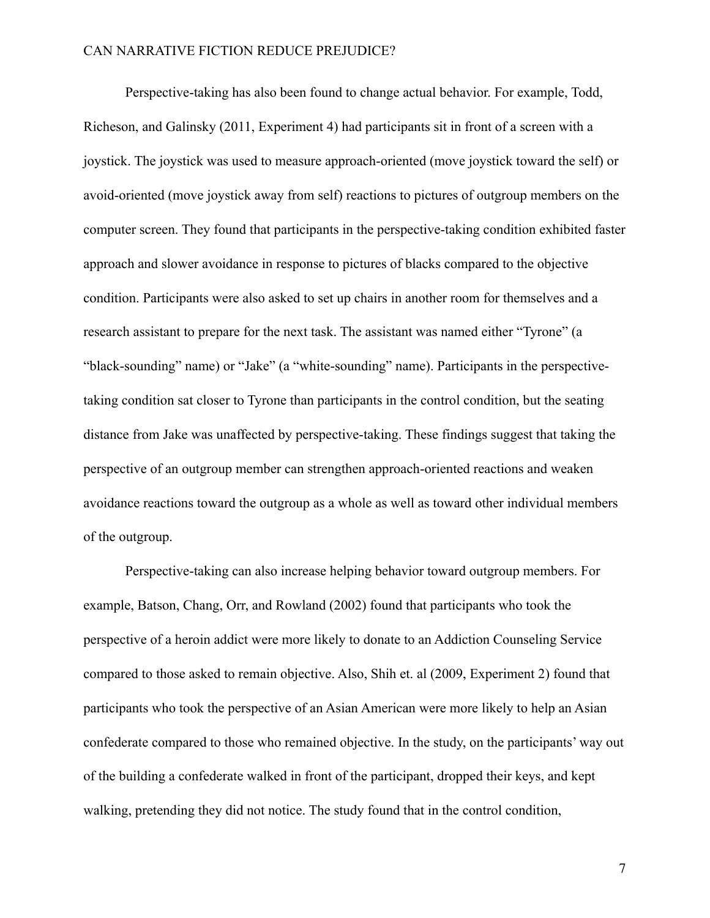Perspective-taking has also been found to change actual behavior. For example, Todd, Richeson, and Galinsky (2011, Experiment 4) had participants sit in front of a screen with a joystick. The joystick was used to measure approach-oriented (move joystick toward the self) or avoid-oriented (move joystick away from self) reactions to pictures of outgroup members on the computer screen. They found that participants in the perspective-taking condition exhibited faster approach and slower avoidance in response to pictures of blacks compared to the objective condition. Participants were also asked to set up chairs in another room for themselves and a research assistant to prepare for the next task. The assistant was named either "Tyrone" (a "black-sounding" name) or "Jake" (a "white-sounding" name). Participants in the perspective-taking condition sat closer to Tyrone than participants in the control condition, but the seating distance from Jake was unaffected by perspective-taking. These findings suggest that taking the perspective of an outgroup member can strengthen approach-oriented reactions and weaken avoidance reactions toward the outgroup as a whole as well as toward other individual members of the outgroup.

Perspective-taking can also increase helping behavior toward outgroup members. For example, Batson, Chang, Orr, and Rowland (2002) found that participants who took the perspective of a heroin addict were more likely to donate to an Addiction Counseling Service compared to those asked to remain objective. Also, Shih et. al (2009, Experiment 2) found that participants who took the perspective of an Asian American were more likely to help an Asian confederate compared to those who remained objective. In the study, on the participants' way out of the building a confederate walked in front of the participant, dropped their keys, and kept walking, pretending they did not notice. The study found that in the control condition,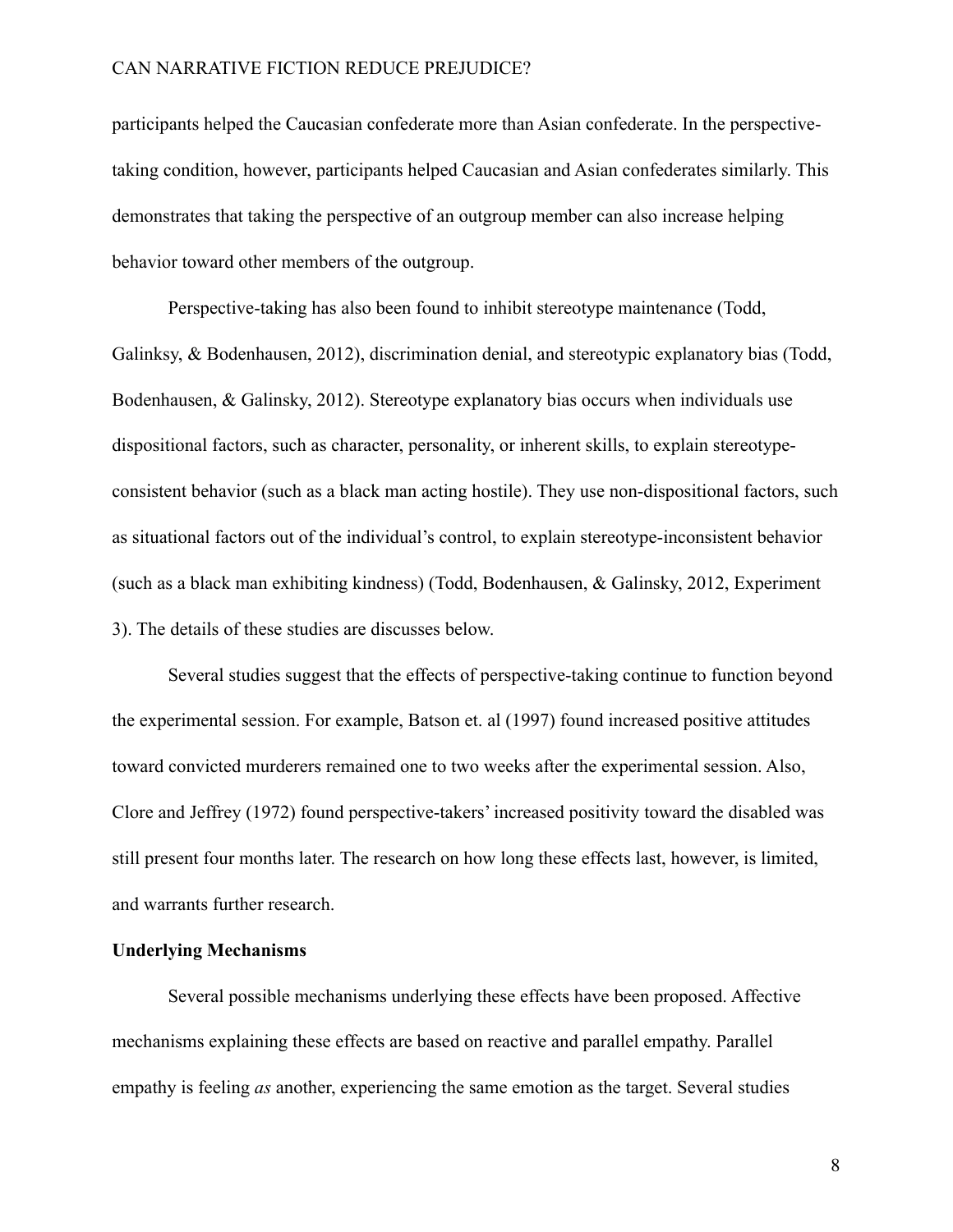participants helped the Caucasian confederate more than Asian confederate. In the perspective-taking condition, however, participants helped Caucasian and Asian confederates similarly. This demonstrates that taking the perspective of an outgroup member can also increase helping behavior toward other members of the outgroup.

Perspective-taking has also been found to inhibit stereotype maintenance (Todd, Galinksy, & Bodenhausen, 2012), discrimination denial, and stereotypic explanatory bias (Todd, Bodenhausen, & Galinsky, 2012). Stereotype explanatory bias occurs when individuals use dispositional factors, such as character, personality, or inherent skills, to explain stereotype-consistent behavior (such as a black man acting hostile). They use non-dispositional factors, such as situational factors out of the individual's control, to explain stereotype-inconsistent behavior (such as a black man exhibiting kindness) (Todd, Bodenhausen, & Galinsky, 2012, Experiment 3). The details of these studies are discusses below.

Several studies suggest that the effects of perspective-taking continue to function beyond the experimental session. For example, Batson et. al (1997) found increased positive attitudes toward convicted murderers remained one to two weeks after the experimental session. Also, Clore and Jeffrey (1972) found perspective-takers' increased positivity toward the disabled was still present four months later. The research on how long these effects last, however, is limited, and warrants further research.

**Underlying Mechanisms**

Several possible mechanisms underlying these effects have been proposed. Affective mechanisms explaining these effects are based on reactive and parallel empathy. Parallel empathy is feeling *as* another, experiencing the same emotion as the target. Several studies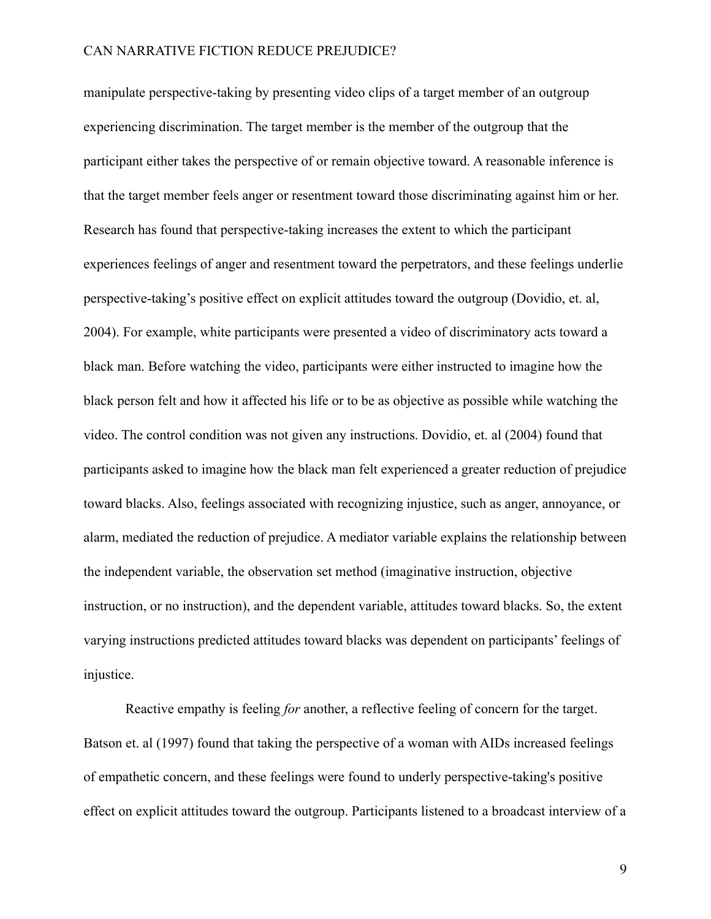manipulate perspective-taking by presenting video clips of a target member of an outgroup experiencing discrimination. The target member is the member of the outgroup that the participant either takes the perspective of or remain objective toward. A reasonable inference is that the target member feels anger or resentment toward those discriminating against him or her. Research has found that perspective-taking increases the extent to which the participant experiences feelings of anger and resentment toward the perpetrators, and these feelings underlie perspective-taking's positive effect on explicit attitudes toward the outgroup (Dovidio, et. al, 2004). For example, white participants were presented a video of discriminatory acts toward a black man. Before watching the video, participants were either instructed to imagine how the black person felt and how it affected his life or to be as objective as possible while watching the video. The control condition was not given any instructions. Dovidio, et. al (2004) found that participants asked to imagine how the black man felt experienced a greater reduction of prejudice toward blacks. Also, feelings associated with recognizing injustice, such as anger, annoyance, or alarm, mediated the reduction of prejudice. A mediator variable explains the relationship between the independent variable, the observation set method (imaginative instruction, objective instruction, or no instruction), and the dependent variable, attitudes toward blacks. So, the extent varying instructions predicted attitudes toward blacks was dependent on participants' feelings of injustice.

Reactive empathy is feeling *for* another, a reflective feeling of concern for the target. Batson et. al (1997) found that taking the perspective of a woman with AIDs increased feelings of empathetic concern, and these feelings were found to underly perspective-taking's positive effect on explicit attitudes toward the outgroup. Participants listened to a broadcast interview of a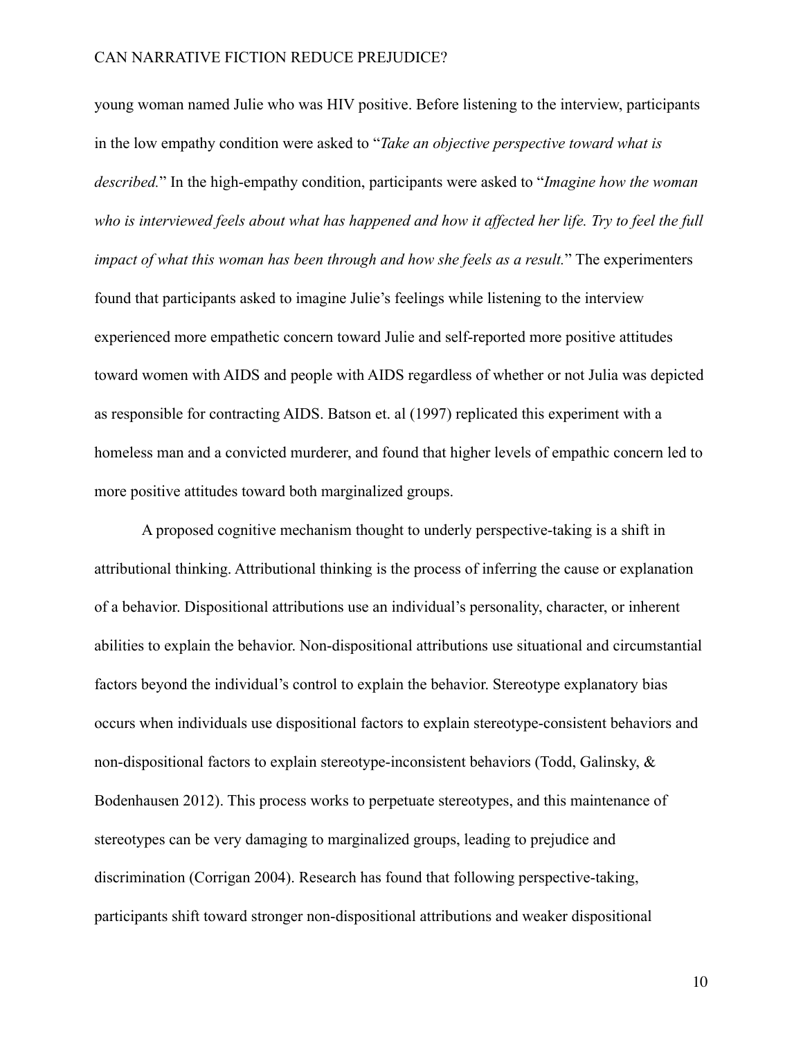young woman named Julie who was HIV positive. Before listening to the interview, participants in the low empathy condition were asked to "*Take an objective perspective toward what is described.*" In the high-empathy condition, participants were asked to "*Imagine how the woman who is interviewed feels about what has happened and how it affected her life. Try to feel the full impact of what this woman has been through and how she feels as a result.*" The experimenters found that participants asked to imagine Julie's feelings while listening to the interview experienced more empathetic concern toward Julie and self-reported more positive attitudes toward women with AIDS and people with AIDS regardless of whether or not Julia was depicted as responsible for contracting AIDS. Batson et. al (1997) replicated this experiment with a homeless man and a convicted murderer, and found that higher levels of empathic concern led to more positive attitudes toward both marginalized groups.

A proposed cognitive mechanism thought to underly perspective-taking is a shift in attributional thinking. Attributional thinking is the process of inferring the cause or explanation of a behavior. Dispositional attributions use an individual's personality, character, or inherent abilities to explain the behavior. Non-dispositional attributions use situational and circumstantial factors beyond the individual's control to explain the behavior. Stereotype explanatory bias occurs when individuals use dispositional factors to explain stereotype-consistent behaviors and non-dispositional factors to explain stereotype-inconsistent behaviors (Todd, Galinsky, & Bodenhausen 2012). This process works to perpetuate stereotypes, and this maintenance of stereotypes can be very damaging to marginalized groups, leading to prejudice and discrimination (Corrigan 2004). Research has found that following perspective-taking, participants shift toward stronger non-dispositional attributions and weaker dispositional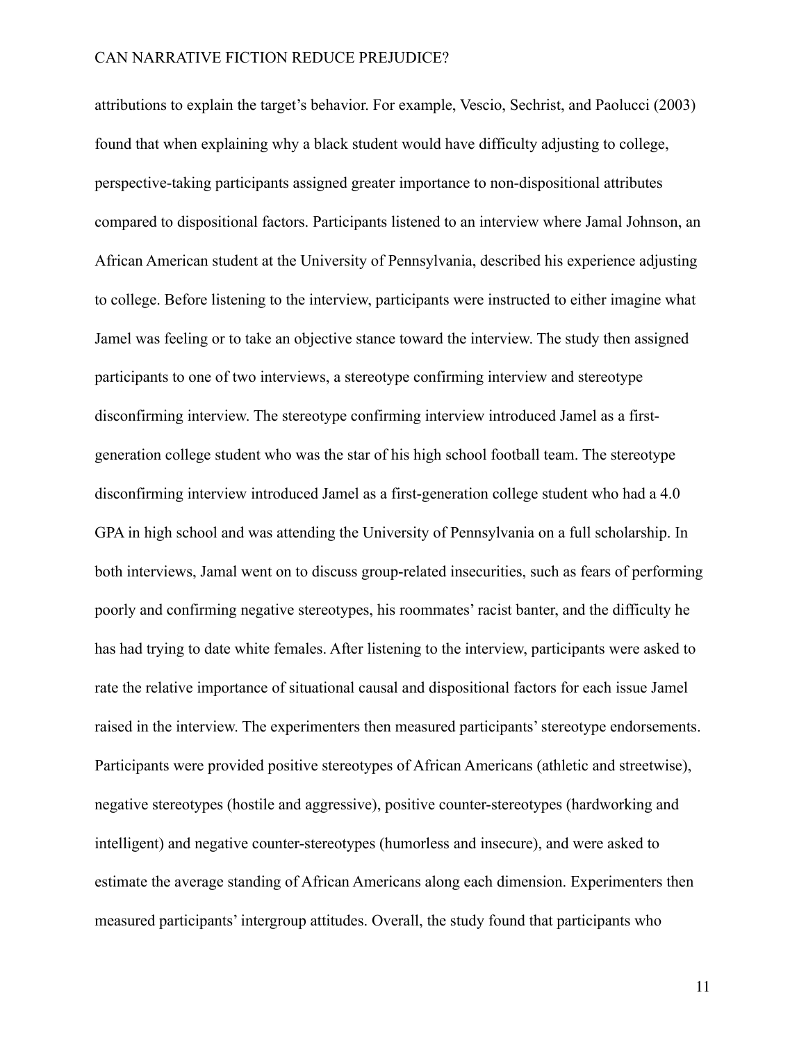attributions to explain the target's behavior. For example, Vescio, Sechrist, and Paolucci (2003) found that when explaining why a black student would have difficulty adjusting to college, perspective-taking participants assigned greater importance to non-dispositional attributes compared to dispositional factors. Participants listened to an interview where Jamal Johnson, an African American student at the University of Pennsylvania, described his experience adjusting to college. Before listening to the interview, participants were instructed to either imagine what Jamel was feeling or to take an objective stance toward the interview. The study then assigned participants to one of two interviews, a stereotype confirming interview and stereotype disconfirming interview. The stereotype confirming interview introduced Jamel as a first-generation college student who was the star of his high school football team. The stereotype disconfirming interview introduced Jamel as a first-generation college student who had a 4.0 GPA in high school and was attending the University of Pennsylvania on a full scholarship. In both interviews, Jamal went on to discuss group-related insecurities, such as fears of performing poorly and confirming negative stereotypes, his roommates' racist banter, and the difficulty he has had trying to date white females. After listening to the interview, participants were asked to rate the relative importance of situational causal and dispositional factors for each issue Jamel raised in the interview. The experimenters then measured participants' stereotype endorsements. Participants were provided positive stereotypes of African Americans (athletic and streetwise), negative stereotypes (hostile and aggressive), positive counter-stereotypes (hardworking and intelligent) and negative counter-stereotypes (humorless and insecure), and were asked to estimate the average standing of African Americans along each dimension. Experimenters then measured participants' intergroup attitudes. Overall, the study found that participants who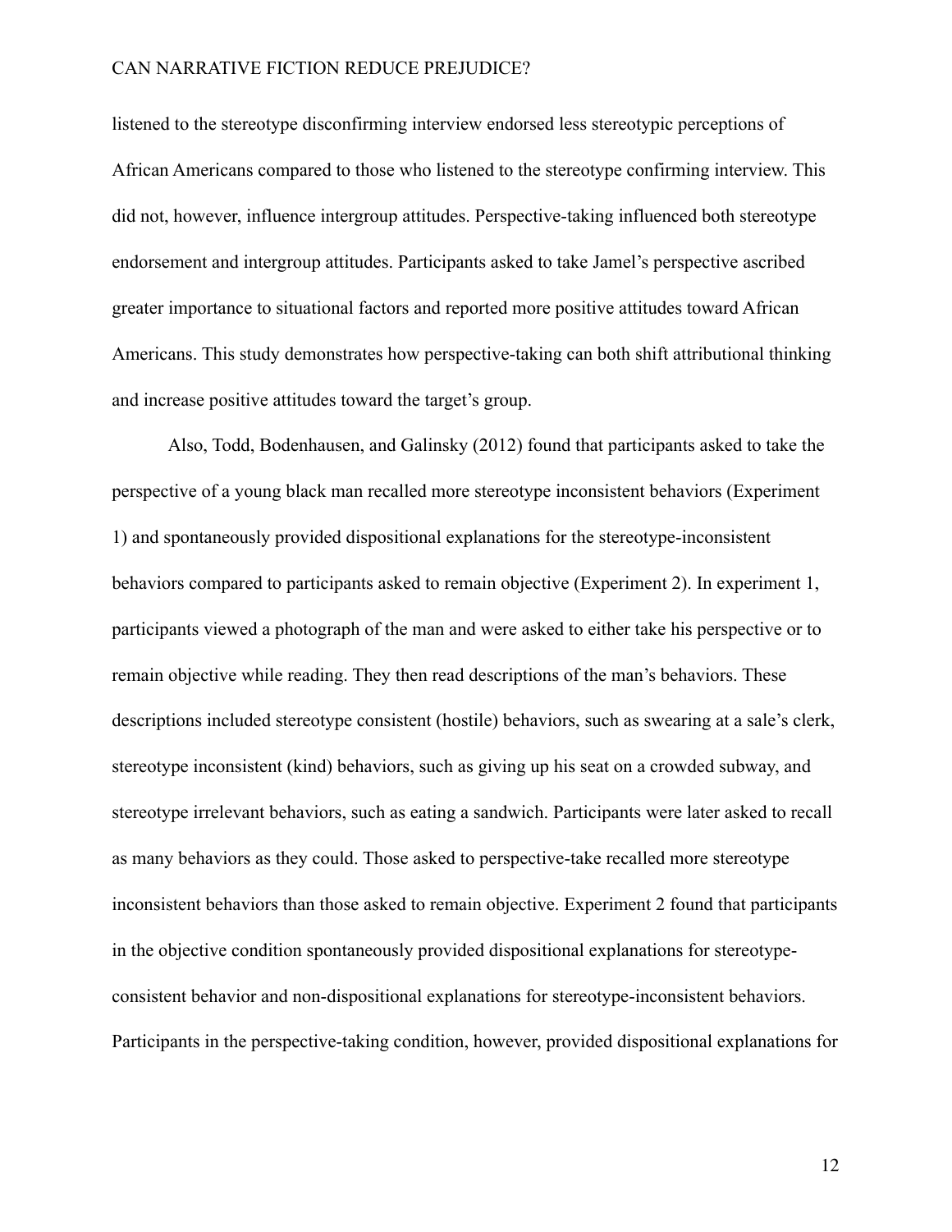listened to the stereotype disconfirming interview endorsed less stereotypic perceptions of African Americans compared to those who listened to the stereotype confirming interview. This did not, however, influence intergroup attitudes. Perspective-taking influenced both stereotype endorsement and intergroup attitudes. Participants asked to take Jamel's perspective ascribed greater importance to situational factors and reported more positive attitudes toward African Americans. This study demonstrates how perspective-taking can both shift attributional thinking and increase positive attitudes toward the target's group.

Also, Todd, Bodenhausen, and Galinsky (2012) found that participants asked to take the perspective of a young black man recalled more stereotype inconsistent behaviors (Experiment 1) and spontaneously provided dispositional explanations for the stereotype-inconsistent behaviors compared to participants asked to remain objective (Experiment 2). In experiment 1, participants viewed a photograph of the man and were asked to either take his perspective or to remain objective while reading. They then read descriptions of the man's behaviors. These descriptions included stereotype consistent (hostile) behaviors, such as swearing at a sale's clerk, stereotype inconsistent (kind) behaviors, such as giving up his seat on a crowded subway, and stereotype irrelevant behaviors, such as eating a sandwich. Participants were later asked to recall as many behaviors as they could. Those asked to perspective-take recalled more stereotype inconsistent behaviors than those asked to remain objective. Experiment 2 found that participants in the objective condition spontaneously provided dispositional explanations for stereotype-consistent behavior and non-dispositional explanations for stereotype-inconsistent behaviors. Participants in the perspective-taking condition, however, provided dispositional explanations for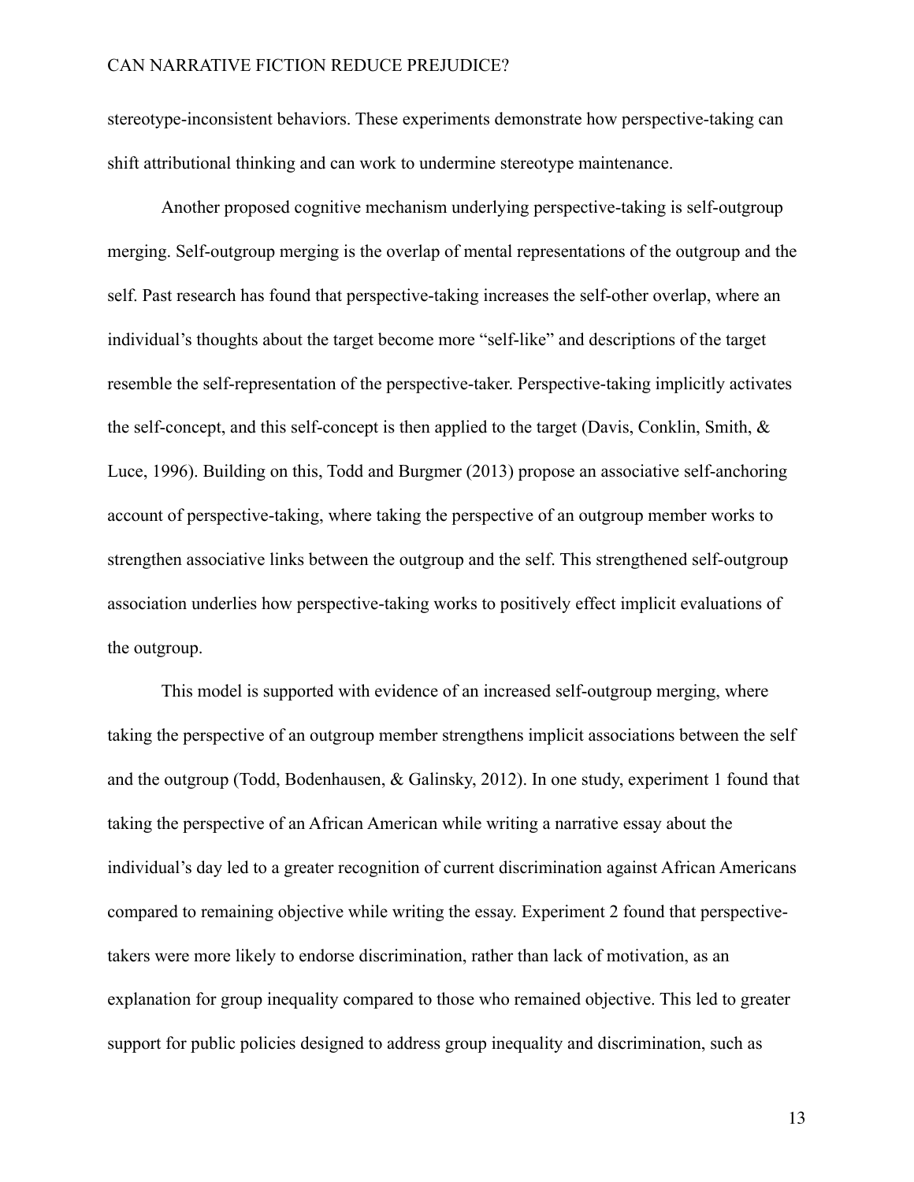stereotype-inconsistent behaviors. These experiments demonstrate how perspective-taking can shift attributional thinking and can work to undermine stereotype maintenance.

Another proposed cognitive mechanism underlying perspective-taking is self-outgroup merging. Self-outgroup merging is the overlap of mental representations of the outgroup and the self. Past research has found that perspective-taking increases the self-other overlap, where an individual's thoughts about the target become more "self-like" and descriptions of the target resemble the self-representation of the perspective-taker. Perspective-taking implicitly activates the self-concept, and this self-concept is then applied to the target (Davis, Conklin, Smith, & Luce, 1996). Building on this, Todd and Burgmer (2013) propose an associative self-anchoring account of perspective-taking, where taking the perspective of an outgroup member works to strengthen associative links between the outgroup and the self. This strengthened self-outgroup association underlies how perspective-taking works to positively effect implicit evaluations of the outgroup.

This model is supported with evidence of an increased self-outgroup merging, where taking the perspective of an outgroup member strengthens implicit associations between the self and the outgroup (Todd, Bodenhausen, & Galinsky, 2012). In one study, experiment 1 found that taking the perspective of an African American while writing a narrative essay about the individual's day led to a greater recognition of current discrimination against African Americans compared to remaining objective while writing the essay. Experiment 2 found that perspective-takers were more likely to endorse discrimination, rather than lack of motivation, as an explanation for group inequality compared to those who remained objective. This led to greater support for public policies designed to address group inequality and discrimination, such as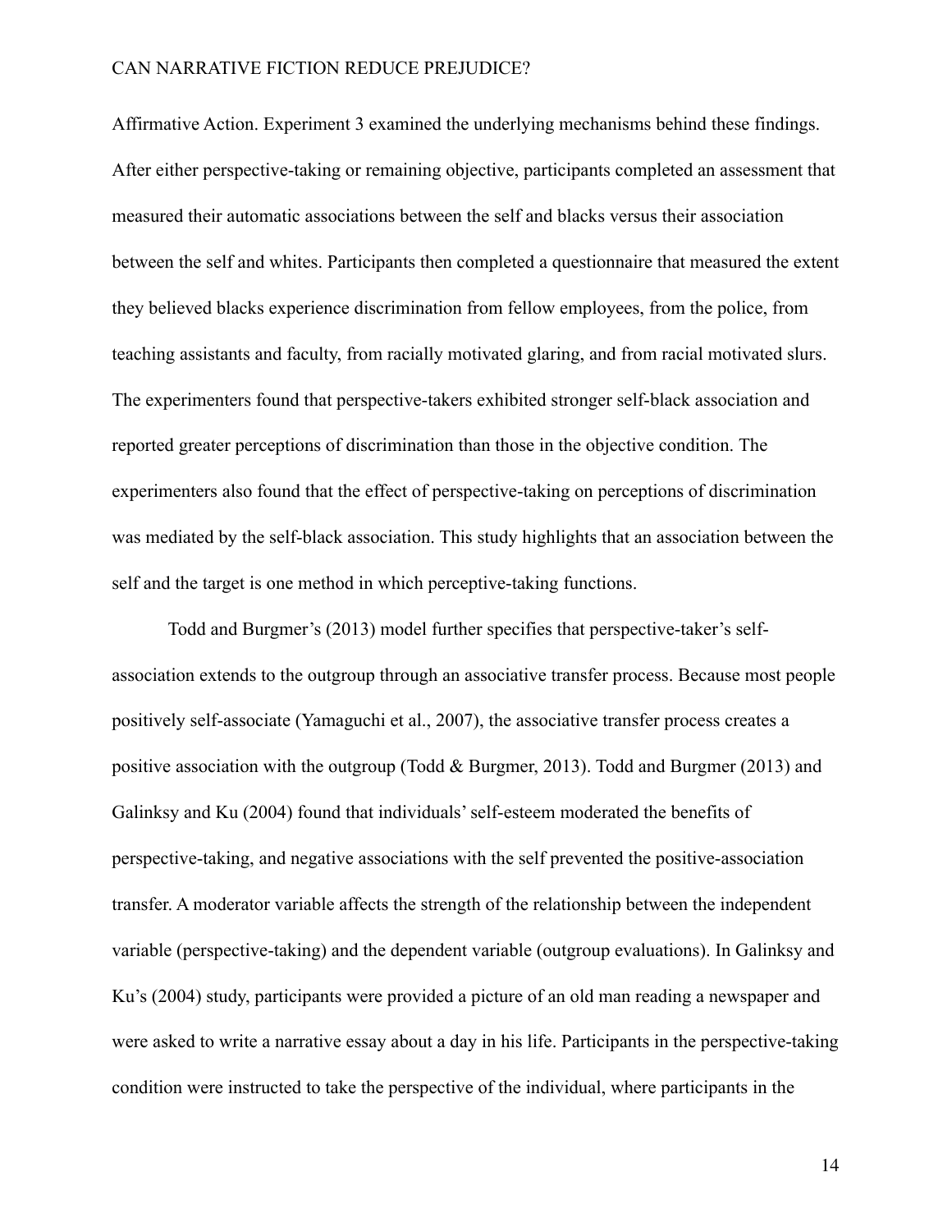Affirmative Action. Experiment 3 examined the underlying mechanisms behind these findings. After either perspective-taking or remaining objective, participants completed an assessment that measured their automatic associations between the self and blacks versus their association between the self and whites. Participants then completed a questionnaire that measured the extent they believed blacks experience discrimination from fellow employees, from the police, from teaching assistants and faculty, from racially motivated glaring, and from racial motivated slurs. The experimenters found that perspective-takers exhibited stronger self-black association and reported greater perceptions of discrimination than those in the objective condition. The experimenters also found that the effect of perspective-taking on perceptions of discrimination was mediated by the self-black association. This study highlights that an association between the self and the target is one method in which perceptive-taking functions.

Todd and Burgmer's (2013) model further specifies that perspective-taker's self-association extends to the outgroup through an associative transfer process. Because most people positively self-associate (Yamaguchi et al., 2007), the associative transfer process creates a positive association with the outgroup (Todd & Burgmer, 2013). Todd and Burgmer (2013) and Galinksy and Ku (2004) found that individuals' self-esteem moderated the benefits of perspective-taking, and negative associations with the self prevented the positive-association transfer. A moderator variable affects the strength of the relationship between the independent variable (perspective-taking) and the dependent variable (outgroup evaluations). In Galinksy and Ku's (2004) study, participants were provided a picture of an old man reading a newspaper and were asked to write a narrative essay about a day in his life. Participants in the perspective-taking condition were instructed to take the perspective of the individual, where participants in the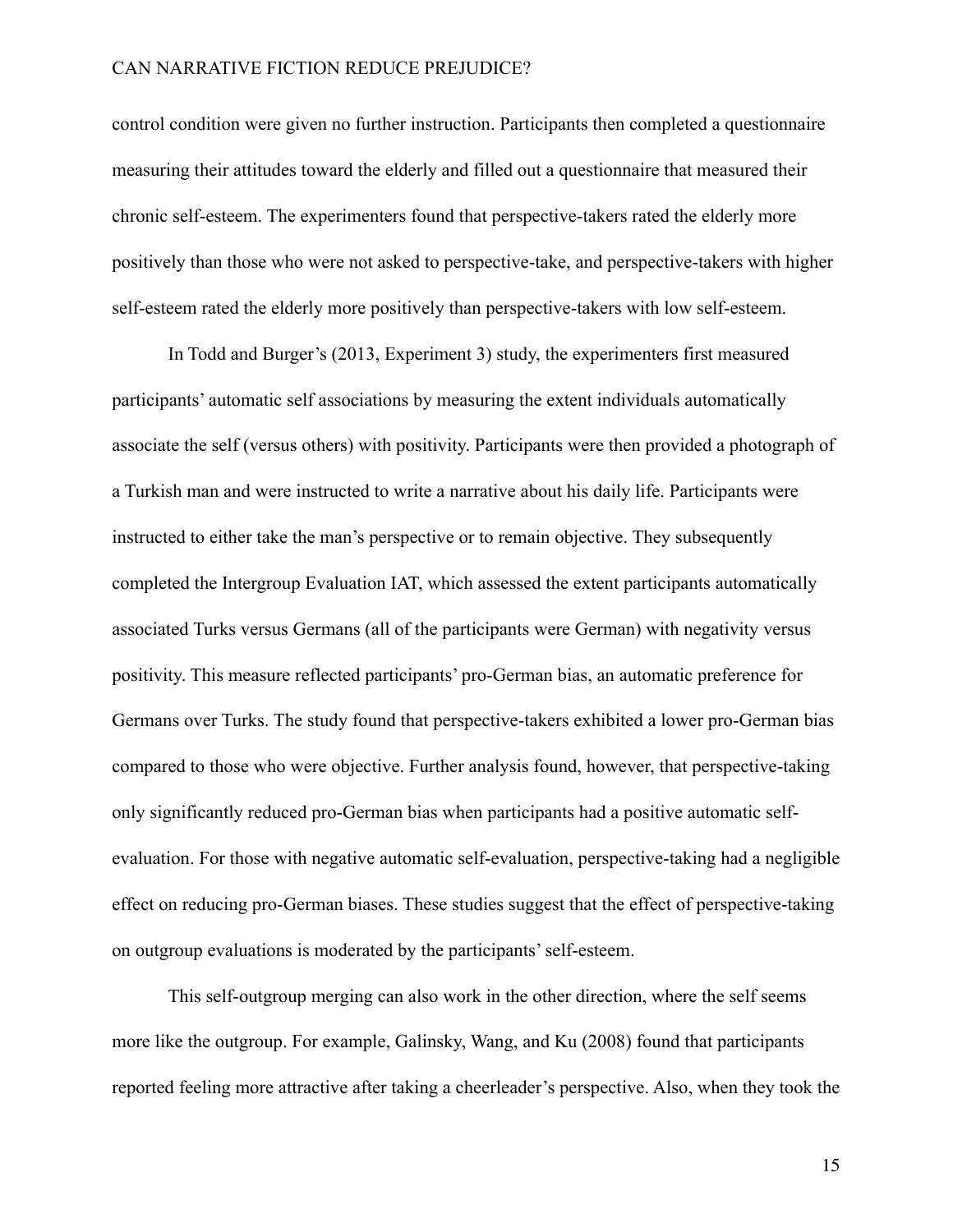control condition were given no further instruction. Participants then completed a questionnaire measuring their attitudes toward the elderly and filled out a questionnaire that measured their chronic self-esteem. The experimenters found that perspective-takers rated the elderly more positively than those who were not asked to perspective-take, and perspective-takers with higher self-esteem rated the elderly more positively than perspective-takers with low self-esteem.

In Todd and Burger's (2013, Experiment 3) study, the experimenters first measured participants' automatic self associations by measuring the extent individuals automatically associate the self (versus others) with positivity. Participants were then provided a photograph of a Turkish man and were instructed to write a narrative about his daily life. Participants were instructed to either take the man's perspective or to remain objective. They subsequently completed the Intergroup Evaluation IAT, which assessed the extent participants automatically associated Turks versus Germans (all of the participants were German) with negativity versus positivity. This measure reflected participants' pro-German bias, an automatic preference for Germans over Turks. The study found that perspective-takers exhibited a lower pro-German bias compared to those who were objective. Further analysis found, however, that perspective-taking only significantly reduced pro-German bias when participants had a positive automatic self-evaluation. For those with negative automatic self-evaluation, perspective-taking had a negligible effect on reducing pro-German biases. These studies suggest that the effect of perspective-taking on outgroup evaluations is moderated by the participants' self-esteem.

This self-outgroup merging can also work in the other direction, where the self seems more like the outgroup. For example, Galinsky, Wang, and Ku (2008) found that participants reported feeling more attractive after taking a cheerleader's perspective. Also, when they took the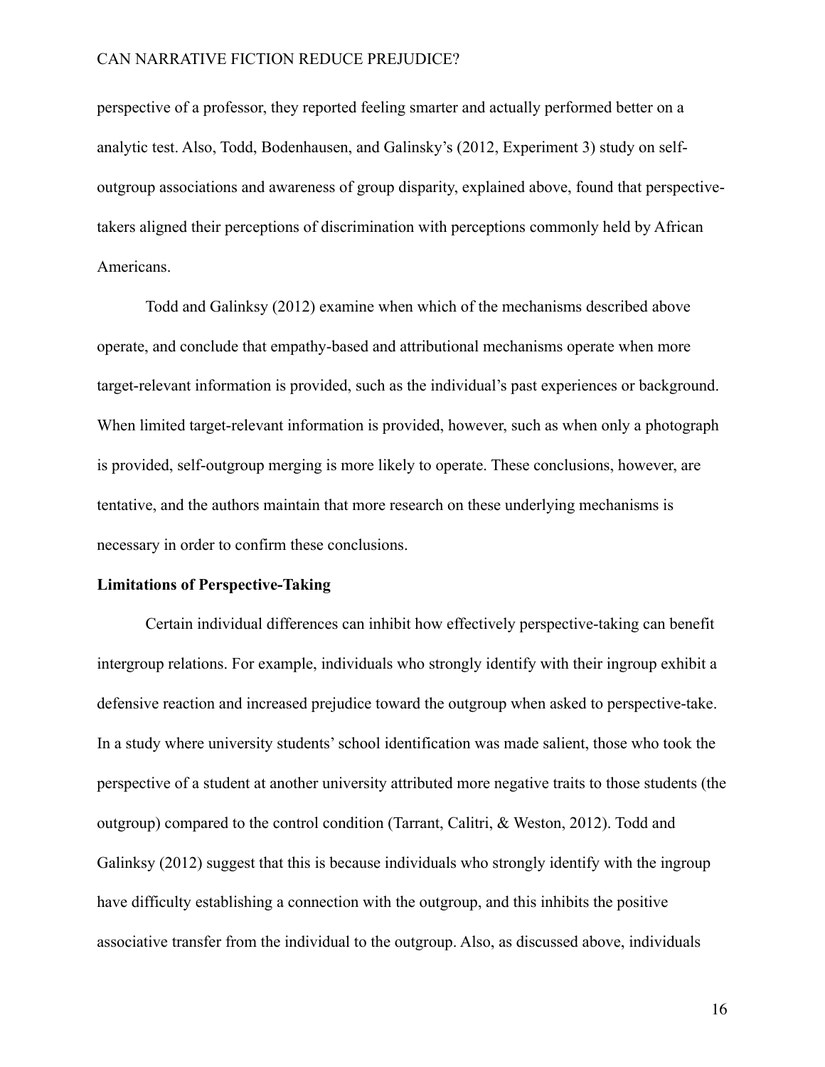perspective of a professor, they reported feeling smarter and actually performed better on a analytic test. Also, Todd, Bodenhausen, and Galinsky's (2012, Experiment 3) study on self-outgroup associations and awareness of group disparity, explained above, found that perspective-takers aligned their perceptions of discrimination with perceptions commonly held by African Americans.

Todd and Galinksy (2012) examine when which of the mechanisms described above operate, and conclude that empathy-based and attributional mechanisms operate when more target-relevant information is provided, such as the individual's past experiences or background. When limited target-relevant information is provided, however, such as when only a photograph is provided, self-outgroup merging is more likely to operate. These conclusions, however, are tentative, and the authors maintain that more research on these underlying mechanisms is necessary in order to confirm these conclusions.

**Limitations of Perspective-Taking**

Certain individual differences can inhibit how effectively perspective-taking can benefit intergroup relations. For example, individuals who strongly identify with their ingroup exhibit a defensive reaction and increased prejudice toward the outgroup when asked to perspective-take. In a study where university students' school identification was made salient, those who took the perspective of a student at another university attributed more negative traits to those students (the outgroup) compared to the control condition (Tarrant, Calitri, & Weston, 2012). Todd and Galinksy (2012) suggest that this is because individuals who strongly identify with the ingroup have difficulty establishing a connection with the outgroup, and this inhibits the positive associative transfer from the individual to the outgroup. Also, as discussed above, individuals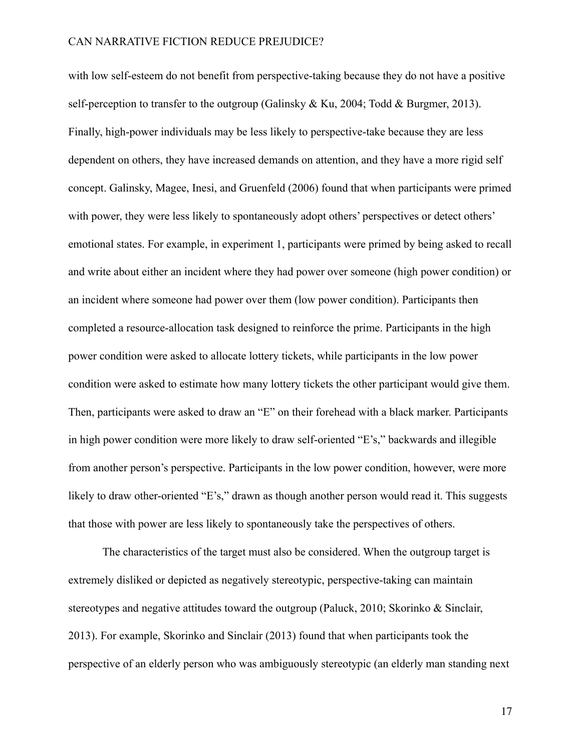with low self-esteem do not benefit from perspective-taking because they do not have a positive self-perception to transfer to the outgroup (Galinsky & Ku, 2004; Todd & Burgmer, 2013). Finally, high-power individuals may be less likely to perspective-take because they are less dependent on others, they have increased demands on attention, and they have a more rigid self concept. Galinsky, Magee, Inesi, and Gruenfeld (2006) found that when participants were primed with power, they were less likely to spontaneously adopt others' perspectives or detect others' emotional states. For example, in experiment 1, participants were primed by being asked to recall and write about either an incident where they had power over someone (high power condition) or an incident where someone had power over them (low power condition). Participants then completed a resource-allocation task designed to reinforce the prime. Participants in the high power condition were asked to allocate lottery tickets, while participants in the low power condition were asked to estimate how many lottery tickets the other participant would give them. Then, participants were asked to draw an "E" on their forehead with a black marker. Participants in high power condition were more likely to draw self-oriented "E's," backwards and illegible from another person's perspective. Participants in the low power condition, however, were more likely to draw other-oriented "E's," drawn as though another person would read it. This suggests that those with power are less likely to spontaneously take the perspectives of others.

The characteristics of the target must also be considered. When the outgroup target is extremely disliked or depicted as negatively stereotypic, perspective-taking can maintain stereotypes and negative attitudes toward the outgroup (Paluck, 2010; Skorinko & Sinclair, 2013). For example, Skorinko and Sinclair (2013) found that when participants took the perspective of an elderly person who was ambiguously stereotypic (an elderly man standing next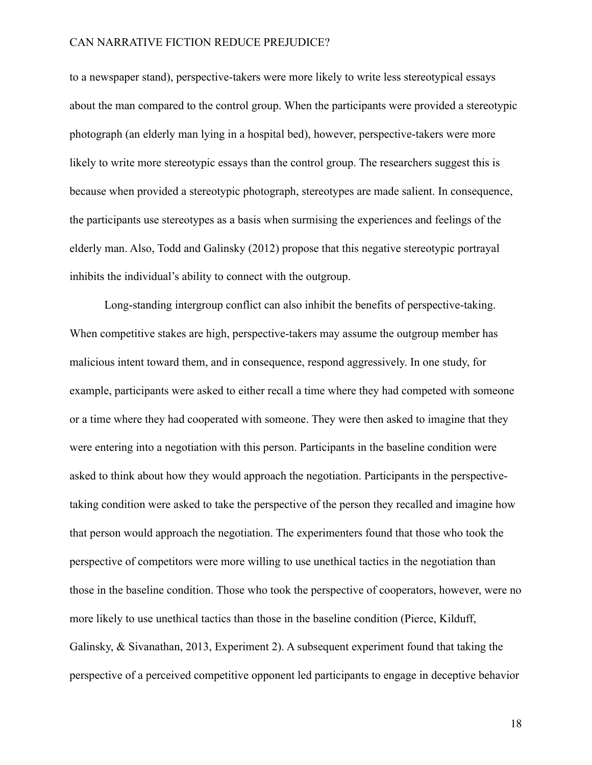to a newspaper stand), perspective-takers were more likely to write less stereotypical essays about the man compared to the control group. When the participants were provided a stereotypic photograph (an elderly man lying in a hospital bed), however, perspective-takers were more likely to write more stereotypic essays than the control group. The researchers suggest this is because when provided a stereotypic photograph, stereotypes are made salient. In consequence, the participants use stereotypes as a basis when surmising the experiences and feelings of the elderly man. Also, Todd and Galinsky (2012) propose that this negative stereotypic portrayal inhibits the individual's ability to connect with the outgroup.

Long-standing intergroup conflict can also inhibit the benefits of perspective-taking. When competitive stakes are high, perspective-takers may assume the outgroup member has malicious intent toward them, and in consequence, respond aggressively. In one study, for example, participants were asked to either recall a time where they had competed with someone or a time where they had cooperated with someone. They were then asked to imagine that they were entering into a negotiation with this person. Participants in the baseline condition were asked to think about how they would approach the negotiation. Participants in the perspective-taking condition were asked to take the perspective of the person they recalled and imagine how that person would approach the negotiation. The experimenters found that those who took the perspective of competitors were more willing to use unethical tactics in the negotiation than those in the baseline condition. Those who took the perspective of cooperators, however, were no more likely to use unethical tactics than those in the baseline condition (Pierce, Kilduff, Galinsky, & Sivanathan, 2013, Experiment 2). A subsequent experiment found that taking the perspective of a perceived competitive opponent led participants to engage in deceptive behavior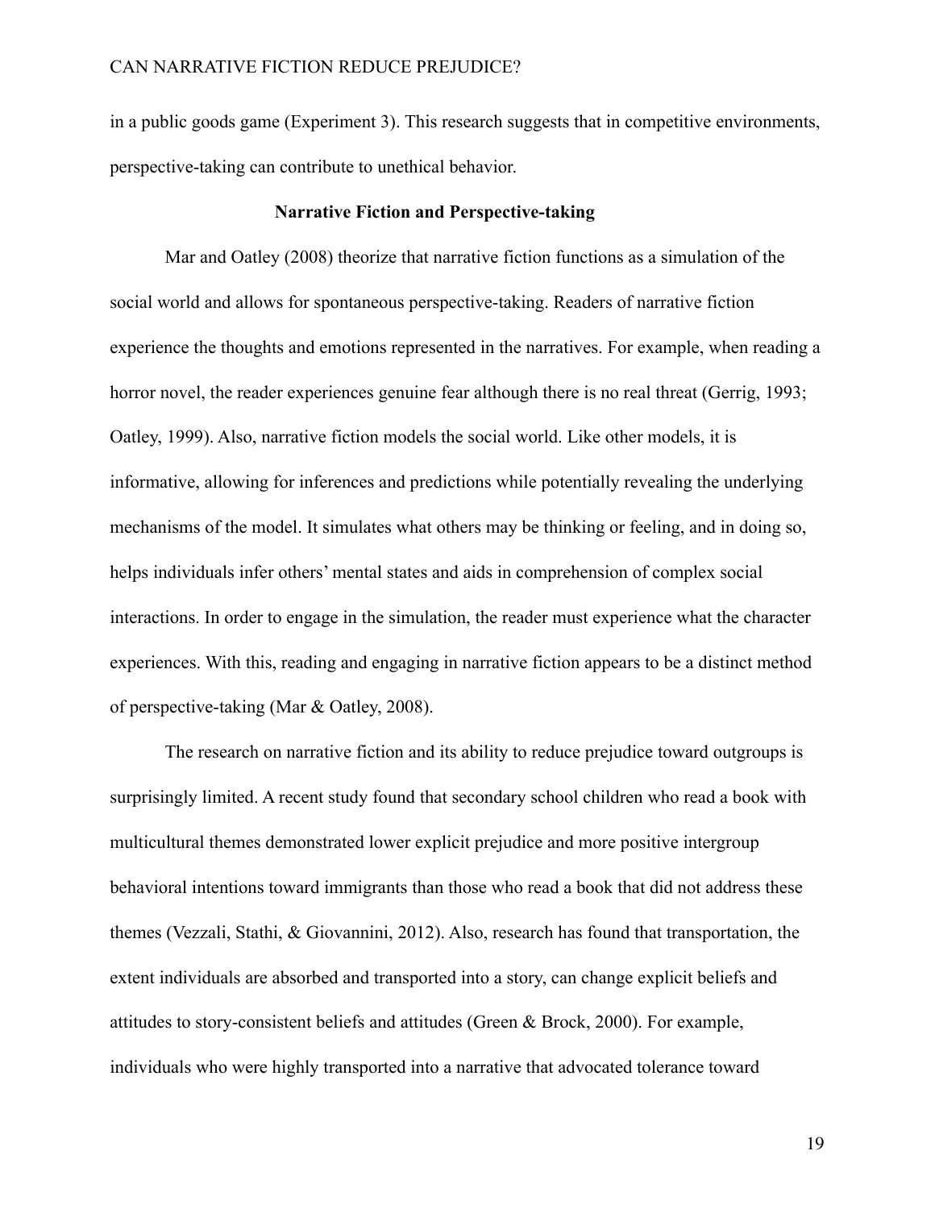in a public goods game (Experiment 3). This research suggests that in competitive environments, perspective-taking can contribute to unethical behavior.

## Narrative Fiction and Perspective-taking

Mar and Oatley (2008) theorize that narrative fiction functions as a simulation of the social world and allows for spontaneous perspective-taking. Readers of narrative fiction experience the thoughts and emotions represented in the narratives. For example, when reading a horror novel, the reader experiences genuine fear although there is no real threat (Gerrig, 1993; Oatley, 1999). Also, narrative fiction models the social world. Like other models, it is informative, allowing for inferences and predictions while potentially revealing the underlying mechanisms of the model. It simulates what others may be thinking or feeling, and in doing so, helps individuals infer others' mental states and aids in comprehension of complex social interactions. In order to engage in the simulation, the reader must experience what the character experiences. With this, reading and engaging in narrative fiction appears to be a distinct method of perspective-taking (Mar & Oatley, 2008).

The research on narrative fiction and its ability to reduce prejudice toward outgroups is surprisingly limited. A recent study found that secondary school children who read a book with multicultural themes demonstrated lower explicit prejudice and more positive intergroup behavioral intentions toward immigrants than those who read a book that did not address these themes (Vezzali, Stathi, & Giovannini, 2012). Also, research has found that transportation, the extent individuals are absorbed and transported into a story, can change explicit beliefs and attitudes to story-consistent beliefs and attitudes (Green & Brock, 2000). For example, individuals who were highly transported into a narrative that advocated tolerance toward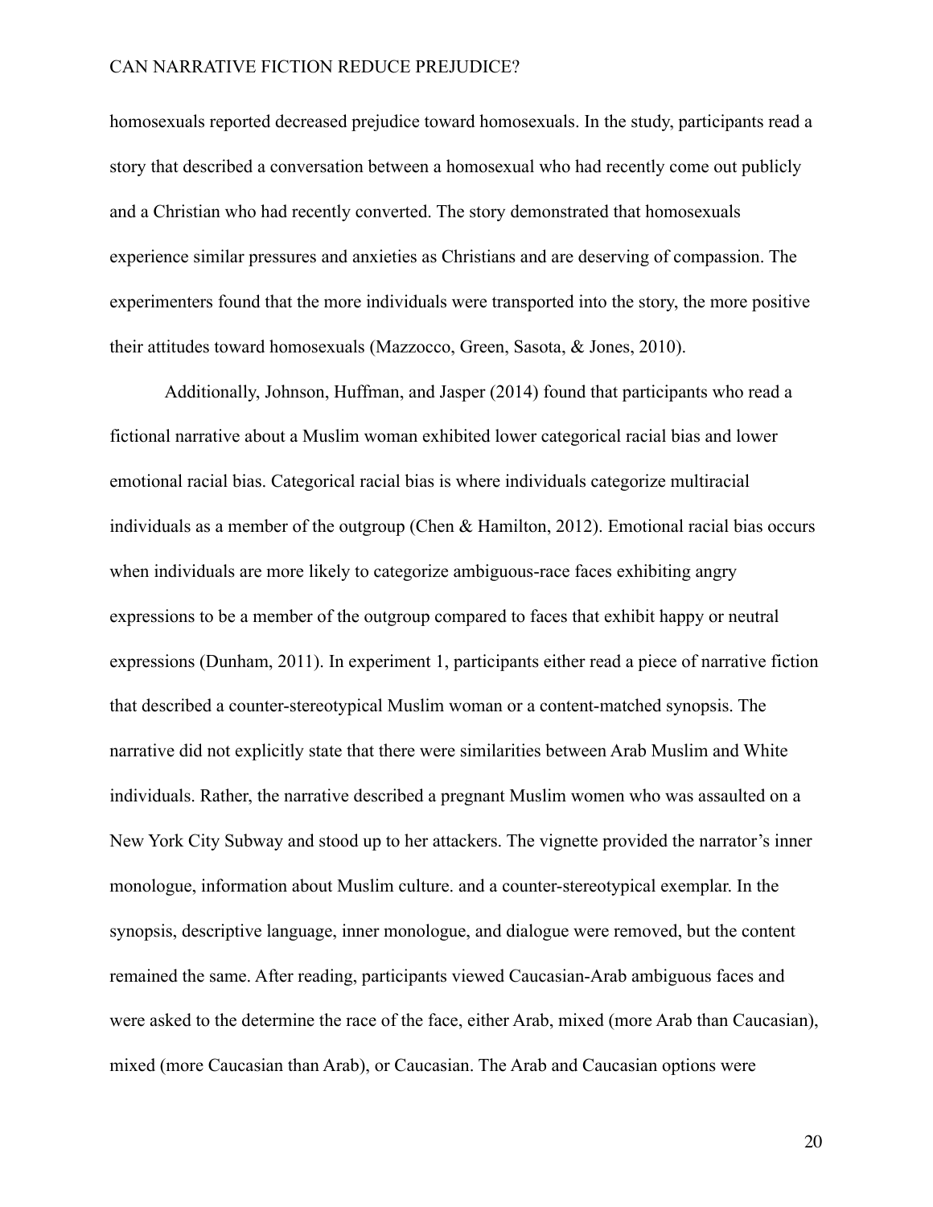homosexuals reported decreased prejudice toward homosexuals. In the study, participants read a story that described a conversation between a homosexual who had recently come out publicly and a Christian who had recently converted. The story demonstrated that homosexuals experience similar pressures and anxieties as Christians and are deserving of compassion. The experimenters found that the more individuals were transported into the story, the more positive their attitudes toward homosexuals (Mazzocco, Green, Sasota, & Jones, 2010).

Additionally, Johnson, Huffman, and Jasper (2014) found that participants who read a fictional narrative about a Muslim woman exhibited lower categorical racial bias and lower emotional racial bias. Categorical racial bias is where individuals categorize multiracial individuals as a member of the outgroup (Chen & Hamilton, 2012). Emotional racial bias occurs when individuals are more likely to categorize ambiguous-race faces exhibiting angry expressions to be a member of the outgroup compared to faces that exhibit happy or neutral expressions (Dunham, 2011). In experiment 1, participants either read a piece of narrative fiction that described a counter-stereotypical Muslim woman or a content-matched synopsis. The narrative did not explicitly state that there were similarities between Arab Muslim and White individuals. Rather, the narrative described a pregnant Muslim women who was assaulted on a New York City Subway and stood up to her attackers. The vignette provided the narrator's inner monologue, information about Muslim culture. and a counter-stereotypical exemplar. In the synopsis, descriptive language, inner monologue, and dialogue were removed, but the content remained the same. After reading, participants viewed Caucasian-Arab ambiguous faces and were asked to the determine the race of the face, either Arab, mixed (more Arab than Caucasian), mixed (more Caucasian than Arab), or Caucasian. The Arab and Caucasian options were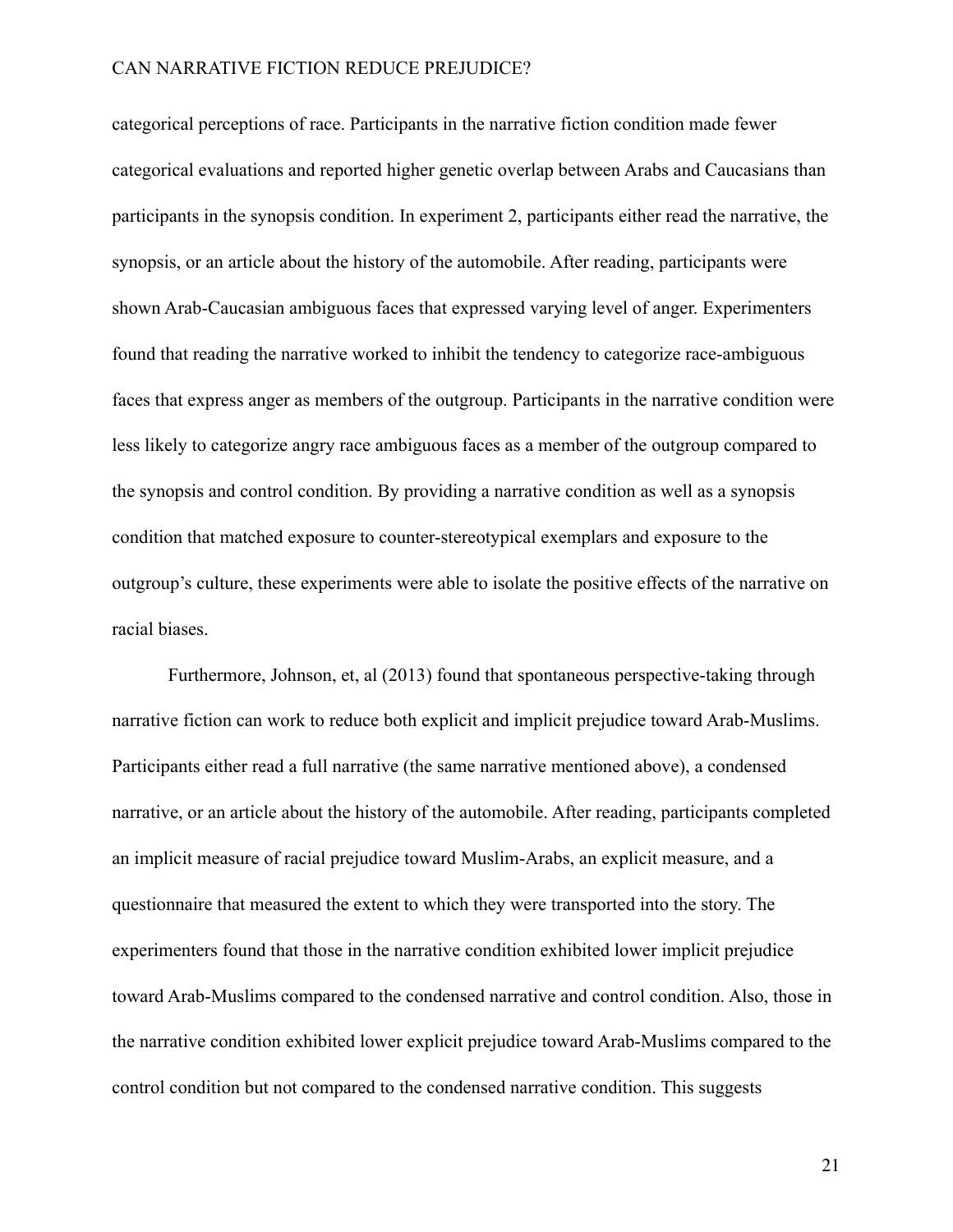categorical perceptions of race. Participants in the narrative fiction condition made fewer categorical evaluations and reported higher genetic overlap between Arabs and Caucasians than participants in the synopsis condition. In experiment 2, participants either read the narrative, the synopsis, or an article about the history of the automobile. After reading, participants were shown Arab-Caucasian ambiguous faces that expressed varying level of anger. Experimenters found that reading the narrative worked to inhibit the tendency to categorize race-ambiguous faces that express anger as members of the outgroup. Participants in the narrative condition were less likely to categorize angry race ambiguous faces as a member of the outgroup compared to the synopsis and control condition. By providing a narrative condition as well as a synopsis condition that matched exposure to counter-stereotypical exemplars and exposure to the outgroup's culture, these experiments were able to isolate the positive effects of the narrative on racial biases.

Furthermore, Johnson, et, al (2013) found that spontaneous perspective-taking through narrative fiction can work to reduce both explicit and implicit prejudice toward Arab-Muslims. Participants either read a full narrative (the same narrative mentioned above), a condensed narrative, or an article about the history of the automobile. After reading, participants completed an implicit measure of racial prejudice toward Muslim-Arabs, an explicit measure, and a questionnaire that measured the extent to which they were transported into the story. The experimenters found that those in the narrative condition exhibited lower implicit prejudice toward Arab-Muslims compared to the condensed narrative and control condition. Also, those in the narrative condition exhibited lower explicit prejudice toward Arab-Muslims compared to the control condition but not compared to the condensed narrative condition. This suggests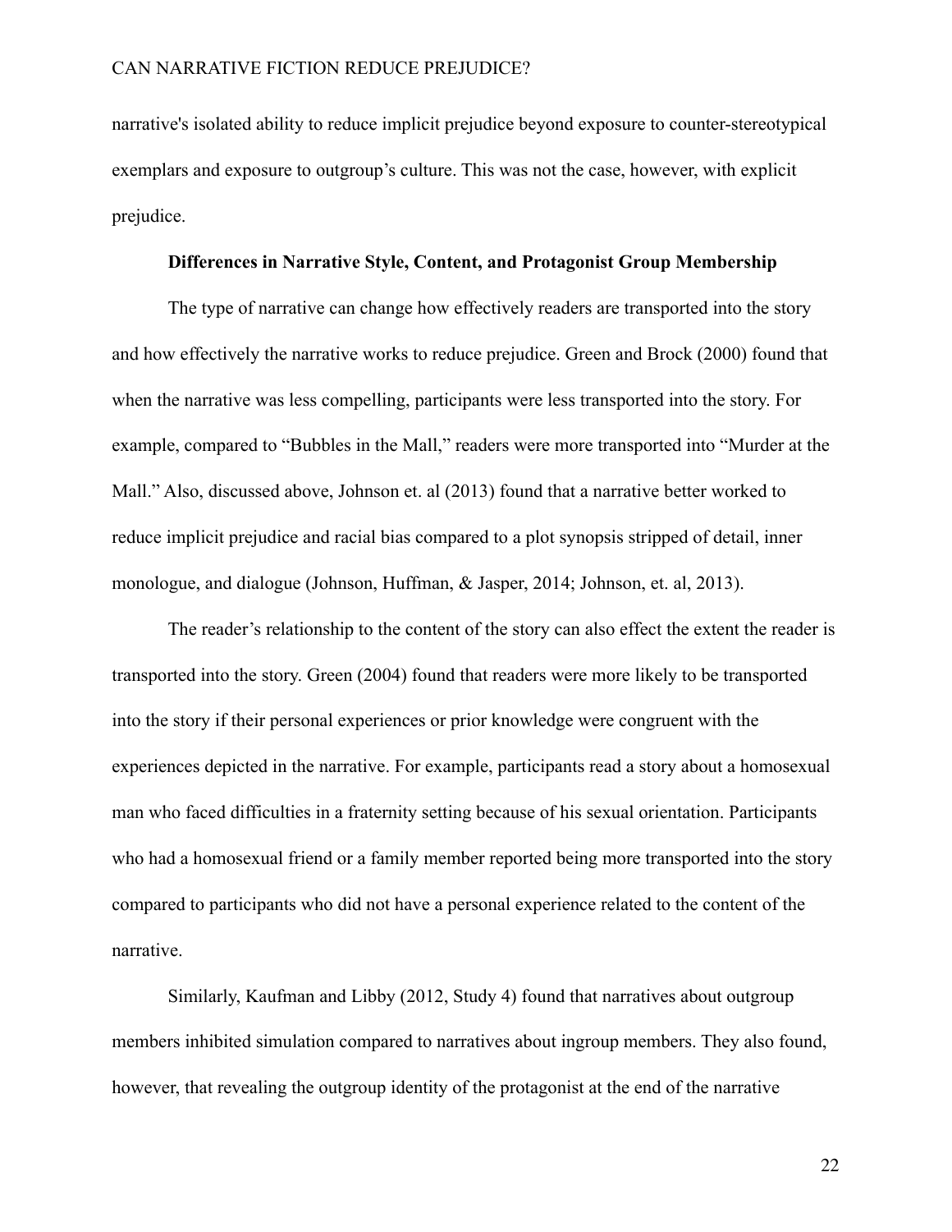narrative's isolated ability to reduce implicit prejudice beyond exposure to counter-stereotypical exemplars and exposure to outgroup's culture. This was not the case, however, with explicit prejudice.

### Differences in Narrative Style, Content, and Protagonist Group Membership

The type of narrative can change how effectively readers are transported into the story and how effectively the narrative works to reduce prejudice. Green and Brock (2000) found that when the narrative was less compelling, participants were less transported into the story. For example, compared to "Bubbles in the Mall," readers were more transported into "Murder at the Mall." Also, discussed above, Johnson et. al (2013) found that a narrative better worked to reduce implicit prejudice and racial bias compared to a plot synopsis stripped of detail, inner monologue, and dialogue (Johnson, Huffman, & Jasper, 2014; Johnson, et. al, 2013).

The reader's relationship to the content of the story can also effect the extent the reader is transported into the story. Green (2004) found that readers were more likely to be transported into the story if their personal experiences or prior knowledge were congruent with the experiences depicted in the narrative. For example, participants read a story about a homosexual man who faced difficulties in a fraternity setting because of his sexual orientation. Participants who had a homosexual friend or a family member reported being more transported into the story compared to participants who did not have a personal experience related to the content of the narrative.

Similarly, Kaufman and Libby (2012, Study 4) found that narratives about outgroup members inhibited simulation compared to narratives about ingroup members. They also found, however, that revealing the outgroup identity of the protagonist at the end of the narrative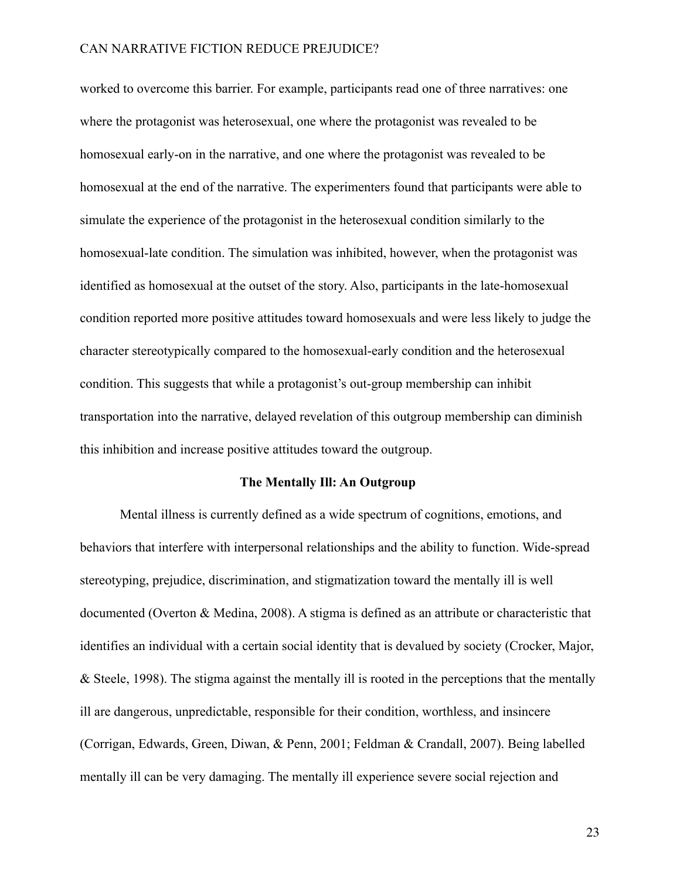worked to overcome this barrier. For example, participants read one of three narratives: one where the protagonist was heterosexual, one where the protagonist was revealed to be homosexual early-on in the narrative, and one where the protagonist was revealed to be homosexual at the end of the narrative. The experimenters found that participants were able to simulate the experience of the protagonist in the heterosexual condition similarly to the homosexual-late condition. The simulation was inhibited, however, when the protagonist was identified as homosexual at the outset of the story. Also, participants in the late-homosexual condition reported more positive attitudes toward homosexuals and were less likely to judge the character stereotypically compared to the homosexual-early condition and the heterosexual condition. This suggests that while a protagonist's out-group membership can inhibit transportation into the narrative, delayed revelation of this outgroup membership can diminish this inhibition and increase positive attitudes toward the outgroup.

## The Mentally Ill: An Outgroup

Mental illness is currently defined as a wide spectrum of cognitions, emotions, and behaviors that interfere with interpersonal relationships and the ability to function. Wide-spread stereotyping, prejudice, discrimination, and stigmatization toward the mentally ill is well documented (Overton & Medina, 2008). A stigma is defined as an attribute or characteristic that identifies an individual with a certain social identity that is devalued by society (Crocker, Major, & Steele, 1998). The stigma against the mentally ill is rooted in the perceptions that the mentally ill are dangerous, unpredictable, responsible for their condition, worthless, and insincere (Corrigan, Edwards, Green, Diwan, & Penn, 2001; Feldman & Crandall, 2007). Being labelled mentally ill can be very damaging. The mentally ill experience severe social rejection and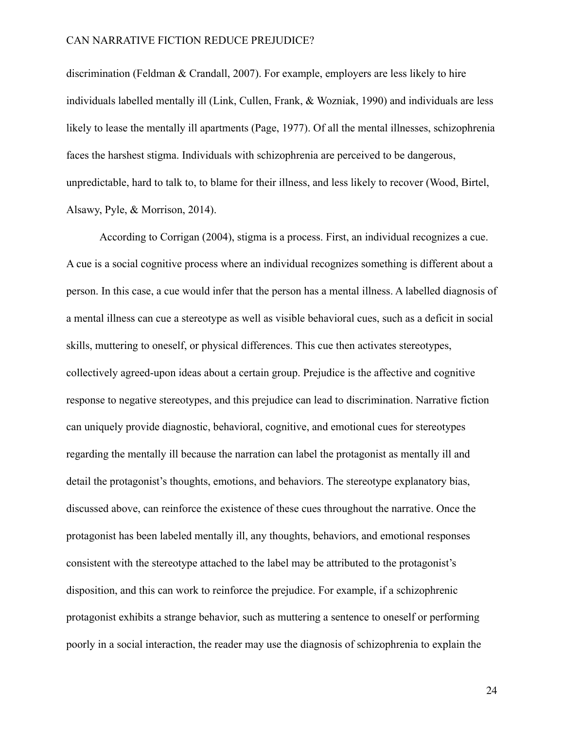discrimination (Feldman & Crandall, 2007). For example, employers are less likely to hire individuals labelled mentally ill (Link, Cullen, Frank, & Wozniak, 1990) and individuals are less likely to lease the mentally ill apartments (Page, 1977). Of all the mental illnesses, schizophrenia faces the harshest stigma. Individuals with schizophrenia are perceived to be dangerous, unpredictable, hard to talk to, to blame for their illness, and less likely to recover (Wood, Birtel, Alsawy, Pyle, & Morrison, 2014).

According to Corrigan (2004), stigma is a process. First, an individual recognizes a cue. A cue is a social cognitive process where an individual recognizes something is different about a person. In this case, a cue would infer that the person has a mental illness. A labelled diagnosis of a mental illness can cue a stereotype as well as visible behavioral cues, such as a deficit in social skills, muttering to oneself, or physical differences. This cue then activates stereotypes, collectively agreed-upon ideas about a certain group. Prejudice is the affective and cognitive response to negative stereotypes, and this prejudice can lead to discrimination. Narrative fiction can uniquely provide diagnostic, behavioral, cognitive, and emotional cues for stereotypes regarding the mentally ill because the narration can label the protagonist as mentally ill and detail the protagonist's thoughts, emotions, and behaviors. The stereotype explanatory bias, discussed above, can reinforce the existence of these cues throughout the narrative. Once the protagonist has been labeled mentally ill, any thoughts, behaviors, and emotional responses consistent with the stereotype attached to the label may be attributed to the protagonist's disposition, and this can work to reinforce the prejudice. For example, if a schizophrenic protagonist exhibits a strange behavior, such as muttering a sentence to oneself or performing poorly in a social interaction, the reader may use the diagnosis of schizophrenia to explain the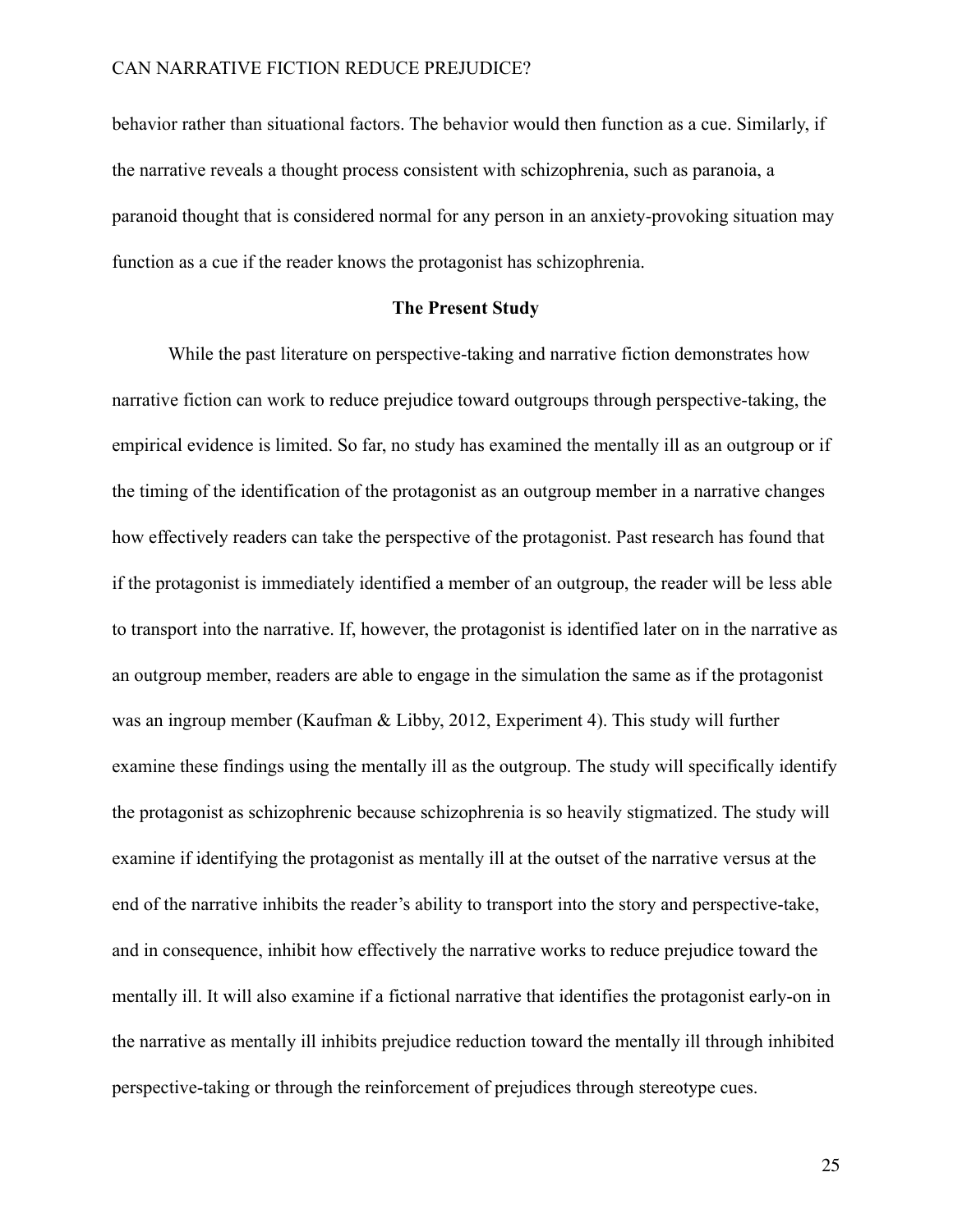behavior rather than situational factors. The behavior would then function as a cue. Similarly, if the narrative reveals a thought process consistent with schizophrenia, such as paranoia, a paranoid thought that is considered normal for any person in an anxiety-provoking situation may function as a cue if the reader knows the protagonist has schizophrenia.

## The Present Study

While the past literature on perspective-taking and narrative fiction demonstrates how narrative fiction can work to reduce prejudice toward outgroups through perspective-taking, the empirical evidence is limited. So far, no study has examined the mentally ill as an outgroup or if the timing of the identification of the protagonist as an outgroup member in a narrative changes how effectively readers can take the perspective of the protagonist. Past research has found that if the protagonist is immediately identified a member of an outgroup, the reader will be less able to transport into the narrative. If, however, the protagonist is identified later on in the narrative as an outgroup member, readers are able to engage in the simulation the same as if the protagonist was an ingroup member (Kaufman & Libby, 2012, Experiment 4). This study will further examine these findings using the mentally ill as the outgroup. The study will specifically identify the protagonist as schizophrenic because schizophrenia is so heavily stigmatized. The study will examine if identifying the protagonist as mentally ill at the outset of the narrative versus at the end of the narrative inhibits the reader's ability to transport into the story and perspective-take, and in consequence, inhibit how effectively the narrative works to reduce prejudice toward the mentally ill. It will also examine if a fictional narrative that identifies the protagonist early-on in the narrative as mentally ill inhibits prejudice reduction toward the mentally ill through inhibited perspective-taking or through the reinforcement of prejudices through stereotype cues.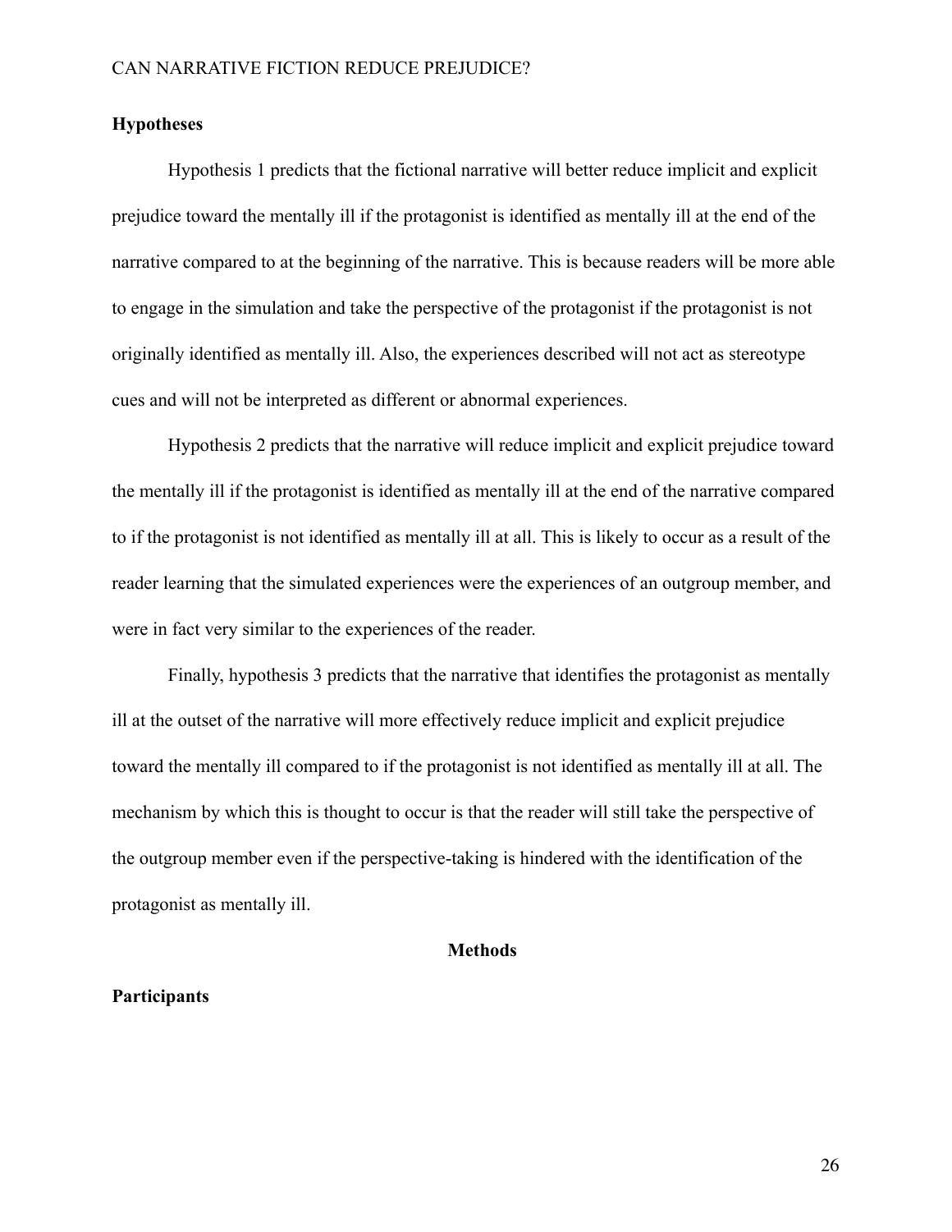### Hypotheses

Hypothesis 1 predicts that the fictional narrative will better reduce implicit and explicit prejudice toward the mentally ill if the protagonist is identified as mentally ill at the end of the narrative compared to at the beginning of the narrative. This is because readers will be more able to engage in the simulation and take the perspective of the protagonist if the protagonist is not originally identified as mentally ill. Also, the experiences described will not act as stereotype cues and will not be interpreted as different or abnormal experiences.

Hypothesis 2 predicts that the narrative will reduce implicit and explicit prejudice toward the mentally ill if the protagonist is identified as mentally ill at the end of the narrative compared to if the protagonist is not identified as mentally ill at all. This is likely to occur as a result of the reader learning that the simulated experiences were the experiences of an outgroup member, and were in fact very similar to the experiences of the reader.

Finally, hypothesis 3 predicts that the narrative that identifies the protagonist as mentally ill at the outset of the narrative will more effectively reduce implicit and explicit prejudice toward the mentally ill compared to if the protagonist is not identified as mentally ill at all. The mechanism by which this is thought to occur is that the reader will still take the perspective of the outgroup member even if the perspective-taking is hindered with the identification of the protagonist as mentally ill.

## Methods

### Participants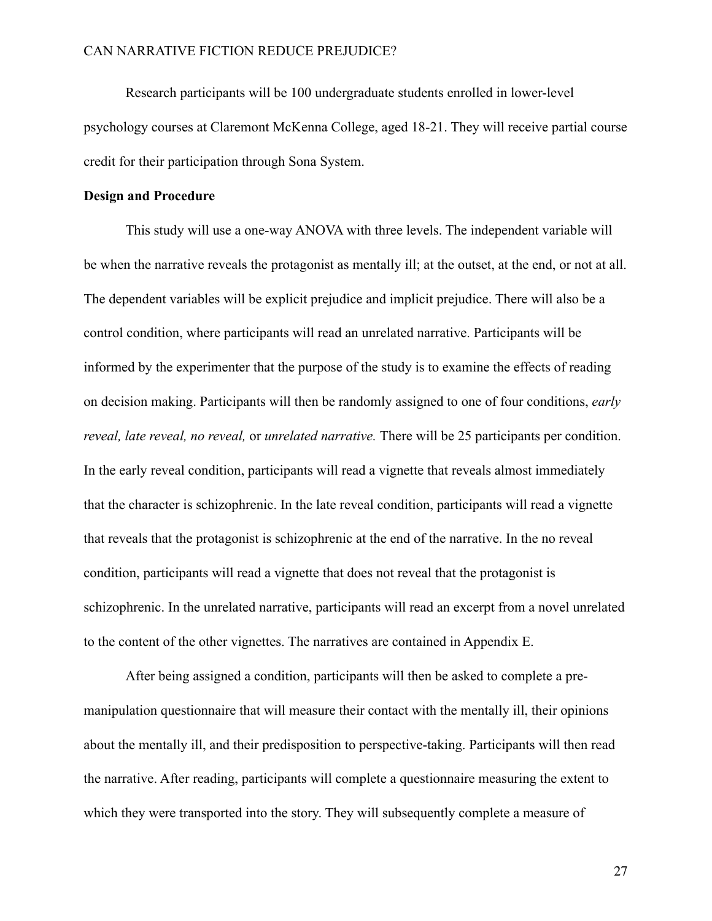Research participants will be 100 undergraduate students enrolled in lower-level psychology courses at Claremont McKenna College, aged 18-21. They will receive partial course credit for their participation through Sona System.

**Design and Procedure**

This study will use a one-way ANOVA with three levels. The independent variable will be when the narrative reveals the protagonist as mentally ill; at the outset, at the end, or not at all. The dependent variables will be explicit prejudice and implicit prejudice. There will also be a control condition, where participants will read an unrelated narrative. Participants will be informed by the experimenter that the purpose of the study is to examine the effects of reading on decision making. Participants will then be randomly assigned to one of four conditions, *early reveal, late reveal, no reveal,* or *unrelated narrative.* There will be 25 participants per condition. In the early reveal condition, participants will read a vignette that reveals almost immediately that the character is schizophrenic. In the late reveal condition, participants will read a vignette that reveals that the protagonist is schizophrenic at the end of the narrative. In the no reveal condition, participants will read a vignette that does not reveal that the protagonist is schizophrenic. In the unrelated narrative, participants will read an excerpt from a novel unrelated to the content of the other vignettes. The narratives are contained in Appendix E.

After being assigned a condition, participants will then be asked to complete a pre-manipulation questionnaire that will measure their contact with the mentally ill, their opinions about the mentally ill, and their predisposition to perspective-taking. Participants will then read the narrative. After reading, participants will complete a questionnaire measuring the extent to which they were transported into the story. They will subsequently complete a measure of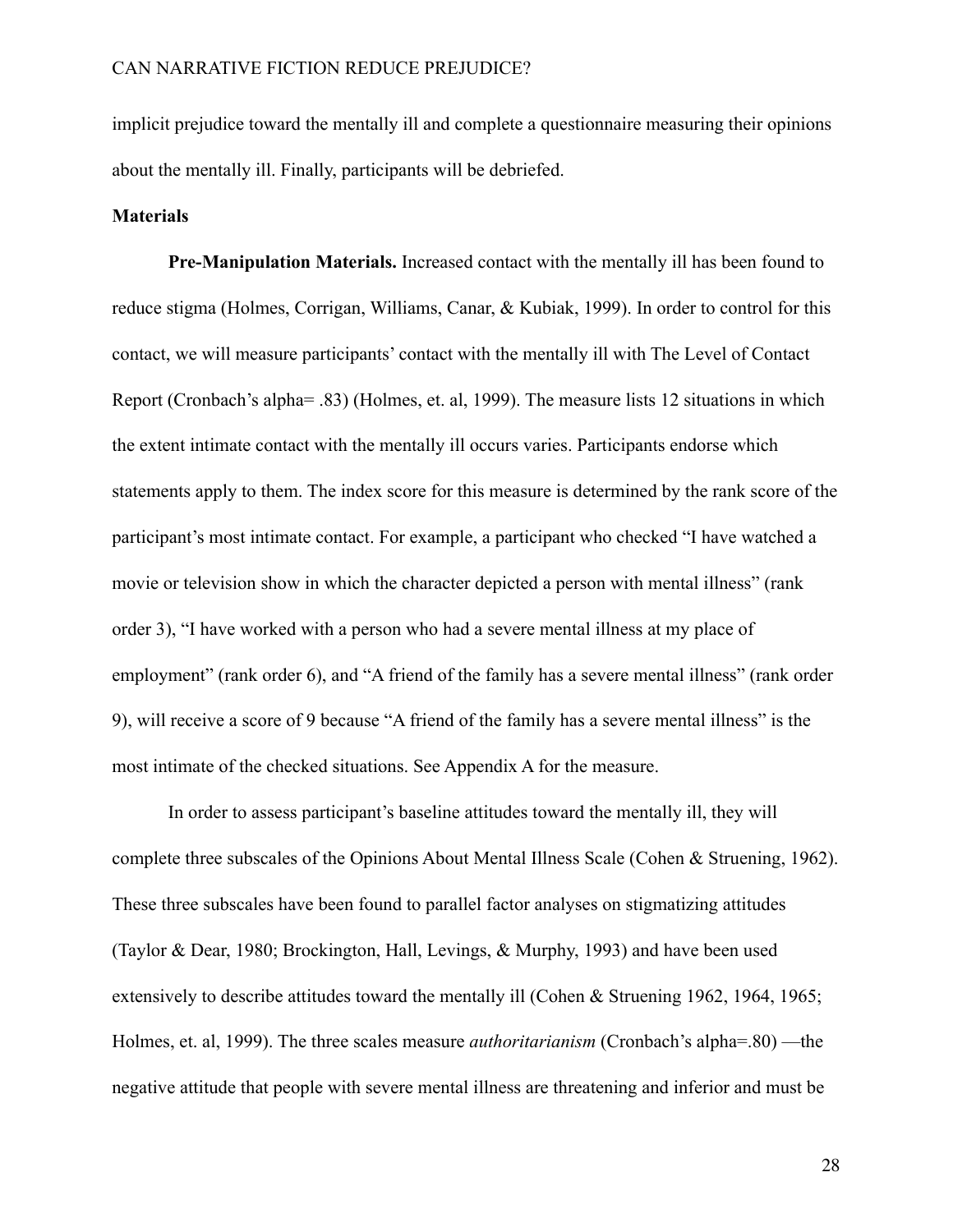implicit prejudice toward the mentally ill and complete a questionnaire measuring their opinions about the mentally ill. Finally, participants will be debriefed.

**Materials**

**Pre-Manipulation Materials.** Increased contact with the mentally ill has been found to reduce stigma (Holmes, Corrigan, Williams, Canar, & Kubiak, 1999). In order to control for this contact, we will measure participants' contact with the mentally ill with The Level of Contact Report (Cronbach's alpha= .83) (Holmes, et. al, 1999). The measure lists 12 situations in which the extent intimate contact with the mentally ill occurs varies. Participants endorse which statements apply to them. The index score for this measure is determined by the rank score of the participant's most intimate contact. For example, a participant who checked "I have watched a movie or television show in which the character depicted a person with mental illness" (rank order 3), "I have worked with a person who had a severe mental illness at my place of employment" (rank order 6), and "A friend of the family has a severe mental illness" (rank order 9), will receive a score of 9 because "A friend of the family has a severe mental illness" is the most intimate of the checked situations. See Appendix A for the measure.

In order to assess participant's baseline attitudes toward the mentally ill, they will complete three subscales of the Opinions About Mental Illness Scale (Cohen & Struening, 1962). These three subscales have been found to parallel factor analyses on stigmatizing attitudes (Taylor & Dear, 1980; Brockington, Hall, Levings, & Murphy, 1993) and have been used extensively to describe attitudes toward the mentally ill (Cohen & Struening 1962, 1964, 1965; Holmes, et. al, 1999). The three scales measure *authoritarianism* (Cronbach's alpha=.80) —the negative attitude that people with severe mental illness are threatening and inferior and must be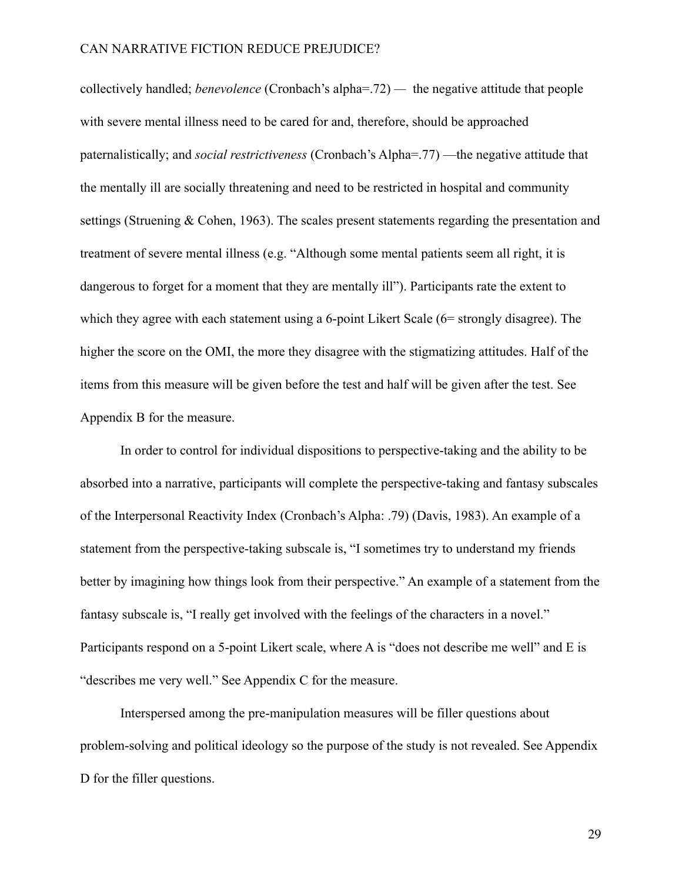collectively handled; *benevolence* (Cronbach's alpha=.72) — the negative attitude that people with severe mental illness need to be cared for and, therefore, should be approached paternalistically; and *social restrictiveness* (Cronbach's Alpha=.77) —the negative attitude that the mentally ill are socially threatening and need to be restricted in hospital and community settings (Struening & Cohen, 1963). The scales present statements regarding the presentation and treatment of severe mental illness (e.g. "Although some mental patients seem all right, it is dangerous to forget for a moment that they are mentally ill"). Participants rate the extent to which they agree with each statement using a 6-point Likert Scale (6= strongly disagree). The higher the score on the OMI, the more they disagree with the stigmatizing attitudes. Half of the items from this measure will be given before the test and half will be given after the test. See Appendix B for the measure.

In order to control for individual dispositions to perspective-taking and the ability to be absorbed into a narrative, participants will complete the perspective-taking and fantasy subscales of the Interpersonal Reactivity Index (Cronbach's Alpha: .79) (Davis, 1983). An example of a statement from the perspective-taking subscale is, "I sometimes try to understand my friends better by imagining how things look from their perspective." An example of a statement from the fantasy subscale is, "I really get involved with the feelings of the characters in a novel." Participants respond on a 5-point Likert scale, where A is "does not describe me well" and E is "describes me very well." See Appendix C for the measure.

Interspersed among the pre-manipulation measures will be filler questions about problem-solving and political ideology so the purpose of the study is not revealed. See Appendix D for the filler questions.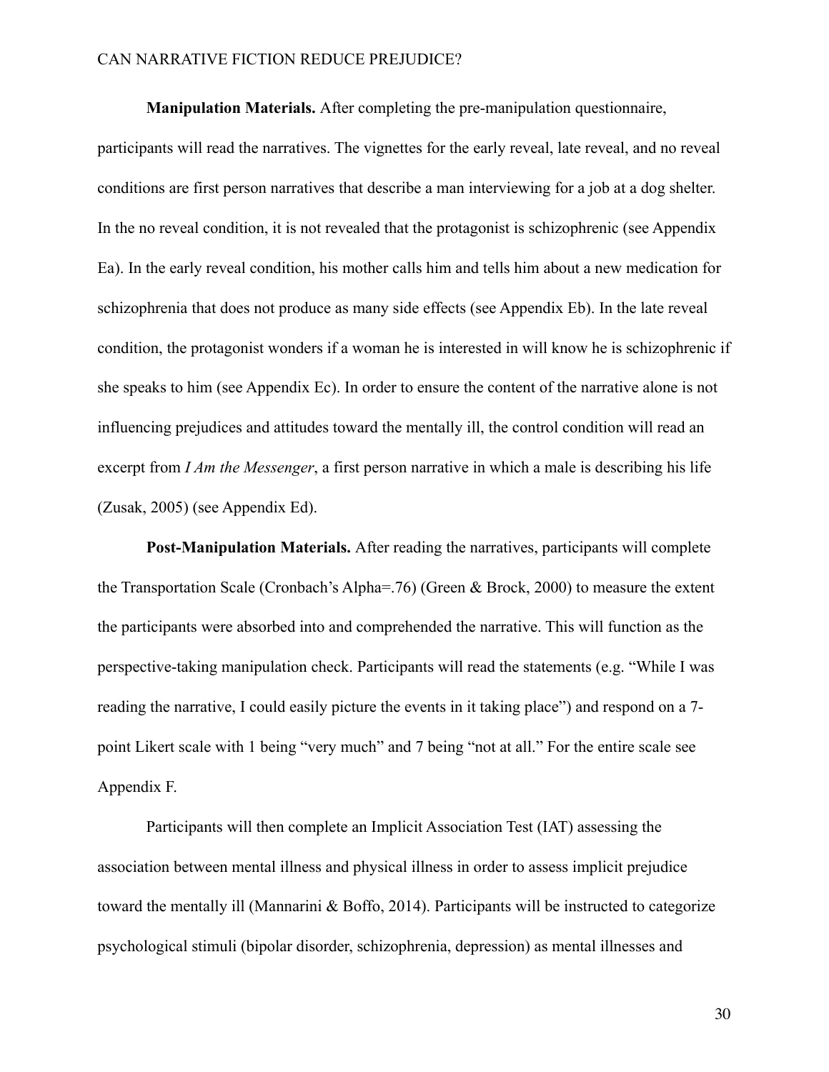**Manipulation Materials.** After completing the pre-manipulation questionnaire, participants will read the narratives. The vignettes for the early reveal, late reveal, and no reveal conditions are first person narratives that describe a man interviewing for a job at a dog shelter. In the no reveal condition, it is not revealed that the protagonist is schizophrenic (see Appendix Ea). In the early reveal condition, his mother calls him and tells him about a new medication for schizophrenia that does not produce as many side effects (see Appendix Eb). In the late reveal condition, the protagonist wonders if a woman he is interested in will know he is schizophrenic if she speaks to him (see Appendix Ec). In order to ensure the content of the narrative alone is not influencing prejudices and attitudes toward the mentally ill, the control condition will read an excerpt from *I Am the Messenger*, a first person narrative in which a male is describing his life (Zusak, 2005) (see Appendix Ed).

**Post-Manipulation Materials.** After reading the narratives, participants will complete the Transportation Scale (Cronbach's Alpha=.76) (Green & Brock, 2000) to measure the extent the participants were absorbed into and comprehended the narrative. This will function as the perspective-taking manipulation check. Participants will read the statements (e.g. "While I was reading the narrative, I could easily picture the events in it taking place") and respond on a 7-point Likert scale with 1 being "very much" and 7 being "not at all." For the entire scale see Appendix F.

Participants will then complete an Implicit Association Test (IAT) assessing the association between mental illness and physical illness in order to assess implicit prejudice toward the mentally ill (Mannarini & Boffo, 2014). Participants will be instructed to categorize psychological stimuli (bipolar disorder, schizophrenia, depression) as mental illnesses and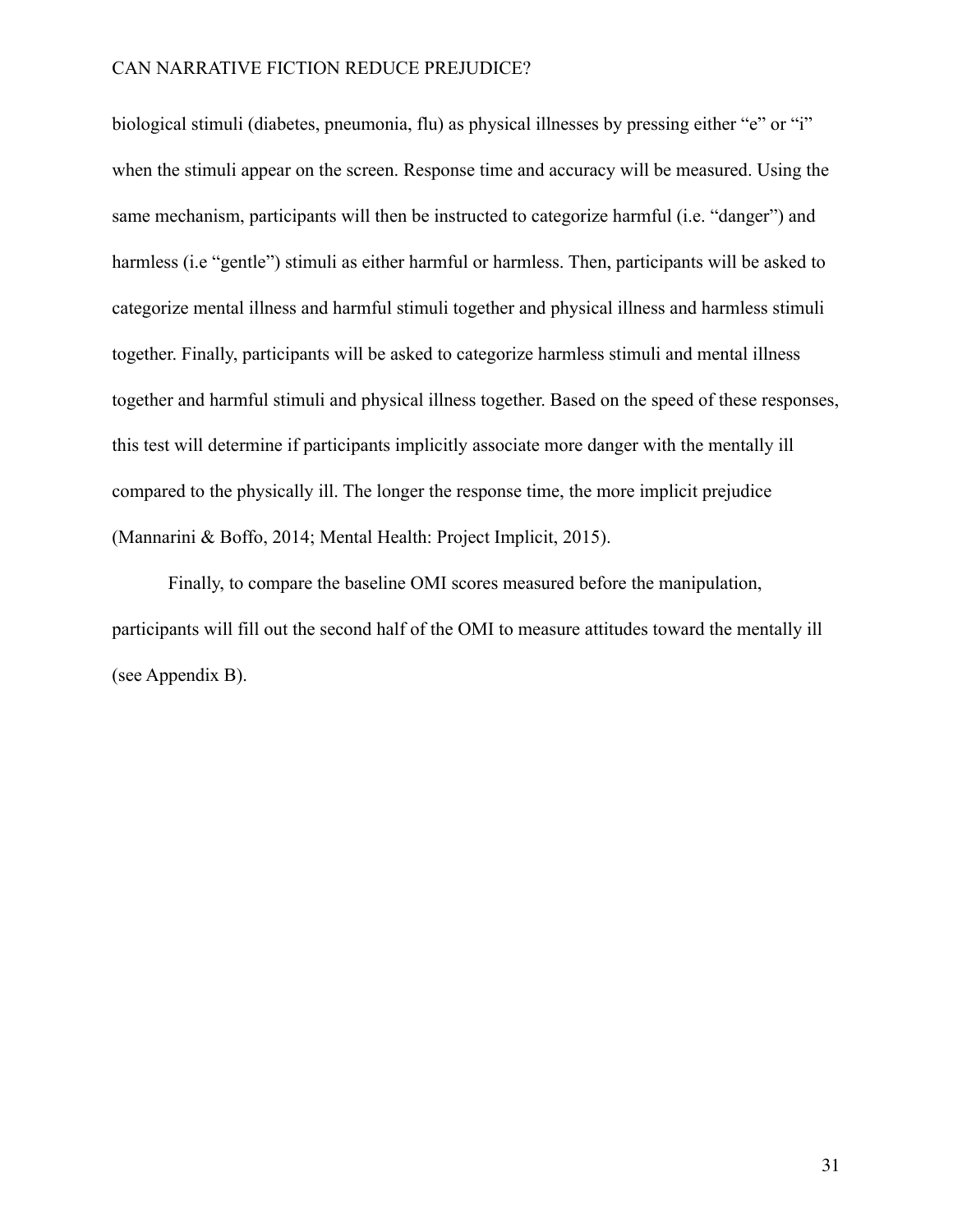biological stimuli (diabetes, pneumonia, flu) as physical illnesses by pressing either "e" or "i" when the stimuli appear on the screen. Response time and accuracy will be measured. Using the same mechanism, participants will then be instructed to categorize harmful (i.e. "danger") and harmless (i.e "gentle") stimuli as either harmful or harmless. Then, participants will be asked to categorize mental illness and harmful stimuli together and physical illness and harmless stimuli together. Finally, participants will be asked to categorize harmless stimuli and mental illness together and harmful stimuli and physical illness together. Based on the speed of these responses, this test will determine if participants implicitly associate more danger with the mentally ill compared to the physically ill. The longer the response time, the more implicit prejudice (Mannarini & Boffo, 2014; Mental Health: Project Implicit, 2015).

Finally, to compare the baseline OMI scores measured before the manipulation, participants will fill out the second half of the OMI to measure attitudes toward the mentally ill (see Appendix B).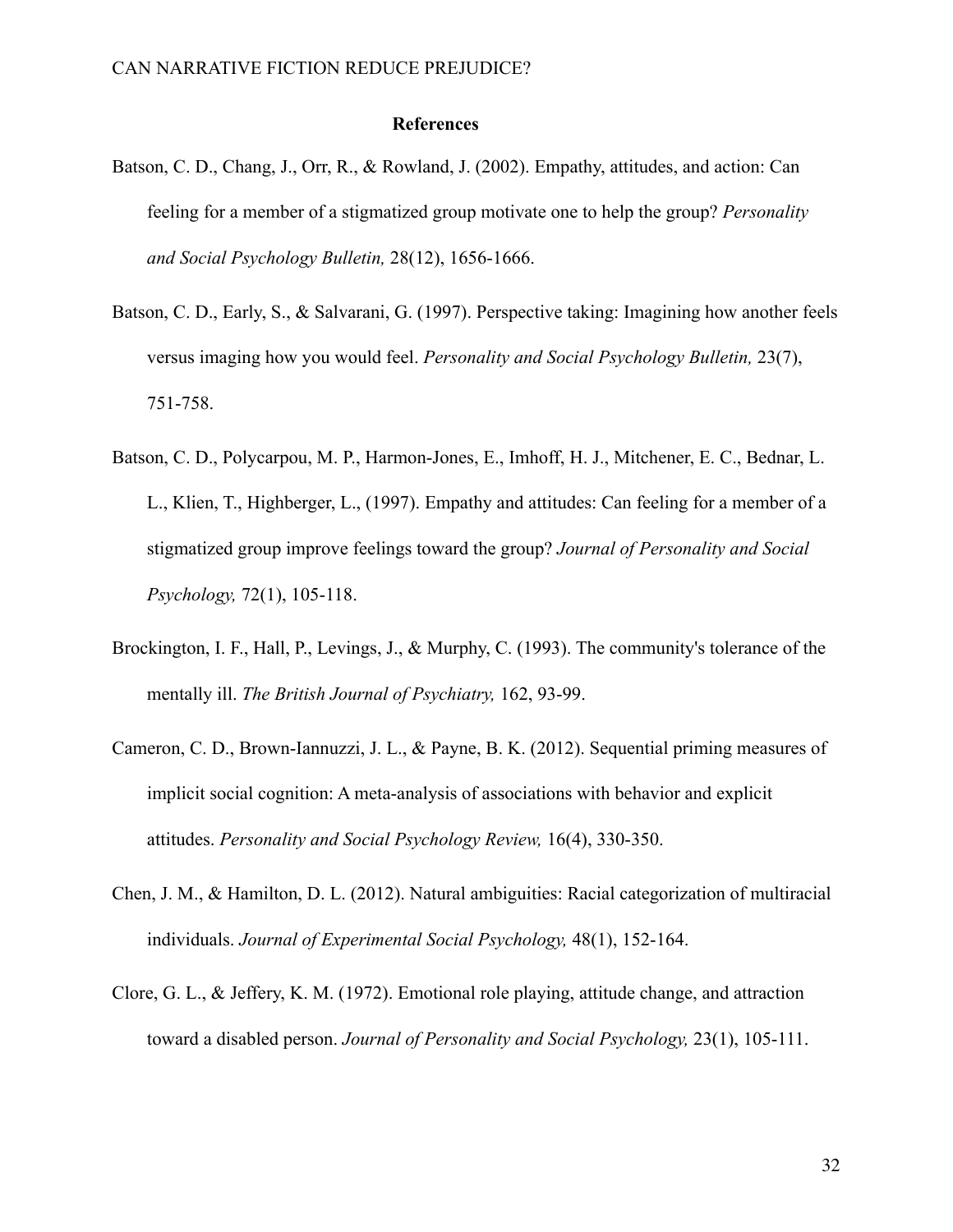# References

Batson, C. D., Chang, J., Orr, R., & Rowland, J. (2002). Empathy, attitudes, and action: Can feeling for a member of a stigmatized group motivate one to help the group? *Personality and Social Psychology Bulletin,* 28(12), 1656-1666.

Batson, C. D., Early, S., & Salvarani, G. (1997). Perspective taking: Imagining how another feels versus imaging how you would feel. *Personality and Social Psychology Bulletin,* 23(7), 751-758.

Batson, C. D., Polycarpou, M. P., Harmon-Jones, E., Imhoff, H. J., Mitchener, E. C., Bednar, L. L., Klien, T., Highberger, L., (1997). Empathy and attitudes: Can feeling for a member of a stigmatized group improve feelings toward the group? *Journal of Personality and Social Psychology,* 72(1), 105-118.

Brockington, I. F., Hall, P., Levings, J., & Murphy, C. (1993). The community's tolerance of the mentally ill. *The British Journal of Psychiatry,* 162, 93-99.

Cameron, C. D., Brown-Iannuzzi, J. L., & Payne, B. K. (2012). Sequential priming measures of implicit social cognition: A meta-analysis of associations with behavior and explicit attitudes. *Personality and Social Psychology Review,* 16(4), 330-350.

Chen, J. M., & Hamilton, D. L. (2012). Natural ambiguities: Racial categorization of multiracial individuals. *Journal of Experimental Social Psychology,* 48(1), 152-164.

Clore, G. L., & Jeffery, K. M. (1972). Emotional role playing, attitude change, and attraction toward a disabled person. *Journal of Personality and Social Psychology,* 23(1), 105-111.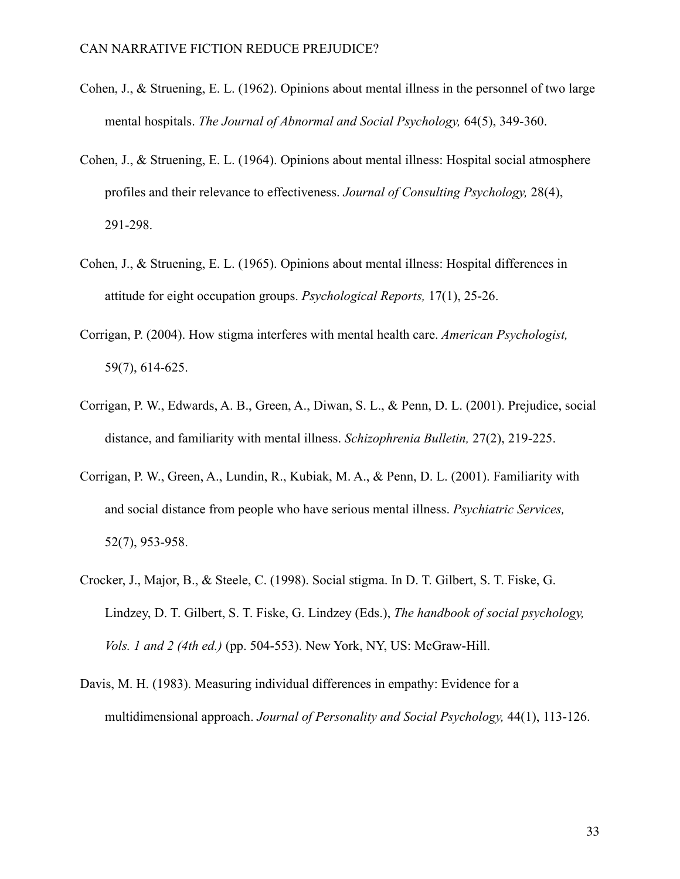Cohen, J., & Struening, E. L. (1962). Opinions about mental illness in the personnel of two large mental hospitals. *The Journal of Abnormal and Social Psychology,* 64(5), 349-360.

Cohen, J., & Struening, E. L. (1964). Opinions about mental illness: Hospital social atmosphere profiles and their relevance to effectiveness. *Journal of Consulting Psychology,* 28(4), 291-298.

Cohen, J., & Struening, E. L. (1965). Opinions about mental illness: Hospital differences in attitude for eight occupation groups. *Psychological Reports,* 17(1), 25-26.

Corrigan, P. (2004). How stigma interferes with mental health care. *American Psychologist,* 59(7), 614-625.

Corrigan, P. W., Edwards, A. B., Green, A., Diwan, S. L., & Penn, D. L. (2001). Prejudice, social distance, and familiarity with mental illness. *Schizophrenia Bulletin,* 27(2), 219-225.

Corrigan, P. W., Green, A., Lundin, R., Kubiak, M. A., & Penn, D. L. (2001). Familiarity with and social distance from people who have serious mental illness. *Psychiatric Services,* 52(7), 953-958.

Crocker, J., Major, B., & Steele, C. (1998). Social stigma. In D. T. Gilbert, S. T. Fiske, G. Lindzey, D. T. Gilbert, S. T. Fiske, G. Lindzey (Eds.), *The handbook of social psychology, Vols. 1 and 2 (4th ed.)* (pp. 504-553). New York, NY, US: McGraw-Hill.

Davis, M. H. (1983). Measuring individual differences in empathy: Evidence for a multidimensional approach. *Journal of Personality and Social Psychology,* 44(1), 113-126.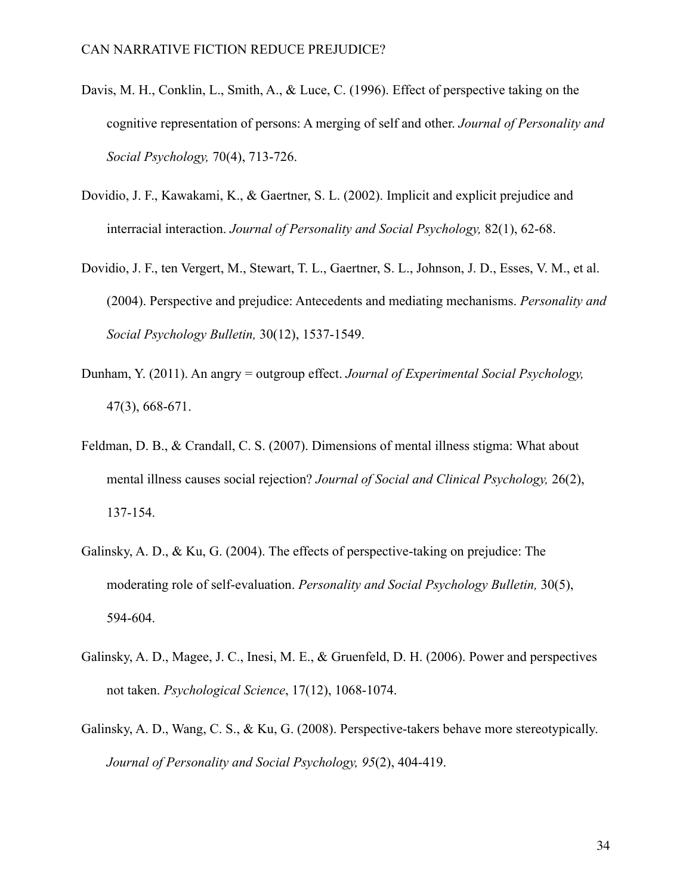Davis, M. H., Conklin, L., Smith, A., & Luce, C. (1996). Effect of perspective taking on the cognitive representation of persons: A merging of self and other. *Journal of Personality and Social Psychology,* 70(4), 713-726.

Dovidio, J. F., Kawakami, K., & Gaertner, S. L. (2002). Implicit and explicit prejudice and interracial interaction. *Journal of Personality and Social Psychology,* 82(1), 62-68.

Dovidio, J. F., ten Vergert, M., Stewart, T. L., Gaertner, S. L., Johnson, J. D., Esses, V. M., et al. (2004). Perspective and prejudice: Antecedents and mediating mechanisms. *Personality and Social Psychology Bulletin,* 30(12), 1537-1549.

Dunham, Y. (2011). An angry = outgroup effect. *Journal of Experimental Social Psychology,* 47(3), 668-671.

Feldman, D. B., & Crandall, C. S. (2007). Dimensions of mental illness stigma: What about mental illness causes social rejection? *Journal of Social and Clinical Psychology,* 26(2), 137-154.

Galinsky, A. D., & Ku, G. (2004). The effects of perspective-taking on prejudice: The moderating role of self-evaluation. *Personality and Social Psychology Bulletin,* 30(5), 594-604.

Galinsky, A. D., Magee, J. C., Inesi, M. E., & Gruenfeld, D. H. (2006). Power and perspectives not taken. *Psychological Science*, 17(12), 1068-1074.

Galinsky, A. D., Wang, C. S., & Ku, G. (2008). Perspective-takers behave more stereotypically. *Journal of Personality and Social Psychology, 95*(2), 404-419.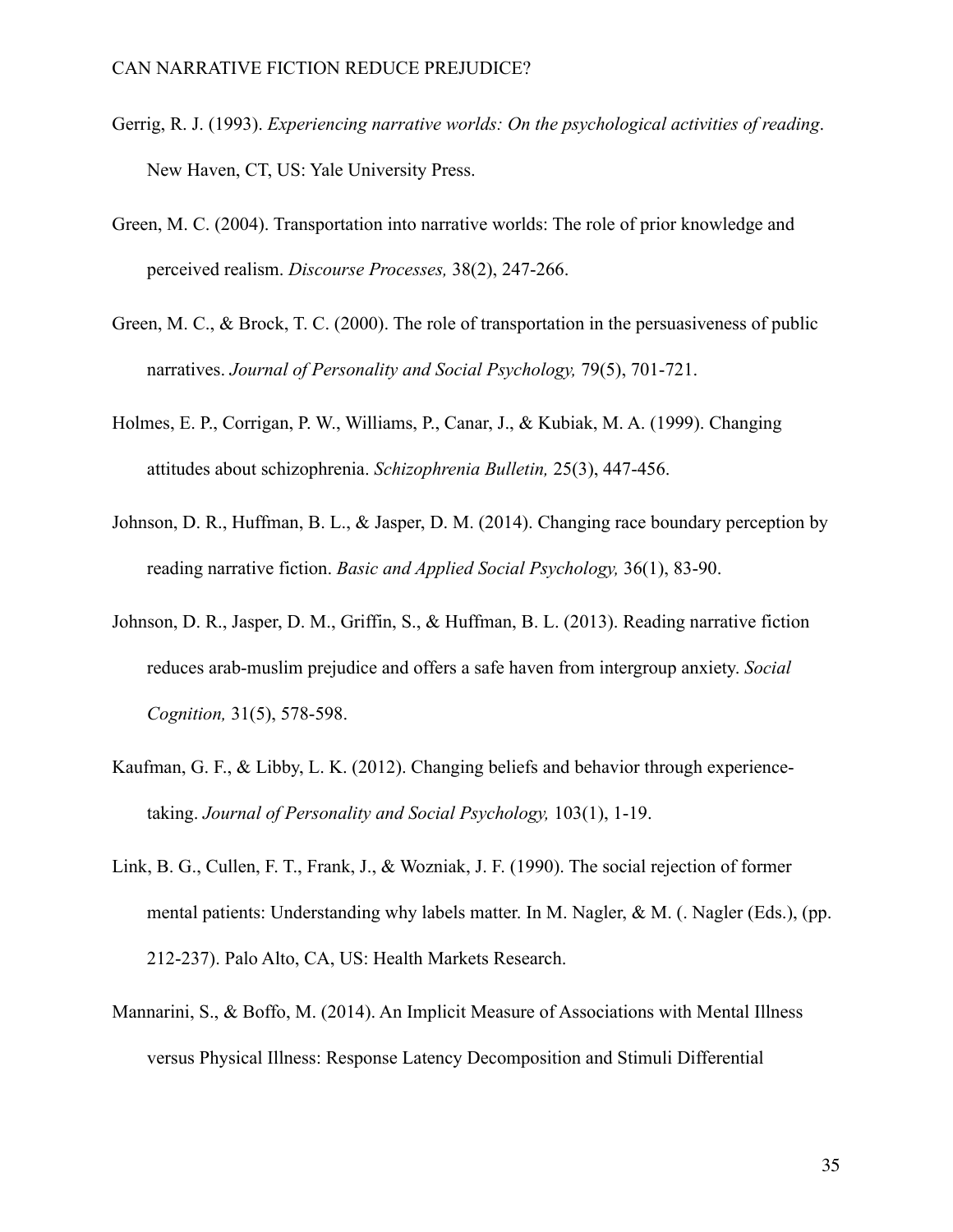Gerrig, R. J. (1993). *Experiencing narrative worlds: On the psychological activities of reading*. New Haven, CT, US: Yale University Press.

Green, M. C. (2004). Transportation into narrative worlds: The role of prior knowledge and perceived realism. *Discourse Processes,* 38(2), 247-266.

Green, M. C., & Brock, T. C. (2000). The role of transportation in the persuasiveness of public narratives. *Journal of Personality and Social Psychology,* 79(5), 701-721.

Holmes, E. P., Corrigan, P. W., Williams, P., Canar, J., & Kubiak, M. A. (1999). Changing attitudes about schizophrenia. *Schizophrenia Bulletin,* 25(3), 447-456.

Johnson, D. R., Huffman, B. L., & Jasper, D. M. (2014). Changing race boundary perception by reading narrative fiction. *Basic and Applied Social Psychology,* 36(1), 83-90.

Johnson, D. R., Jasper, D. M., Griffin, S., & Huffman, B. L. (2013). Reading narrative fiction reduces arab-muslim prejudice and offers a safe haven from intergroup anxiety. *Social Cognition,* 31(5), 578-598.

Kaufman, G. F., & Libby, L. K. (2012). Changing beliefs and behavior through experience-taking. *Journal of Personality and Social Psychology,* 103(1), 1-19.

Link, B. G., Cullen, F. T., Frank, J., & Wozniak, J. F. (1990). The social rejection of former mental patients: Understanding why labels matter. In M. Nagler, & M. (. Nagler (Eds.), (pp. 212-237). Palo Alto, CA, US: Health Markets Research.

Mannarini, S., & Boffo, M. (2014). An Implicit Measure of Associations with Mental Illness versus Physical Illness: Response Latency Decomposition and Stimuli Differential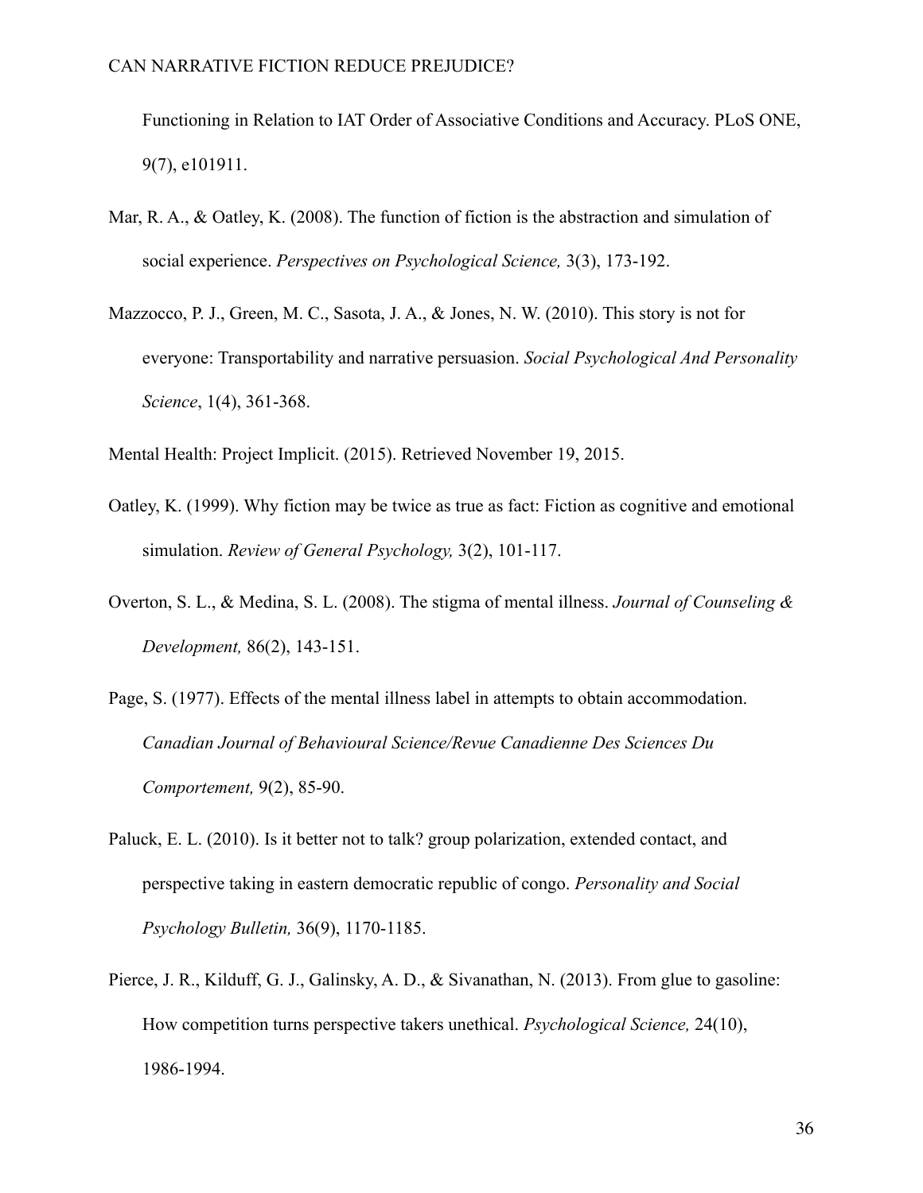Functioning in Relation to IAT Order of Associative Conditions and Accuracy. PLoS ONE, 9(7), e101911.

Mar, R. A., & Oatley, K. (2008). The function of fiction is the abstraction and simulation of social experience. *Perspectives on Psychological Science,* 3(3), 173-192.

Mazzocco, P. J., Green, M. C., Sasota, J. A., & Jones, N. W. (2010). This story is not for everyone: Transportability and narrative persuasion. *Social Psychological And Personality Science*, 1(4), 361-368.

Mental Health: Project Implicit. (2015). Retrieved November 19, 2015.

Oatley, K. (1999). Why fiction may be twice as true as fact: Fiction as cognitive and emotional simulation. *Review of General Psychology,* 3(2), 101-117.

Overton, S. L., & Medina, S. L. (2008). The stigma of mental illness. *Journal of Counseling & Development,* 86(2), 143-151.

Page, S. (1977). Effects of the mental illness label in attempts to obtain accommodation. *Canadian Journal of Behavioural Science/Revue Canadienne Des Sciences Du Comportement,* 9(2), 85-90.

Paluck, E. L. (2010). Is it better not to talk? group polarization, extended contact, and perspective taking in eastern democratic republic of congo. *Personality and Social Psychology Bulletin,* 36(9), 1170-1185.

Pierce, J. R., Kilduff, G. J., Galinsky, A. D., & Sivanathan, N. (2013). From glue to gasoline: How competition turns perspective takers unethical. *Psychological Science,* 24(10), 1986-1994.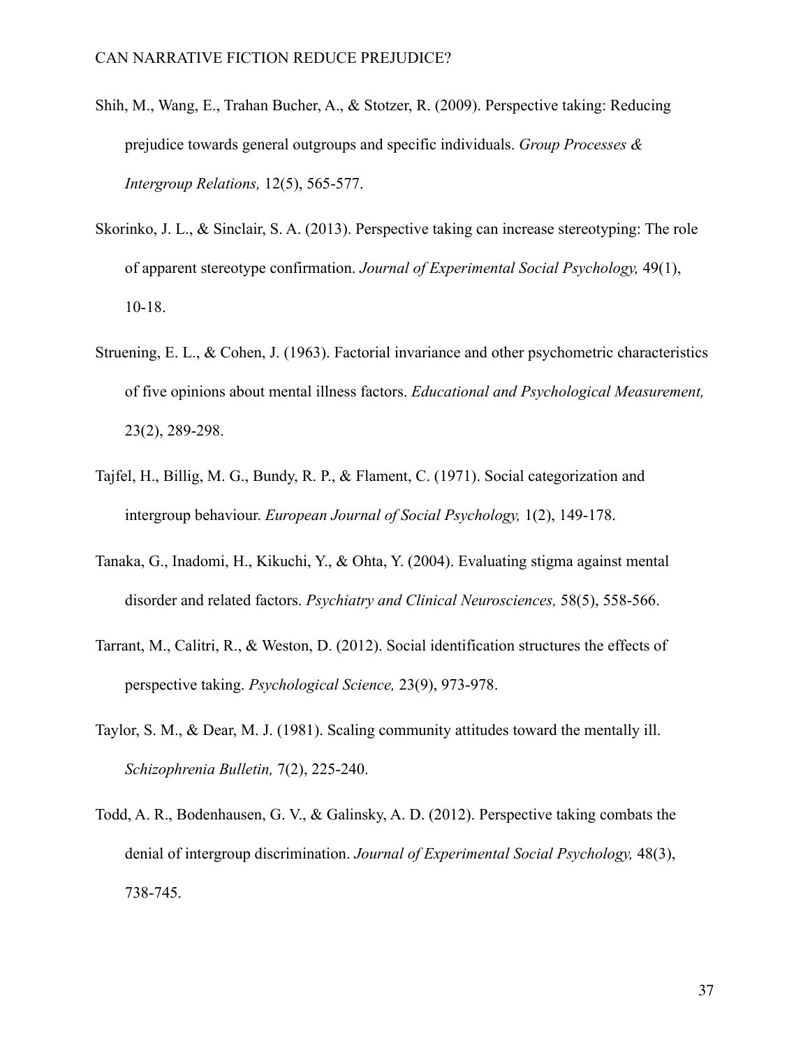Shih, M., Wang, E., Trahan Bucher, A., & Stotzer, R. (2009). Perspective taking: Reducing prejudice towards general outgroups and specific individuals. *Group Processes & Intergroup Relations,* 12(5), 565-577.

Skorinko, J. L., & Sinclair, S. A. (2013). Perspective taking can increase stereotyping: The role of apparent stereotype confirmation. *Journal of Experimental Social Psychology,* 49(1), 10-18.

Struening, E. L., & Cohen, J. (1963). Factorial invariance and other psychometric characteristics of five opinions about mental illness factors. *Educational and Psychological Measurement,* 23(2), 289-298.

Tajfel, H., Billig, M. G., Bundy, R. P., & Flament, C. (1971). Social categorization and intergroup behaviour. *European Journal of Social Psychology,* 1(2), 149-178.

Tanaka, G., Inadomi, H., Kikuchi, Y., & Ohta, Y. (2004). Evaluating stigma against mental disorder and related factors. *Psychiatry and Clinical Neurosciences,* 58(5), 558-566.

Tarrant, M., Calitri, R., & Weston, D. (2012). Social identification structures the effects of perspective taking. *Psychological Science,* 23(9), 973-978.

Taylor, S. M., & Dear, M. J. (1981). Scaling community attitudes toward the mentally ill. *Schizophrenia Bulletin,* 7(2), 225-240.

Todd, A. R., Bodenhausen, G. V., & Galinsky, A. D. (2012). Perspective taking combats the denial of intergroup discrimination. *Journal of Experimental Social Psychology,* 48(3), 738-745.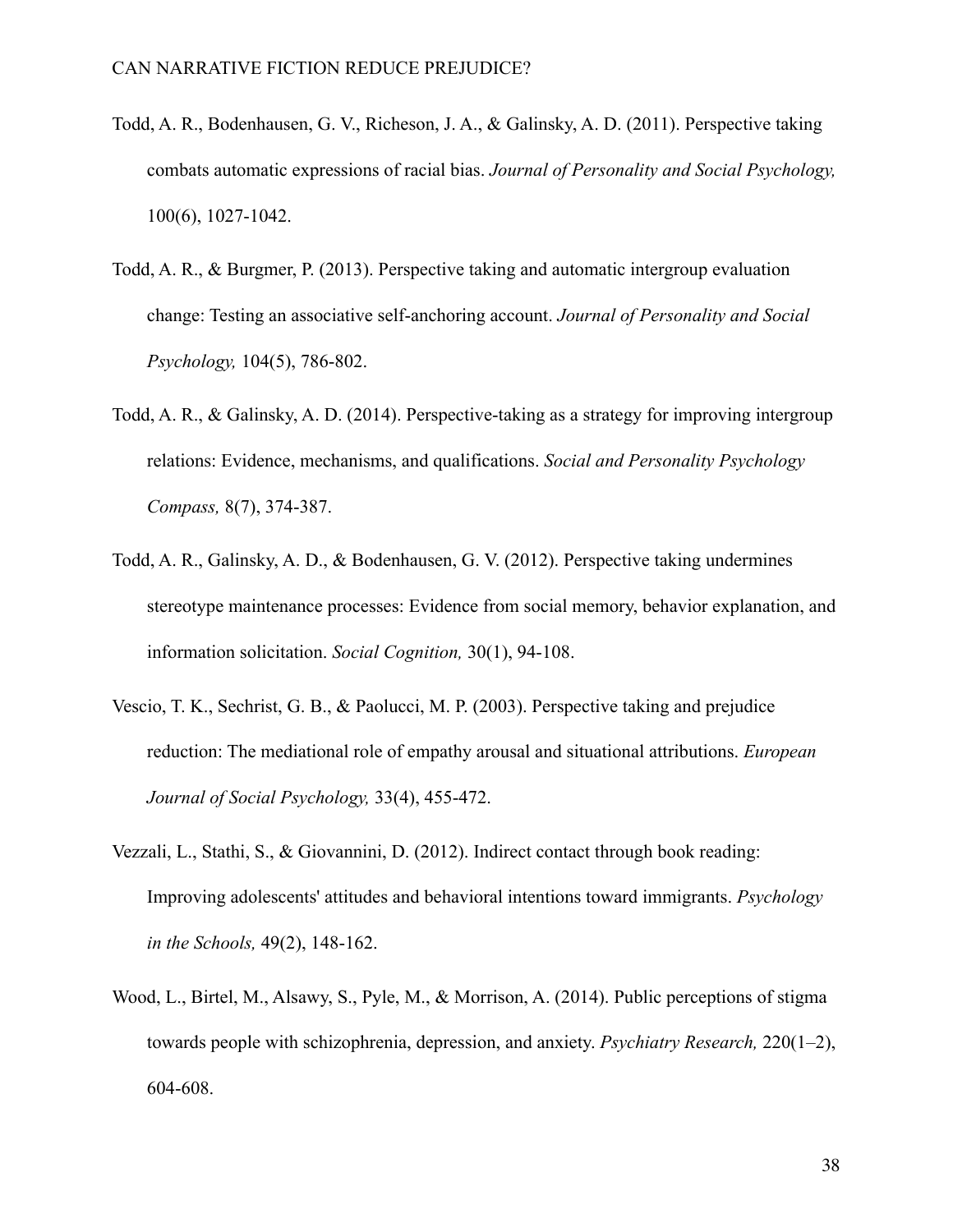Todd, A. R., Bodenhausen, G. V., Richeson, J. A., & Galinsky, A. D. (2011). Perspective taking combats automatic expressions of racial bias. *Journal of Personality and Social Psychology,* 100(6), 1027-1042.

Todd, A. R., & Burgmer, P. (2013). Perspective taking and automatic intergroup evaluation change: Testing an associative self-anchoring account. *Journal of Personality and Social Psychology,* 104(5), 786-802.

Todd, A. R., & Galinsky, A. D. (2014). Perspective-taking as a strategy for improving intergroup relations: Evidence, mechanisms, and qualifications. *Social and Personality Psychology Compass,* 8(7), 374-387.

Todd, A. R., Galinsky, A. D., & Bodenhausen, G. V. (2012). Perspective taking undermines stereotype maintenance processes: Evidence from social memory, behavior explanation, and information solicitation. *Social Cognition,* 30(1), 94-108.

Vescio, T. K., Sechrist, G. B., & Paolucci, M. P. (2003). Perspective taking and prejudice reduction: The mediational role of empathy arousal and situational attributions. *European Journal of Social Psychology,* 33(4), 455-472.

Vezzali, L., Stathi, S., & Giovannini, D. (2012). Indirect contact through book reading: Improving adolescents' attitudes and behavioral intentions toward immigrants. *Psychology in the Schools,* 49(2), 148-162.

Wood, L., Birtel, M., Alsawy, S., Pyle, M., & Morrison, A. (2014). Public perceptions of stigma towards people with schizophrenia, depression, and anxiety. *Psychiatry Research,* 220(1–2), 604-608.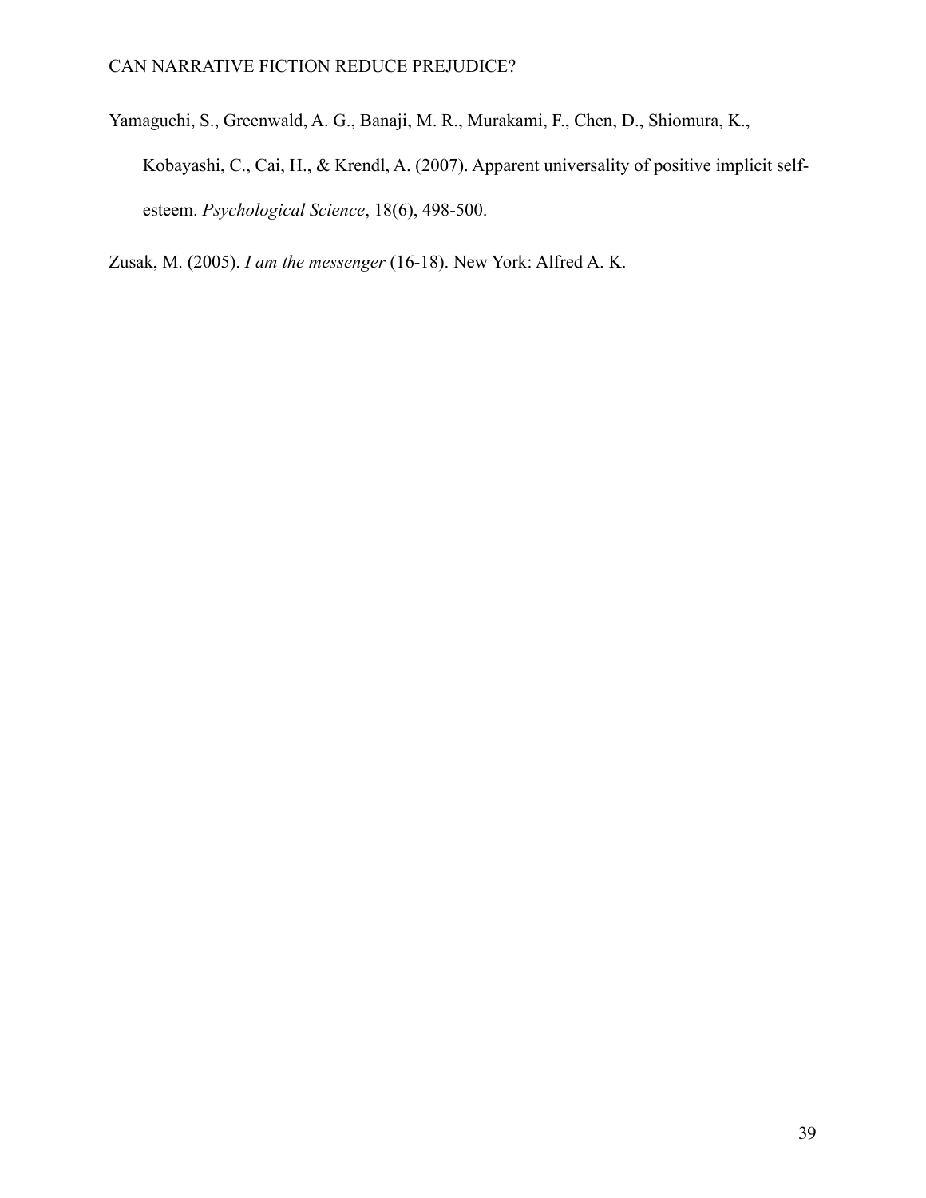Yamaguchi, S., Greenwald, A. G., Banaji, M. R., Murakami, F., Chen, D., Shiomura, K., Kobayashi, C., Cai, H., & Krendl, A. (2007). Apparent universality of positive implicit self-esteem. *Psychological Science*, 18(6), 498-500.

Zusak, M. (2005). *I am the messenger* (16-18). New York: Alfred A. K.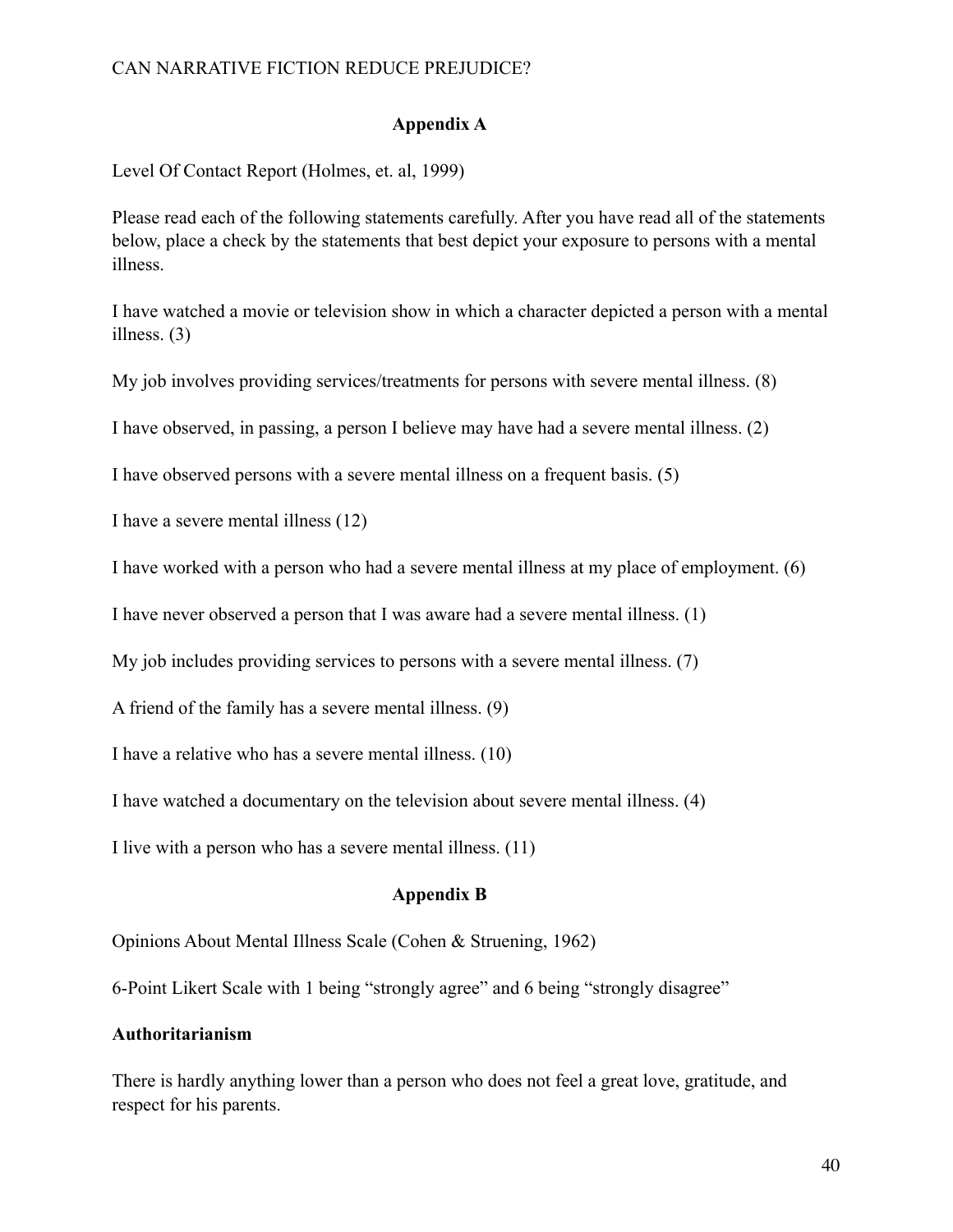## Appendix A

Level Of Contact Report (Holmes, et. al, 1999)

Please read each of the following statements carefully. After you have read all of the statements below, place a check by the statements that best depict your exposure to persons with a mental illness.

I have watched a movie or television show in which a character depicted a person with a mental illness. (3)

My job involves providing services/treatments for persons with severe mental illness. (8)

I have observed, in passing, a person I believe may have had a severe mental illness. (2)

I have observed persons with a severe mental illness on a frequent basis. (5)

I have a severe mental illness (12)

I have worked with a person who had a severe mental illness at my place of employment. (6)

I have never observed a person that I was aware had a severe mental illness. (1)

My job includes providing services to persons with a severe mental illness. (7)

A friend of the family has a severe mental illness. (9)

I have a relative who has a severe mental illness. (10)

I have watched a documentary on the television about severe mental illness. (4)

I live with a person who has a severe mental illness. (11)

## Appendix B

Opinions About Mental Illness Scale (Cohen & Struening, 1962)

6-Point Likert Scale with 1 being “strongly agree” and 6 being “strongly disagree”

**Authoritarianism**

There is hardly anything lower than a person who does not feel a great love, gratitude, and respect for his parents.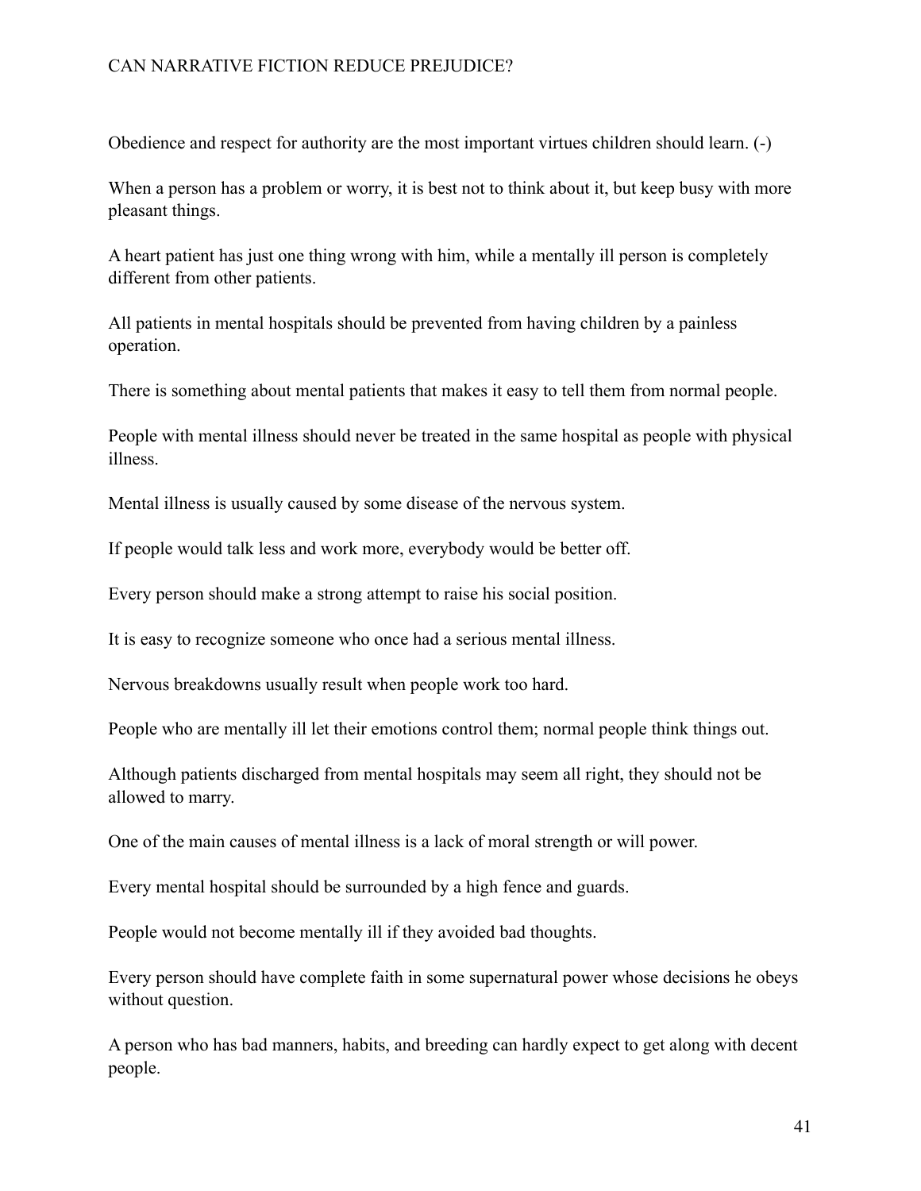Obedience and respect for authority are the most important virtues children should learn. (-)

When a person has a problem or worry, it is best not to think about it, but keep busy with more pleasant things.

A heart patient has just one thing wrong with him, while a mentally ill person is completely different from other patients.

All patients in mental hospitals should be prevented from having children by a painless operation.

There is something about mental patients that makes it easy to tell them from normal people.

People with mental illness should never be treated in the same hospital as people with physical illness.

Mental illness is usually caused by some disease of the nervous system.

If people would talk less and work more, everybody would be better off.

Every person should make a strong attempt to raise his social position.

It is easy to recognize someone who once had a serious mental illness.

Nervous breakdowns usually result when people work too hard.

People who are mentally ill let their emotions control them; normal people think things out.

Although patients discharged from mental hospitals may seem all right, they should not be allowed to marry.

One of the main causes of mental illness is a lack of moral strength or will power.

Every mental hospital should be surrounded by a high fence and guards.

People would not become mentally ill if they avoided bad thoughts.

Every person should have complete faith in some supernatural power whose decisions he obeys without question.

A person who has bad manners, habits, and breeding can hardly expect to get along with decent people.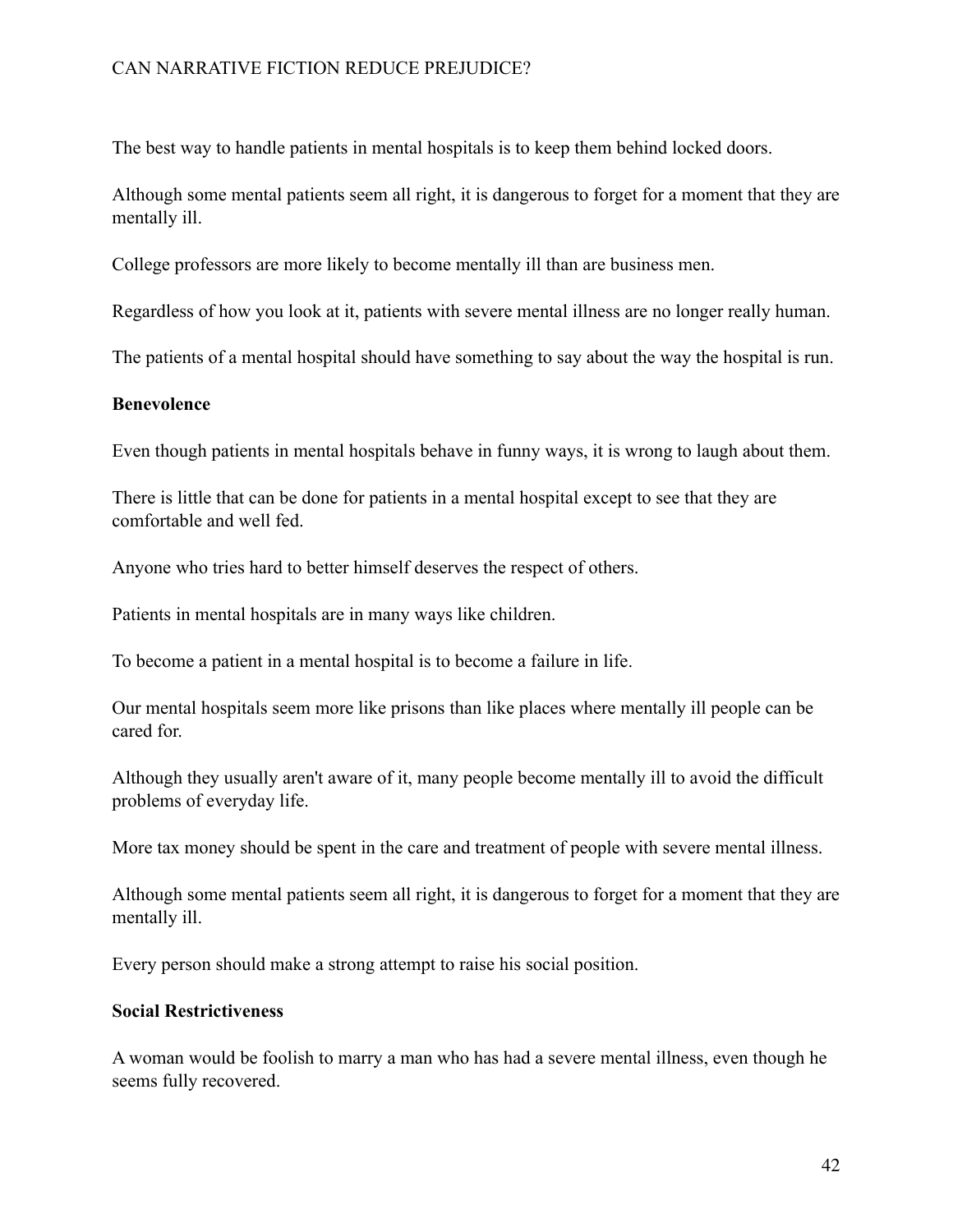The best way to handle patients in mental hospitals is to keep them behind locked doors.

Although some mental patients seem all right, it is dangerous to forget for a moment that they are mentally ill.

College professors are more likely to become mentally ill than are business men.

Regardless of how you look at it, patients with severe mental illness are no longer really human.

The patients of a mental hospital should have something to say about the way the hospital is run.

**Benevolence**

Even though patients in mental hospitals behave in funny ways, it is wrong to laugh about them.

There is little that can be done for patients in a mental hospital except to see that they are comfortable and well fed.

Anyone who tries hard to better himself deserves the respect of others.

Patients in mental hospitals are in many ways like children.

To become a patient in a mental hospital is to become a failure in life.

Our mental hospitals seem more like prisons than like places where mentally ill people can be cared for.

Although they usually aren't aware of it, many people become mentally ill to avoid the difficult problems of everyday life.

More tax money should be spent in the care and treatment of people with severe mental illness.

Although some mental patients seem all right, it is dangerous to forget for a moment that they are mentally ill.

Every person should make a strong attempt to raise his social position.

**Social Restrictiveness**

A woman would be foolish to marry a man who has had a severe mental illness, even though he seems fully recovered.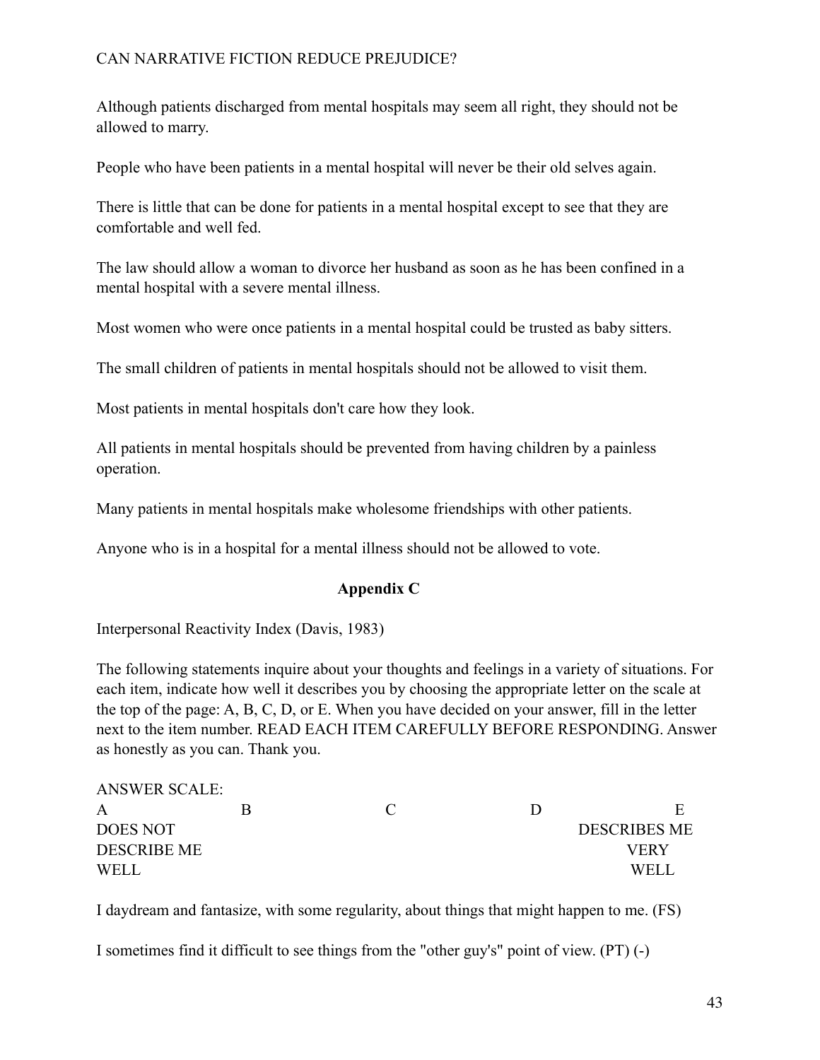Although patients discharged from mental hospitals may seem all right, they should not be allowed to marry.

People who have been patients in a mental hospital will never be their old selves again.

There is little that can be done for patients in a mental hospital except to see that they are comfortable and well fed.

The law should allow a woman to divorce her husband as soon as he has been confined in a mental hospital with a severe mental illness.

Most women who were once patients in a mental hospital could be trusted as baby sitters.

The small children of patients in mental hospitals should not be allowed to visit them.

Most patients in mental hospitals don't care how they look.

All patients in mental hospitals should be prevented from having children by a painless operation.

Many patients in mental hospitals make wholesome friendships with other patients.

Anyone who is in a hospital for a mental illness should not be allowed to vote.

## Appendix C

Interpersonal Reactivity Index (Davis, 1983)

The following statements inquire about your thoughts and feelings in a variety of situations. For each item, indicate how well it describes you by choosing the appropriate letter on the scale at the top of the page: A, B, C, D, or E. When you have decided on your answer, fill in the letter next to the item number. READ EACH ITEM CAREFULLY BEFORE RESPONDING. Answer as honestly as you can. Thank you.

ANSWER SCALE:

| A | B | C | D | E |
|---|---|---|---|---|
| DOES NOT DESCRIBE ME WELL | | | | DESCRIBES ME VERY WELL |

I daydream and fantasize, with some regularity, about things that might happen to me. (FS)

I sometimes find it difficult to see things from the "other guy's" point of view. (PT) (-)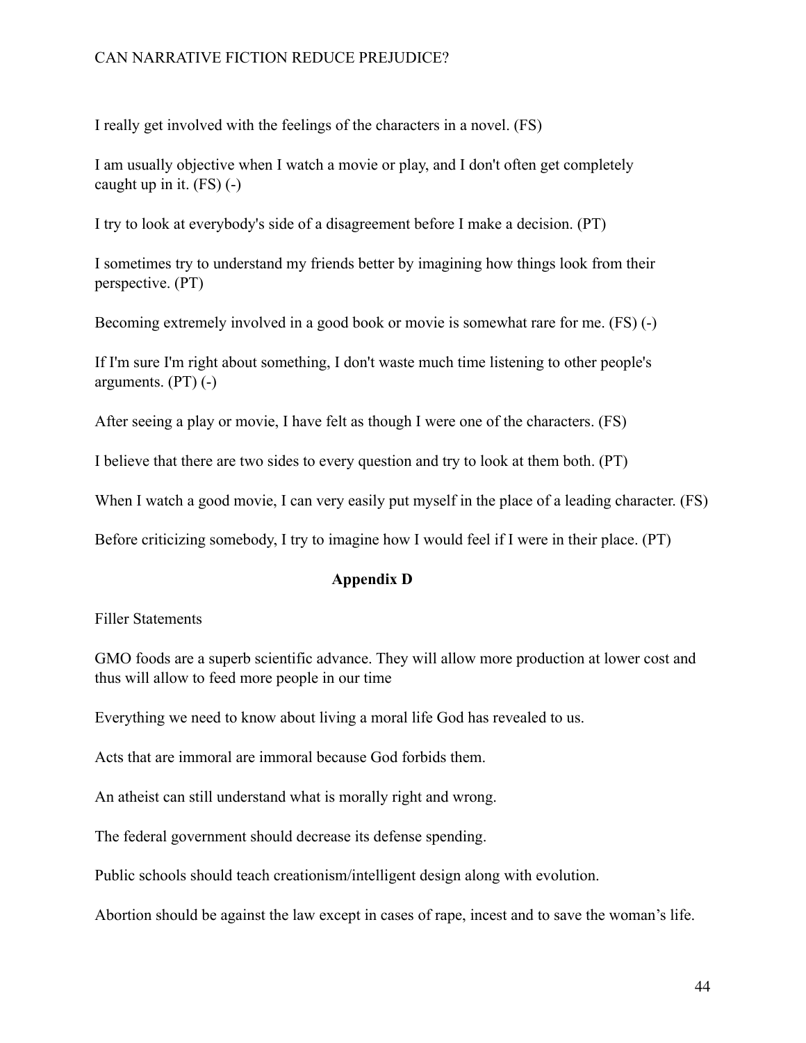I really get involved with the feelings of the characters in a novel. (FS)

I am usually objective when I watch a movie or play, and I don't often get completely caught up in it. (FS) (-)

I try to look at everybody's side of a disagreement before I make a decision. (PT)

I sometimes try to understand my friends better by imagining how things look from their perspective. (PT)

Becoming extremely involved in a good book or movie is somewhat rare for me. (FS) (-)

If I'm sure I'm right about something, I don't waste much time listening to other people's arguments. (PT) (-)

After seeing a play or movie, I have felt as though I were one of the characters. (FS)

I believe that there are two sides to every question and try to look at them both. (PT)

When I watch a good movie, I can very easily put myself in the place of a leading character. (FS)

Before criticizing somebody, I try to imagine how I would feel if I were in their place. (PT)

## Appendix D

Filler Statements

GMO foods are a superb scientific advance. They will allow more production at lower cost and thus will allow to feed more people in our time

Everything we need to know about living a moral life God has revealed to us.

Acts that are immoral are immoral because God forbids them.

An atheist can still understand what is morally right and wrong.

The federal government should decrease its defense spending.

Public schools should teach creationism/intelligent design along with evolution.

Abortion should be against the law except in cases of rape, incest and to save the woman's life.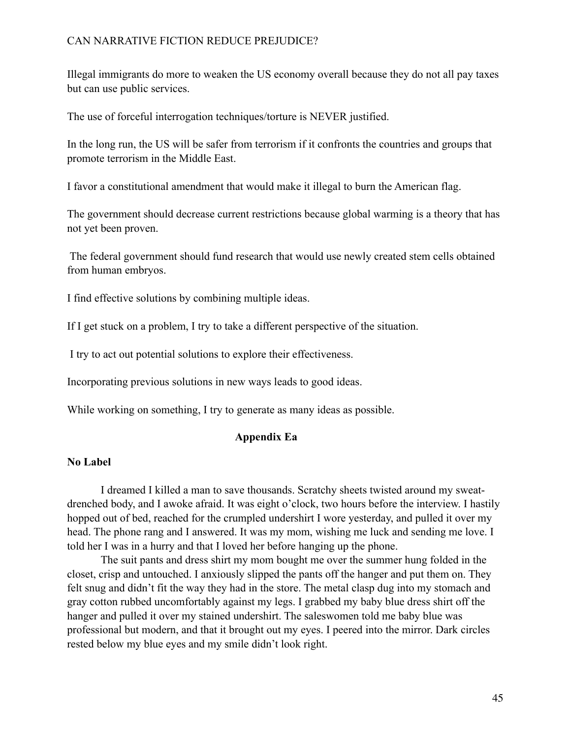Illegal immigrants do more to weaken the US economy overall because they do not all pay taxes but can use public services.

The use of forceful interrogation techniques/torture is NEVER justified.

In the long run, the US will be safer from terrorism if it confronts the countries and groups that promote terrorism in the Middle East.

I favor a constitutional amendment that would make it illegal to burn the American flag.

The government should decrease current restrictions because global warming is a theory that has not yet been proven.

The federal government should fund research that would use newly created stem cells obtained from human embryos.

I find effective solutions by combining multiple ideas.

If I get stuck on a problem, I try to take a different perspective of the situation.

I try to act out potential solutions to explore their effectiveness.

Incorporating previous solutions in new ways leads to good ideas.

While working on something, I try to generate as many ideas as possible.

## Appendix Ea

**No Label**

I dreamed I killed a man to save thousands. Scratchy sheets twisted around my sweat-drenched body, and I awoke afraid. It was eight o'clock, two hours before the interview. I hastily hopped out of bed, reached for the crumpled undershirt I wore yesterday, and pulled it over my head. The phone rang and I answered. It was my mom, wishing me luck and sending me love. I told her I was in a hurry and that I loved her before hanging up the phone.

The suit pants and dress shirt my mom bought me over the summer hung folded in the closet, crisp and untouched. I anxiously slipped the pants off the hanger and put them on. They felt snug and didn't fit the way they had in the store. The metal clasp dug into my stomach and gray cotton rubbed uncomfortably against my legs. I grabbed my baby blue dress shirt off the hanger and pulled it over my stained undershirt. The saleswomen told me baby blue was professional but modern, and that it brought out my eyes. I peered into the mirror. Dark circles rested below my blue eyes and my smile didn't look right.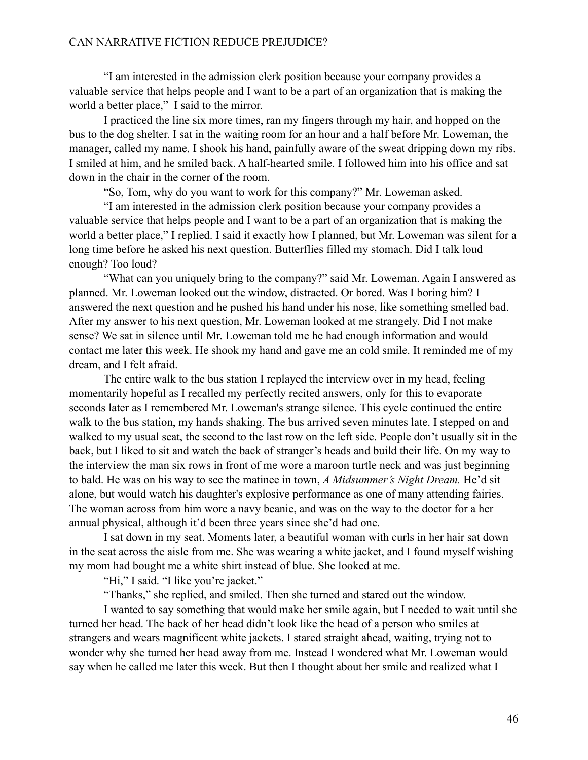"I am interested in the admission clerk position because your company provides a valuable service that helps people and I want to be a part of an organization that is making the world a better place," I said to the mirror.

I practiced the line six more times, ran my fingers through my hair, and hopped on the bus to the dog shelter. I sat in the waiting room for an hour and a half before Mr. Loweman, the manager, called my name. I shook his hand, painfully aware of the sweat dripping down my ribs. I smiled at him, and he smiled back. A half-hearted smile. I followed him into his office and sat down in the chair in the corner of the room.

"So, Tom, why do you want to work for this company?" Mr. Loweman asked.

"I am interested in the admission clerk position because your company provides a valuable service that helps people and I want to be a part of an organization that is making the world a better place," I replied. I said it exactly how I planned, but Mr. Loweman was silent for a long time before he asked his next question. Butterflies filled my stomach. Did I talk loud enough? Too loud?

"What can you uniquely bring to the company?" said Mr. Loweman. Again I answered as planned. Mr. Loweman looked out the window, distracted. Or bored. Was I boring him? I answered the next question and he pushed his hand under his nose, like something smelled bad. After my answer to his next question, Mr. Loweman looked at me strangely. Did I not make sense? We sat in silence until Mr. Loweman told me he had enough information and would contact me later this week. He shook my hand and gave me an cold smile. It reminded me of my dream, and I felt afraid.

The entire walk to the bus station I replayed the interview over in my head, feeling momentarily hopeful as I recalled my perfectly recited answers, only for this to evaporate seconds later as I remembered Mr. Loweman's strange silence. This cycle continued the entire walk to the bus station, my hands shaking. The bus arrived seven minutes late. I stepped on and walked to my usual seat, the second to the last row on the left side. People don't usually sit in the back, but I liked to sit and watch the back of stranger's heads and build their life. On my way to the interview the man six rows in front of me wore a maroon turtle neck and was just beginning to bald. He was on his way to see the matinee in town, *A Midsummer's Night Dream.* He'd sit alone, but would watch his daughter's explosive performance as one of many attending fairies. The woman across from him wore a navy beanie, and was on the way to the doctor for a her annual physical, although it'd been three years since she'd had one.

I sat down in my seat. Moments later, a beautiful woman with curls in her hair sat down in the seat across the aisle from me. She was wearing a white jacket, and I found myself wishing my mom had bought me a white shirt instead of blue. She looked at me.

"Hi," I said. "I like you're jacket."

"Thanks," she replied, and smiled. Then she turned and stared out the window.

I wanted to say something that would make her smile again, but I needed to wait until she turned her head. The back of her head didn't look like the head of a person who smiles at strangers and wears magnificent white jackets. I stared straight ahead, waiting, trying not to wonder why she turned her head away from me. Instead I wondered what Mr. Loweman would say when he called me later this week. But then I thought about her smile and realized what I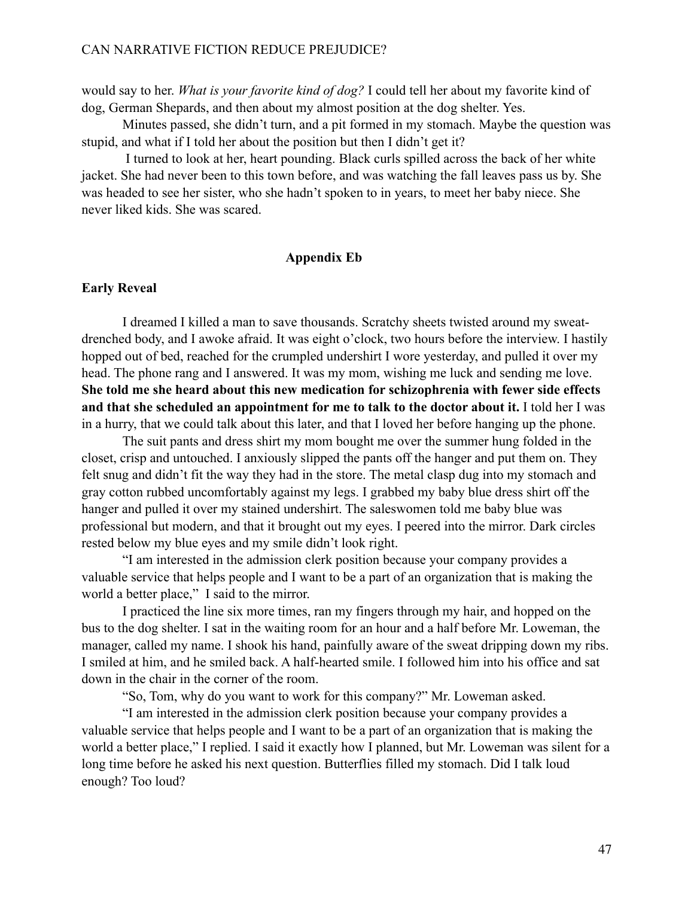would say to her. *What is your favorite kind of dog?* I could tell her about my favorite kind of dog, German Shepards, and then about my almost position at the dog shelter. Yes.

Minutes passed, she didn't turn, and a pit formed in my stomach. Maybe the question was stupid, and what if I told her about the position but then I didn't get it?

I turned to look at her, heart pounding. Black curls spilled across the back of her white jacket. She had never been to this town before, and was watching the fall leaves pass us by. She was headed to see her sister, who she hadn't spoken to in years, to meet her baby niece. She never liked kids. She was scared.

## Appendix Eb

### Early Reveal

I dreamed I killed a man to save thousands. Scratchy sheets twisted around my sweat-drenched body, and I awoke afraid. It was eight o'clock, two hours before the interview. I hastily hopped out of bed, reached for the crumpled undershirt I wore yesterday, and pulled it over my head. The phone rang and I answered. It was my mom, wishing me luck and sending me love. **She told me she heard about this new medication for schizophrenia with fewer side effects and that she scheduled an appointment for me to talk to the doctor about it.** I told her I was in a hurry, that we could talk about this later, and that I loved her before hanging up the phone.

The suit pants and dress shirt my mom bought me over the summer hung folded in the closet, crisp and untouched. I anxiously slipped the pants off the hanger and put them on. They felt snug and didn't fit the way they had in the store. The metal clasp dug into my stomach and gray cotton rubbed uncomfortably against my legs. I grabbed my baby blue dress shirt off the hanger and pulled it over my stained undershirt. The saleswomen told me baby blue was professional but modern, and that it brought out my eyes. I peered into the mirror. Dark circles rested below my blue eyes and my smile didn't look right.

"I am interested in the admission clerk position because your company provides a valuable service that helps people and I want to be a part of an organization that is making the world a better place," I said to the mirror.

I practiced the line six more times, ran my fingers through my hair, and hopped on the bus to the dog shelter. I sat in the waiting room for an hour and a half before Mr. Loweman, the manager, called my name. I shook his hand, painfully aware of the sweat dripping down my ribs. I smiled at him, and he smiled back. A half-hearted smile. I followed him into his office and sat down in the chair in the corner of the room.

"So, Tom, why do you want to work for this company?" Mr. Loweman asked.

"I am interested in the admission clerk position because your company provides a valuable service that helps people and I want to be a part of an organization that is making the world a better place," I replied. I said it exactly how I planned, but Mr. Loweman was silent for a long time before he asked his next question. Butterflies filled my stomach. Did I talk loud enough? Too loud?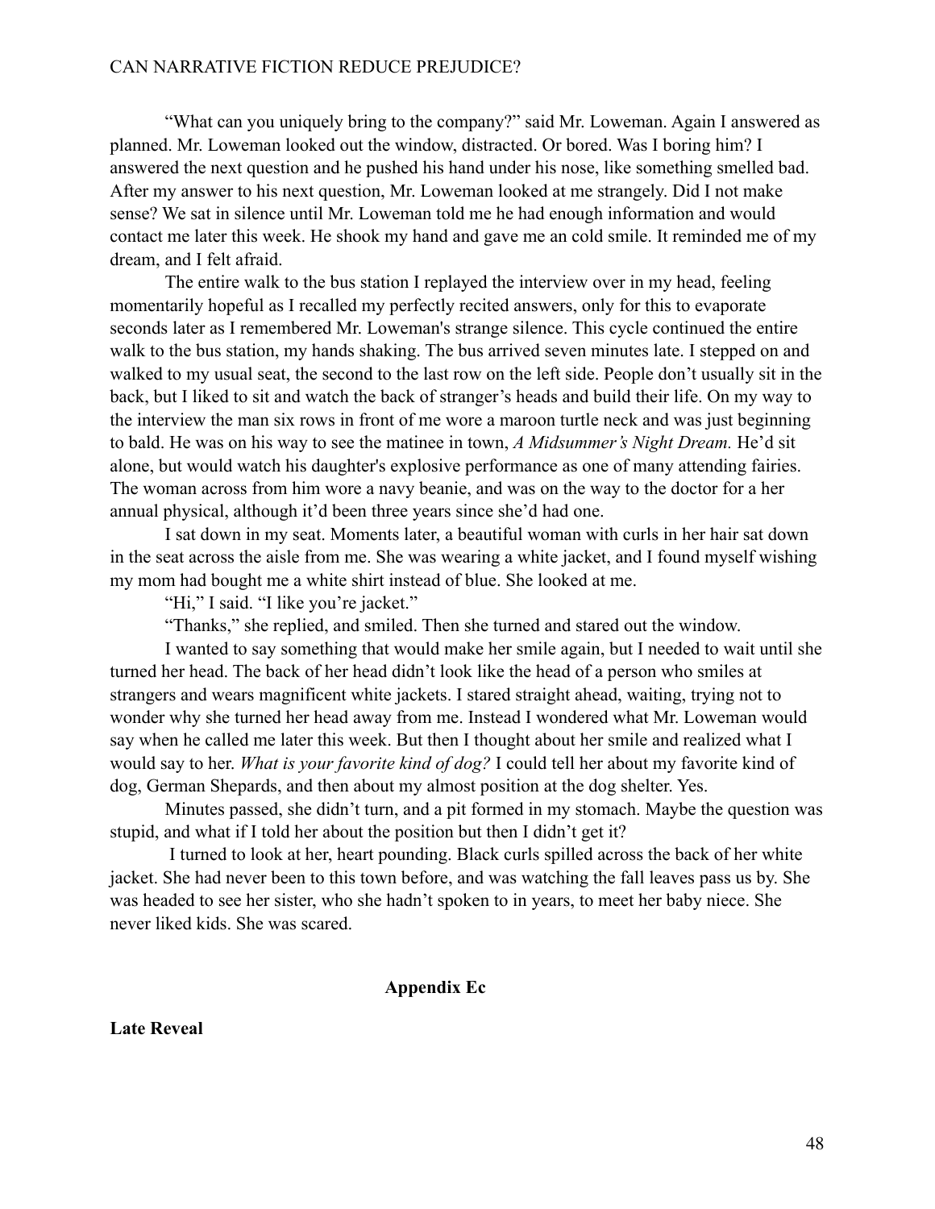"What can you uniquely bring to the company?" said Mr. Loweman. Again I answered as planned. Mr. Loweman looked out the window, distracted. Or bored. Was I boring him? I answered the next question and he pushed his hand under his nose, like something smelled bad. After my answer to his next question, Mr. Loweman looked at me strangely. Did I not make sense? We sat in silence until Mr. Loweman told me he had enough information and would contact me later this week. He shook my hand and gave me an cold smile. It reminded me of my dream, and I felt afraid.

The entire walk to the bus station I replayed the interview over in my head, feeling momentarily hopeful as I recalled my perfectly recited answers, only for this to evaporate seconds later as I remembered Mr. Loweman's strange silence. This cycle continued the entire walk to the bus station, my hands shaking. The bus arrived seven minutes late. I stepped on and walked to my usual seat, the second to the last row on the left side. People don't usually sit in the back, but I liked to sit and watch the back of stranger's heads and build their life. On my way to the interview the man six rows in front of me wore a maroon turtle neck and was just beginning to bald. He was on his way to see the matinee in town, *A Midsummer's Night Dream.* He'd sit alone, but would watch his daughter's explosive performance as one of many attending fairies. The woman across from him wore a navy beanie, and was on the way to the doctor for a her annual physical, although it'd been three years since she'd had one.

I sat down in my seat. Moments later, a beautiful woman with curls in her hair sat down in the seat across the aisle from me. She was wearing a white jacket, and I found myself wishing my mom had bought me a white shirt instead of blue. She looked at me.

"Hi," I said. "I like you're jacket."

"Thanks," she replied, and smiled. Then she turned and stared out the window.

I wanted to say something that would make her smile again, but I needed to wait until she turned her head. The back of her head didn't look like the head of a person who smiles at strangers and wears magnificent white jackets. I stared straight ahead, waiting, trying not to wonder why she turned her head away from me. Instead I wondered what Mr. Loweman would say when he called me later this week. But then I thought about her smile and realized what I would say to her. *What is your favorite kind of dog?* I could tell her about my favorite kind of dog, German Shepards, and then about my almost position at the dog shelter. Yes.

Minutes passed, she didn't turn, and a pit formed in my stomach. Maybe the question was stupid, and what if I told her about the position but then I didn't get it?

I turned to look at her, heart pounding. Black curls spilled across the back of her white jacket. She had never been to this town before, and was watching the fall leaves pass us by. She was headed to see her sister, who she hadn't spoken to in years, to meet her baby niece. She never liked kids. She was scared.

## Appendix Ec

**Late Reveal**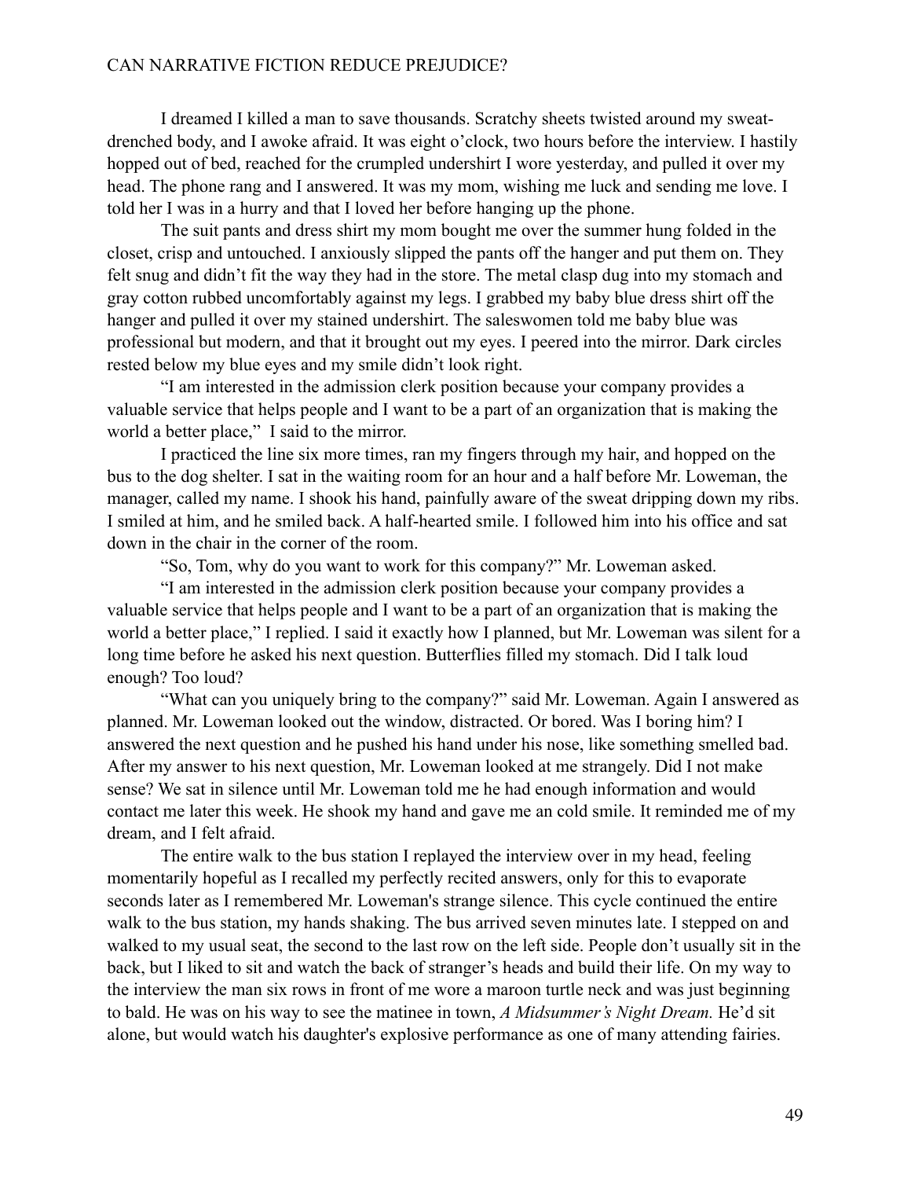I dreamed I killed a man to save thousands. Scratchy sheets twisted around my sweat-drenched body, and I awoke afraid. It was eight o'clock, two hours before the interview. I hastily hopped out of bed, reached for the crumpled undershirt I wore yesterday, and pulled it over my head. The phone rang and I answered. It was my mom, wishing me luck and sending me love. I told her I was in a hurry and that I loved her before hanging up the phone.

The suit pants and dress shirt my mom bought me over the summer hung folded in the closet, crisp and untouched. I anxiously slipped the pants off the hanger and put them on. They felt snug and didn't fit the way they had in the store. The metal clasp dug into my stomach and gray cotton rubbed uncomfortably against my legs. I grabbed my baby blue dress shirt off the hanger and pulled it over my stained undershirt. The saleswomen told me baby blue was professional but modern, and that it brought out my eyes. I peered into the mirror. Dark circles rested below my blue eyes and my smile didn't look right.

"I am interested in the admission clerk position because your company provides a valuable service that helps people and I want to be a part of an organization that is making the world a better place," I said to the mirror.

I practiced the line six more times, ran my fingers through my hair, and hopped on the bus to the dog shelter. I sat in the waiting room for an hour and a half before Mr. Loweman, the manager, called my name. I shook his hand, painfully aware of the sweat dripping down my ribs. I smiled at him, and he smiled back. A half-hearted smile. I followed him into his office and sat down in the chair in the corner of the room.

"So, Tom, why do you want to work for this company?" Mr. Loweman asked.

"I am interested in the admission clerk position because your company provides a valuable service that helps people and I want to be a part of an organization that is making the world a better place," I replied. I said it exactly how I planned, but Mr. Loweman was silent for a long time before he asked his next question. Butterflies filled my stomach. Did I talk loud enough? Too loud?

"What can you uniquely bring to the company?" said Mr. Loweman. Again I answered as planned. Mr. Loweman looked out the window, distracted. Or bored. Was I boring him? I answered the next question and he pushed his hand under his nose, like something smelled bad. After my answer to his next question, Mr. Loweman looked at me strangely. Did I not make sense? We sat in silence until Mr. Loweman told me he had enough information and would contact me later this week. He shook my hand and gave me an cold smile. It reminded me of my dream, and I felt afraid.

The entire walk to the bus station I replayed the interview over in my head, feeling momentarily hopeful as I recalled my perfectly recited answers, only for this to evaporate seconds later as I remembered Mr. Loweman's strange silence. This cycle continued the entire walk to the bus station, my hands shaking. The bus arrived seven minutes late. I stepped on and walked to my usual seat, the second to the last row on the left side. People don't usually sit in the back, but I liked to sit and watch the back of stranger's heads and build their life. On my way to the interview the man six rows in front of me wore a maroon turtle neck and was just beginning to bald. He was on his way to see the matinee in town, *A Midsummer's Night Dream.* He'd sit alone, but would watch his daughter's explosive performance as one of many attending fairies.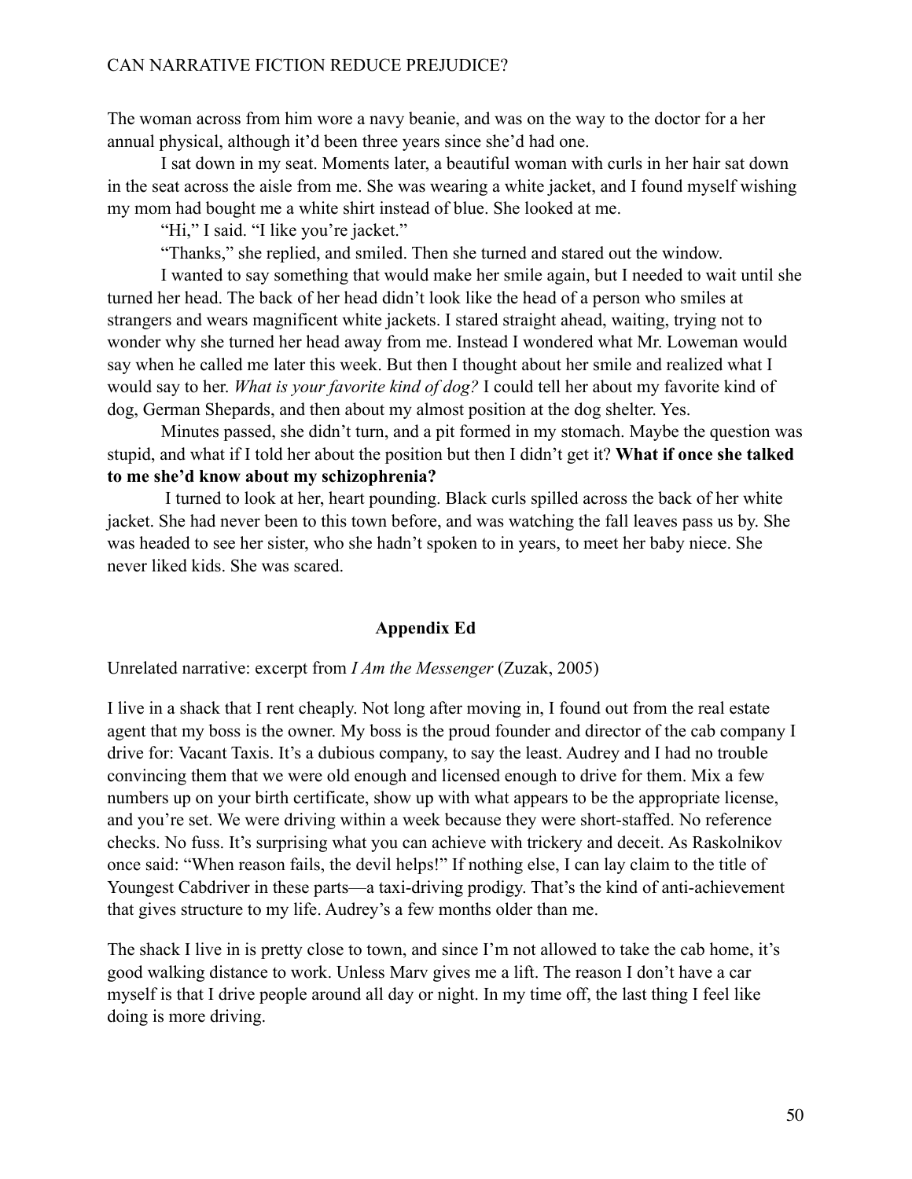The woman across from him wore a navy beanie, and was on the way to the doctor for a her annual physical, although it'd been three years since she'd had one.

I sat down in my seat. Moments later, a beautiful woman with curls in her hair sat down in the seat across the aisle from me. She was wearing a white jacket, and I found myself wishing my mom had bought me a white shirt instead of blue. She looked at me.

"Hi," I said. "I like you're jacket."

"Thanks," she replied, and smiled. Then she turned and stared out the window.

I wanted to say something that would make her smile again, but I needed to wait until she turned her head. The back of her head didn't look like the head of a person who smiles at strangers and wears magnificent white jackets. I stared straight ahead, waiting, trying not to wonder why she turned her head away from me. Instead I wondered what Mr. Loweman would say when he called me later this week. But then I thought about her smile and realized what I would say to her. *What is your favorite kind of dog?* I could tell her about my favorite kind of dog, German Shepards, and then about my almost position at the dog shelter. Yes.

Minutes passed, she didn't turn, and a pit formed in my stomach. Maybe the question was stupid, and what if I told her about the position but then I didn't get it? **What if once she talked to me she'd know about my schizophrenia?**

I turned to look at her, heart pounding. Black curls spilled across the back of her white jacket. She had never been to this town before, and was watching the fall leaves pass us by. She was headed to see her sister, who she hadn't spoken to in years, to meet her baby niece. She never liked kids. She was scared.

## Appendix Ed

Unrelated narrative: excerpt from *I Am the Messenger* (Zuzak, 2005)

I live in a shack that I rent cheaply. Not long after moving in, I found out from the real estate agent that my boss is the owner. My boss is the proud founder and director of the cab company I drive for: Vacant Taxis. It's a dubious company, to say the least. Audrey and I had no trouble convincing them that we were old enough and licensed enough to drive for them. Mix a few numbers up on your birth certificate, show up with what appears to be the appropriate license, and you're set. We were driving within a week because they were short-staffed. No reference checks. No fuss. It's surprising what you can achieve with trickery and deceit. As Raskolnikov once said: "When reason fails, the devil helps!" If nothing else, I can lay claim to the title of Youngest Cabdriver in these parts—a taxi-driving prodigy. That's the kind of anti-achievement that gives structure to my life. Audrey's a few months older than me.

The shack I live in is pretty close to town, and since I'm not allowed to take the cab home, it's good walking distance to work. Unless Marv gives me a lift. The reason I don't have a car myself is that I drive people around all day or night. In my time off, the last thing I feel like doing is more driving.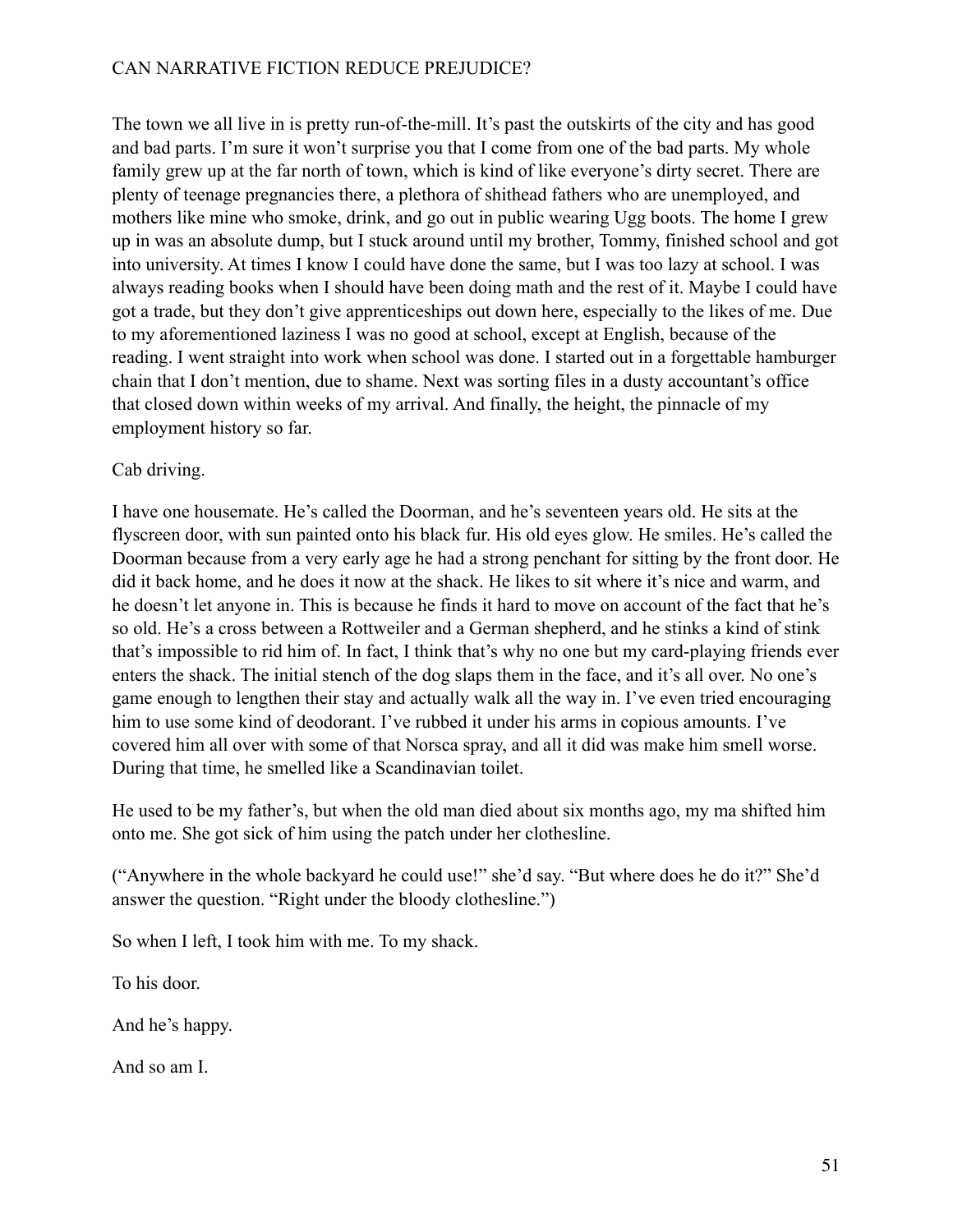The town we all live in is pretty run-of-the-mill. It's past the outskirts of the city and has good and bad parts. I'm sure it won't surprise you that I come from one of the bad parts. My whole family grew up at the far north of town, which is kind of like everyone's dirty secret. There are plenty of teenage pregnancies there, a plethora of shithead fathers who are unemployed, and mothers like mine who smoke, drink, and go out in public wearing Ugg boots. The home I grew up in was an absolute dump, but I stuck around until my brother, Tommy, finished school and got into university. At times I know I could have done the same, but I was too lazy at school. I was always reading books when I should have been doing math and the rest of it. Maybe I could have got a trade, but they don't give apprenticeships out down here, especially to the likes of me. Due to my aforementioned laziness I was no good at school, except at English, because of the reading. I went straight into work when school was done. I started out in a forgettable hamburger chain that I don't mention, due to shame. Next was sorting files in a dusty accountant's office that closed down within weeks of my arrival. And finally, the height, the pinnacle of my employment history so far.

Cab driving.

I have one housemate. He's called the Doorman, and he's seventeen years old. He sits at the flyscreen door, with sun painted onto his black fur. His old eyes glow. He smiles. He's called the Doorman because from a very early age he had a strong penchant for sitting by the front door. He did it back home, and he does it now at the shack. He likes to sit where it's nice and warm, and he doesn't let anyone in. This is because he finds it hard to move on account of the fact that he's so old. He's a cross between a Rottweiler and a German shepherd, and he stinks a kind of stink that's impossible to rid him of. In fact, I think that's why no one but my card-playing friends ever enters the shack. The initial stench of the dog slaps them in the face, and it's all over. No one's game enough to lengthen their stay and actually walk all the way in. I've even tried encouraging him to use some kind of deodorant. I've rubbed it under his arms in copious amounts. I've covered him all over with some of that Norsca spray, and all it did was make him smell worse. During that time, he smelled like a Scandinavian toilet.

He used to be my father's, but when the old man died about six months ago, my ma shifted him onto me. She got sick of him using the patch under her clothesline.

("Anywhere in the whole backyard he could use!" she'd say. "But where does he do it?" She'd answer the question. "Right under the bloody clothesline.")

So when I left, I took him with me. To my shack.

To his door.

And he's happy.

And so am I.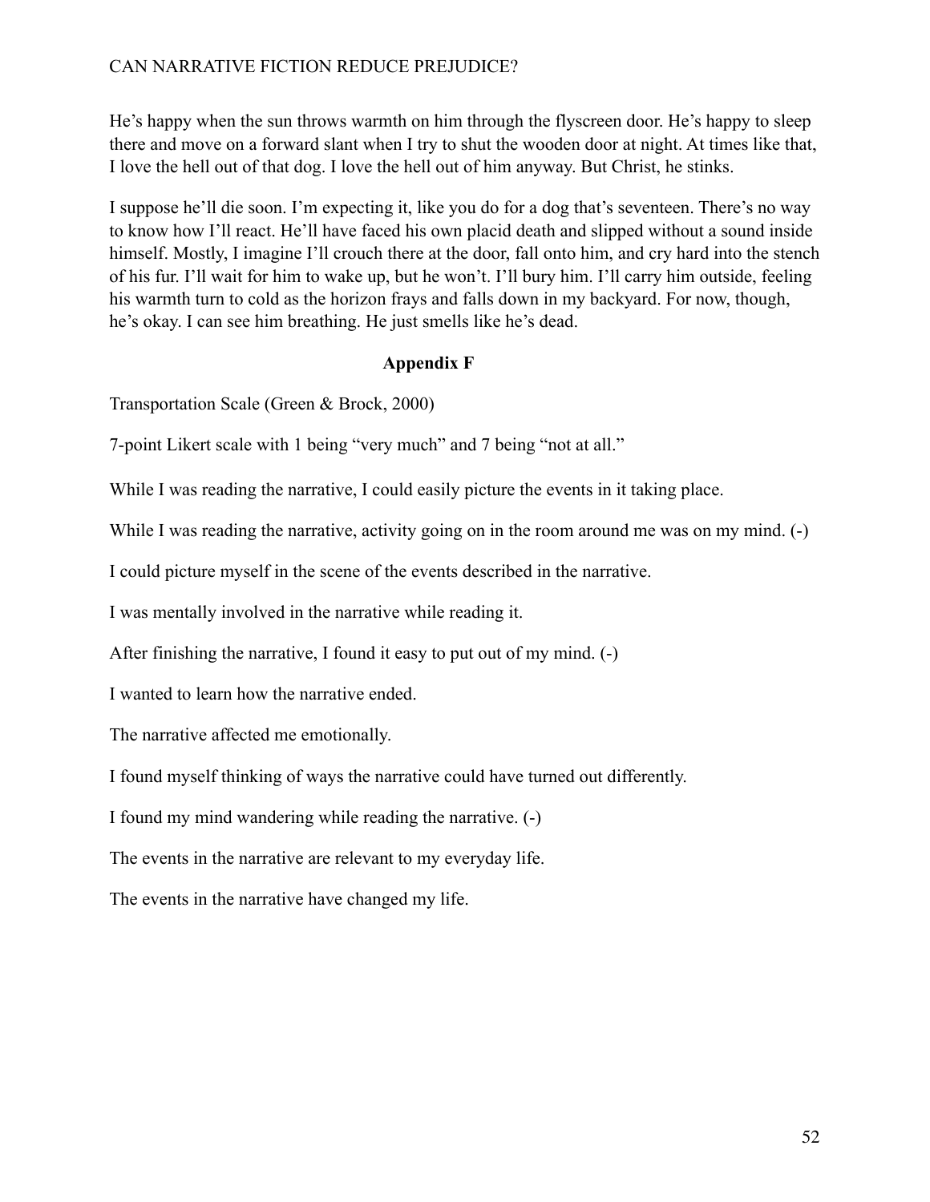He's happy when the sun throws warmth on him through the flyscreen door. He's happy to sleep there and move on a forward slant when I try to shut the wooden door at night. At times like that, I love the hell out of that dog. I love the hell out of him anyway. But Christ, he stinks.

I suppose he'll die soon. I'm expecting it, like you do for a dog that's seventeen. There's no way to know how I'll react. He'll have faced his own placid death and slipped without a sound inside himself. Mostly, I imagine I'll crouch there at the door, fall onto him, and cry hard into the stench of his fur. I'll wait for him to wake up, but he won't. I'll bury him. I'll carry him outside, feeling his warmth turn to cold as the horizon frays and falls down in my backyard. For now, though, he's okay. I can see him breathing. He just smells like he's dead.

## Appendix F

Transportation Scale (Green & Brock, 2000)

7-point Likert scale with 1 being "very much" and 7 being "not at all."

While I was reading the narrative, I could easily picture the events in it taking place.

While I was reading the narrative, activity going on in the room around me was on my mind. (-)

I could picture myself in the scene of the events described in the narrative.

I was mentally involved in the narrative while reading it.

After finishing the narrative, I found it easy to put out of my mind. (-)

I wanted to learn how the narrative ended.

The narrative affected me emotionally.

I found myself thinking of ways the narrative could have turned out differently.

I found my mind wandering while reading the narrative. (-)

The events in the narrative are relevant to my everyday life.

The events in the narrative have changed my life.